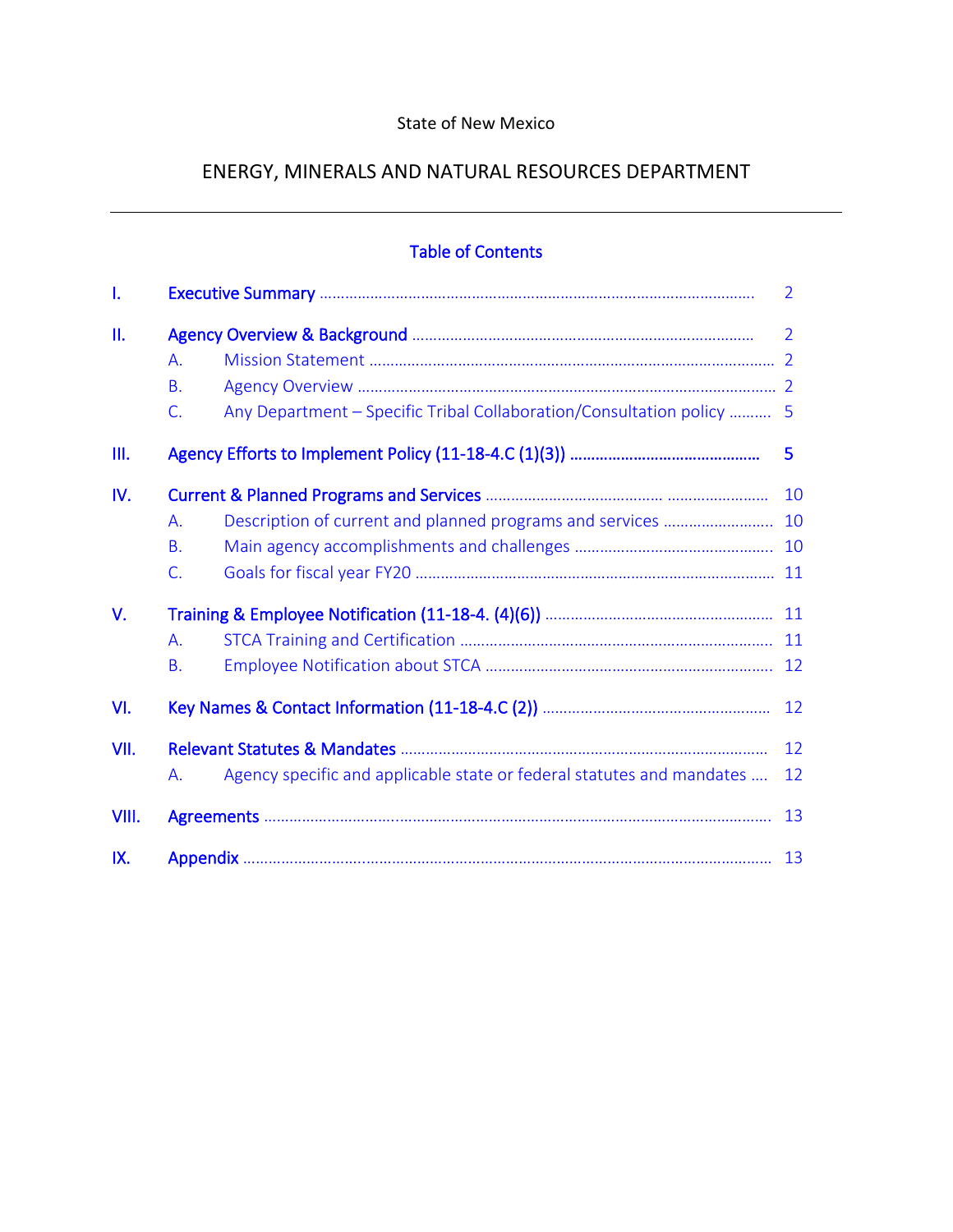State of New Mexico

# ENERGY, MINERALS AND NATURAL RESOURCES DEPARTMENT

---

## Table of Contents

| | | |
|---|---|---|
| I. | Executive Summary | 2 |
| II. | Agency Overview & Background | 2 |
| | A. Mission Statement | 2 |
| | B. Agency Overview | 2 |
| | C. Any Department – Specific Tribal Collaboration/Consultation policy | 5 |
| III. | Agency Efforts to Implement Policy (11-18-4.C (1)(3)) | 5 |
| IV. | Current & Planned Programs and Services | 10 |
| | A. Description of current and planned programs and services | 10 |
| | B. Main agency accomplishments and challenges | 10 |
| | C. Goals for fiscal year FY20 | 11 |
| V. | Training & Employee Notification (11-18-4. (4)(6)) | 11 |
| | A. STCA Training and Certification | 11 |
| | B. Employee Notification about STCA | 12 |
| VI. | Key Names & Contact Information (11-18-4.C (2)) | 12 |
| VII. | Relevant Statutes & Mandates | 12 |
| | A. Agency specific and applicable state or federal statutes and mandates | 12 |
| VIII. | Agreements | 13 |
| IX. | Appendix | 13 |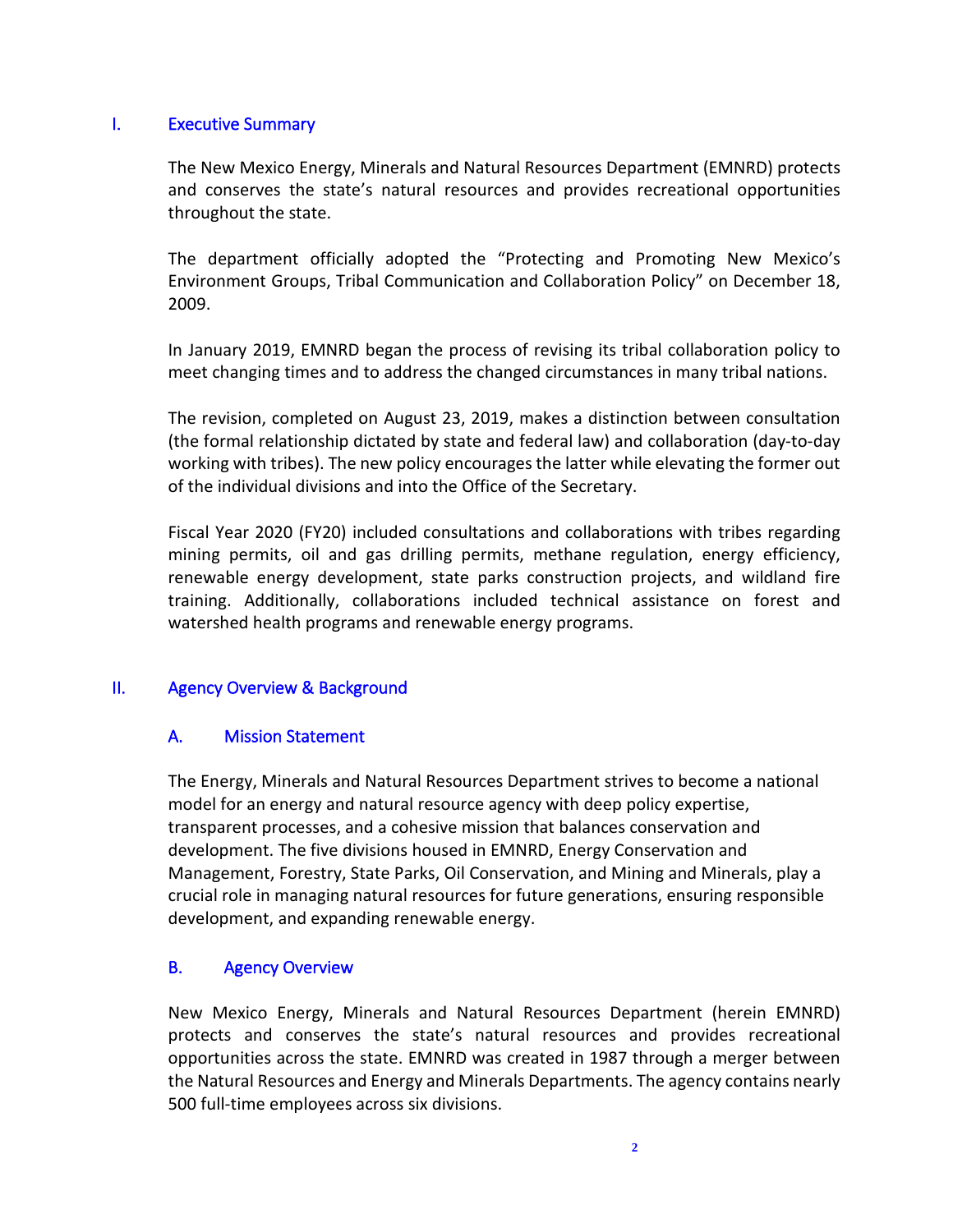## I. Executive Summary

The New Mexico Energy, Minerals and Natural Resources Department (EMNRD) protects and conserves the state's natural resources and provides recreational opportunities throughout the state.

The department officially adopted the "Protecting and Promoting New Mexico's Environment Groups, Tribal Communication and Collaboration Policy" on December 18, 2009.

In January 2019, EMNRD began the process of revising its tribal collaboration policy to meet changing times and to address the changed circumstances in many tribal nations.

The revision, completed on August 23, 2019, makes a distinction between consultation (the formal relationship dictated by state and federal law) and collaboration (day-to-day working with tribes). The new policy encourages the latter while elevating the former out of the individual divisions and into the Office of the Secretary.

Fiscal Year 2020 (FY20) included consultations and collaborations with tribes regarding mining permits, oil and gas drilling permits, methane regulation, energy efficiency, renewable energy development, state parks construction projects, and wildland fire training. Additionally, collaborations included technical assistance on forest and watershed health programs and renewable energy programs.

## II. Agency Overview & Background

### A. Mission Statement

The Energy, Minerals and Natural Resources Department strives to become a national model for an energy and natural resource agency with deep policy expertise, transparent processes, and a cohesive mission that balances conservation and development. The five divisions housed in EMNRD, Energy Conservation and Management, Forestry, State Parks, Oil Conservation, and Mining and Minerals, play a crucial role in managing natural resources for future generations, ensuring responsible development, and expanding renewable energy.

### B. Agency Overview

New Mexico Energy, Minerals and Natural Resources Department (herein EMNRD) protects and conserves the state's natural resources and provides recreational opportunities across the state. EMNRD was created in 1987 through a merger between the Natural Resources and Energy and Minerals Departments. The agency contains nearly 500 full-time employees across six divisions.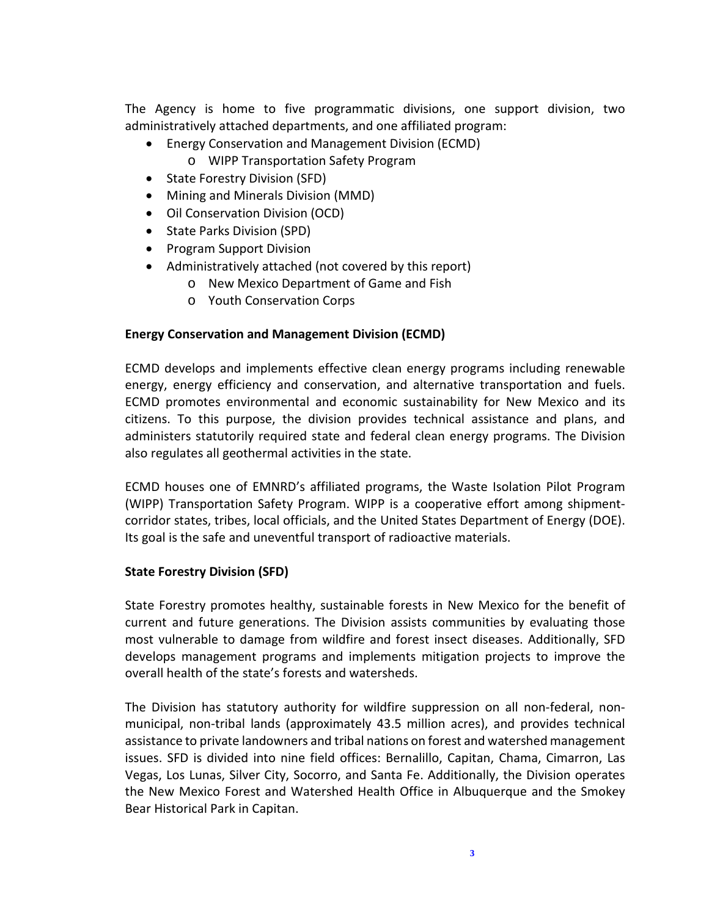The Agency is home to five programmatic divisions, one support division, two administratively attached departments, and one affiliated program:

- Energy Conservation and Management Division (ECMD)
  - WIPP Transportation Safety Program
- State Forestry Division (SFD)
- Mining and Minerals Division (MMD)
- Oil Conservation Division (OCD)
- State Parks Division (SPD)
- Program Support Division
- Administratively attached (not covered by this report)
  - New Mexico Department of Game and Fish
  - Youth Conservation Corps

**Energy Conservation and Management Division (ECMD)**

ECMD develops and implements effective clean energy programs including renewable energy, energy efficiency and conservation, and alternative transportation and fuels. ECMD promotes environmental and economic sustainability for New Mexico and its citizens. To this purpose, the division provides technical assistance and plans, and administers statutorily required state and federal clean energy programs. The Division also regulates all geothermal activities in the state.

ECMD houses one of EMNRD's affiliated programs, the Waste Isolation Pilot Program (WIPP) Transportation Safety Program. WIPP is a cooperative effort among shipment-corridor states, tribes, local officials, and the United States Department of Energy (DOE). Its goal is the safe and uneventful transport of radioactive materials.

**State Forestry Division (SFD)**

State Forestry promotes healthy, sustainable forests in New Mexico for the benefit of current and future generations. The Division assists communities by evaluating those most vulnerable to damage from wildfire and forest insect diseases. Additionally, SFD develops management programs and implements mitigation projects to improve the overall health of the state's forests and watersheds.

The Division has statutory authority for wildfire suppression on all non-federal, non-municipal, non-tribal lands (approximately 43.5 million acres), and provides technical assistance to private landowners and tribal nations on forest and watershed management issues. SFD is divided into nine field offices: Bernalillo, Capitan, Chama, Cimarron, Las Vegas, Los Lunas, Silver City, Socorro, and Santa Fe. Additionally, the Division operates the New Mexico Forest and Watershed Health Office in Albuquerque and the Smokey Bear Historical Park in Capitan.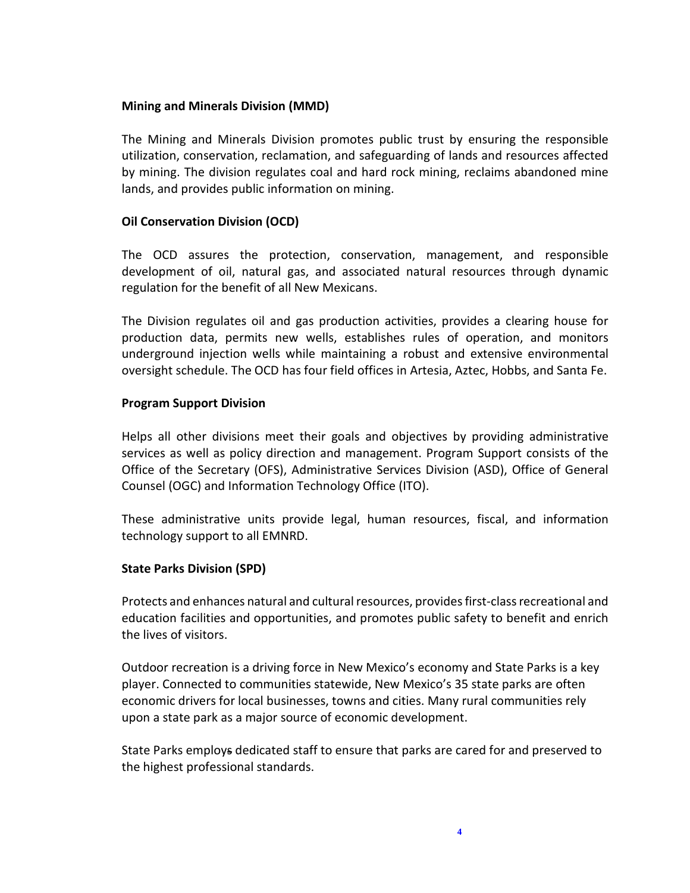**Mining and Minerals Division (MMD)**

The Mining and Minerals Division promotes public trust by ensuring the responsible utilization, conservation, reclamation, and safeguarding of lands and resources affected by mining. The division regulates coal and hard rock mining, reclaims abandoned mine lands, and provides public information on mining.

**Oil Conservation Division (OCD)**

The OCD assures the protection, conservation, management, and responsible development of oil, natural gas, and associated natural resources through dynamic regulation for the benefit of all New Mexicans.

The Division regulates oil and gas production activities, provides a clearing house for production data, permits new wells, establishes rules of operation, and monitors underground injection wells while maintaining a robust and extensive environmental oversight schedule. The OCD has four field offices in Artesia, Aztec, Hobbs, and Santa Fe.

**Program Support Division**

Helps all other divisions meet their goals and objectives by providing administrative services as well as policy direction and management. Program Support consists of the Office of the Secretary (OFS), Administrative Services Division (ASD), Office of General Counsel (OGC) and Information Technology Office (ITO).

These administrative units provide legal, human resources, fiscal, and information technology support to all EMNRD.

**State Parks Division (SPD)**

Protects and enhances natural and cultural resources, provides first-class recreational and education facilities and opportunities, and promotes public safety to benefit and enrich the lives of visitors.

Outdoor recreation is a driving force in New Mexico's economy and State Parks is a key player. Connected to communities statewide, New Mexico's 35 state parks are often economic drivers for local businesses, towns and cities. Many rural communities rely upon a state park as a major source of economic development.

State Parks employs dedicated staff to ensure that parks are cared for and preserved to the highest professional standards.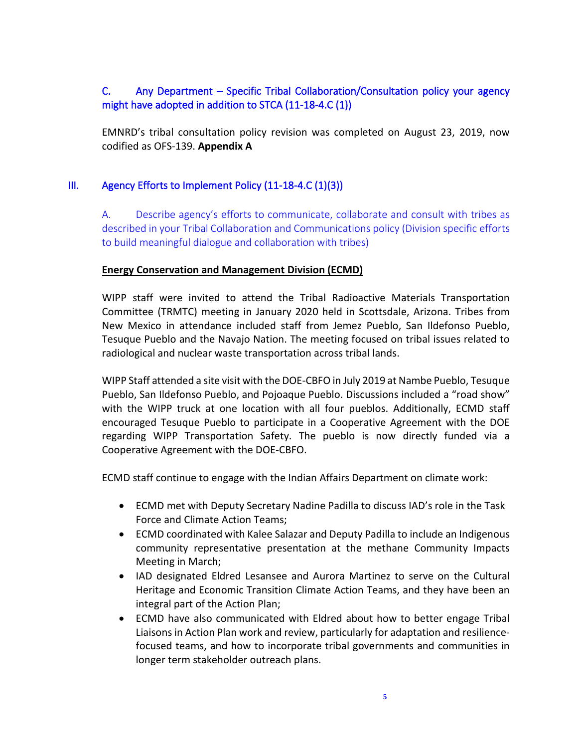### C. Any Department – Specific Tribal Collaboration/Consultation policy your agency might have adopted in addition to STCA (11-18-4.C (1))

EMNRD's tribal consultation policy revision was completed on August 23, 2019, now codified as OFS-139. **Appendix A**

## III. Agency Efforts to Implement Policy (11-18-4.C (1)(3))

### A. Describe agency's efforts to communicate, collaborate and consult with tribes as described in your Tribal Collaboration and Communications policy (Division specific efforts to build meaningful dialogue and collaboration with tribes)

**Energy Conservation and Management Division (ECMD)**

WIPP staff were invited to attend the Tribal Radioactive Materials Transportation Committee (TRMTC) meeting in January 2020 held in Scottsdale, Arizona. Tribes from New Mexico in attendance included staff from Jemez Pueblo, San Ildefonso Pueblo, Tesuque Pueblo and the Navajo Nation. The meeting focused on tribal issues related to radiological and nuclear waste transportation across tribal lands.

WIPP Staff attended a site visit with the DOE-CBFO in July 2019 at Nambe Pueblo, Tesuque Pueblo, San Ildefonso Pueblo, and Pojoaque Pueblo. Discussions included a "road show" with the WIPP truck at one location with all four pueblos. Additionally, ECMD staff encouraged Tesuque Pueblo to participate in a Cooperative Agreement with the DOE regarding WIPP Transportation Safety. The pueblo is now directly funded via a Cooperative Agreement with the DOE-CBFO.

ECMD staff continue to engage with the Indian Affairs Department on climate work:

- ECMD met with Deputy Secretary Nadine Padilla to discuss IAD's role in the Task Force and Climate Action Teams;
- ECMD coordinated with Kalee Salazar and Deputy Padilla to include an Indigenous community representative presentation at the methane Community Impacts Meeting in March;
- IAD designated Eldred Lesansee and Aurora Martinez to serve on the Cultural Heritage and Economic Transition Climate Action Teams, and they have been an integral part of the Action Plan;
- ECMD have also communicated with Eldred about how to better engage Tribal Liaisons in Action Plan work and review, particularly for adaptation and resilience-focused teams, and how to incorporate tribal governments and communities in longer term stakeholder outreach plans.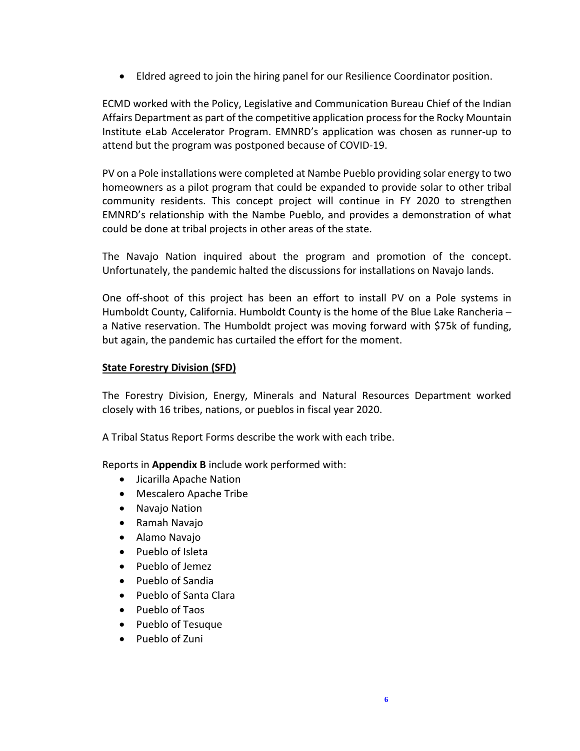- Eldred agreed to join the hiring panel for our Resilience Coordinator position.

ECMD worked with the Policy, Legislative and Communication Bureau Chief of the Indian Affairs Department as part of the competitive application process for the Rocky Mountain Institute eLab Accelerator Program. EMNRD's application was chosen as runner-up to attend but the program was postponed because of COVID-19.

PV on a Pole installations were completed at Nambe Pueblo providing solar energy to two homeowners as a pilot program that could be expanded to provide solar to other tribal community residents. This concept project will continue in FY 2020 to strengthen EMNRD's relationship with the Nambe Pueblo, and provides a demonstration of what could be done at tribal projects in other areas of the state.

The Navajo Nation inquired about the program and promotion of the concept. Unfortunately, the pandemic halted the discussions for installations on Navajo lands.

One off-shoot of this project has been an effort to install PV on a Pole systems in Humboldt County, California. Humboldt County is the home of the Blue Lake Rancheria – a Native reservation. The Humboldt project was moving forward with $75k of funding, but again, the pandemic has curtailed the effort for the moment.

**State Forestry Division (SFD)**

The Forestry Division, Energy, Minerals and Natural Resources Department worked closely with 16 tribes, nations, or pueblos in fiscal year 2020.

A Tribal Status Report Forms describe the work with each tribe.

Reports in **Appendix B** include work performed with:

- Jicarilla Apache Nation
- Mescalero Apache Tribe
- Navajo Nation
- Ramah Navajo
- Alamo Navajo
- Pueblo of Isleta
- Pueblo of Jemez
- Pueblo of Sandia
- Pueblo of Santa Clara
- Pueblo of Taos
- Pueblo of Tesuque
- Pueblo of Zuni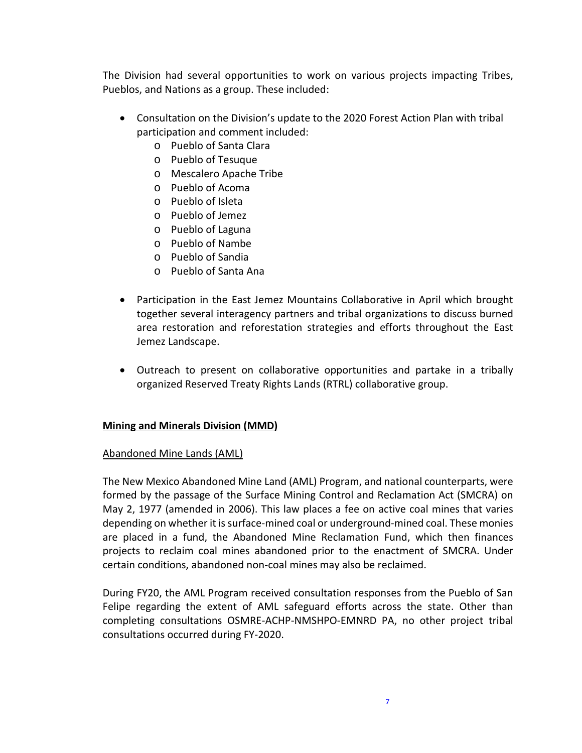The Division had several opportunities to work on various projects impacting Tribes, Pueblos, and Nations as a group. These included:

- Consultation on the Division's update to the 2020 Forest Action Plan with tribal participation and comment included:
  - Pueblo of Santa Clara
  - Pueblo of Tesuque
  - Mescalero Apache Tribe
  - Pueblo of Acoma
  - Pueblo of Isleta
  - Pueblo of Jemez
  - Pueblo of Laguna
  - Pueblo of Nambe
  - Pueblo of Sandia
  - Pueblo of Santa Ana

- Participation in the East Jemez Mountains Collaborative in April which brought together several interagency partners and tribal organizations to discuss burned area restoration and reforestation strategies and efforts throughout the East Jemez Landscape.

- Outreach to present on collaborative opportunities and partake in a tribally organized Reserved Treaty Rights Lands (RTRL) collaborative group.

## Mining and Minerals Division (MMD)

### Abandoned Mine Lands (AML)

The New Mexico Abandoned Mine Land (AML) Program, and national counterparts, were formed by the passage of the Surface Mining Control and Reclamation Act (SMCRA) on May 2, 1977 (amended in 2006). This law places a fee on active coal mines that varies depending on whether it is surface-mined coal or underground-mined coal. These monies are placed in a fund, the Abandoned Mine Reclamation Fund, which then finances projects to reclaim coal mines abandoned prior to the enactment of SMCRA. Under certain conditions, abandoned non-coal mines may also be reclaimed.

During FY20, the AML Program received consultation responses from the Pueblo of San Felipe regarding the extent of AML safeguard efforts across the state. Other than completing consultations OSMRE-ACHP-NMSHPO-EMNRD PA, no other project tribal consultations occurred during FY-2020.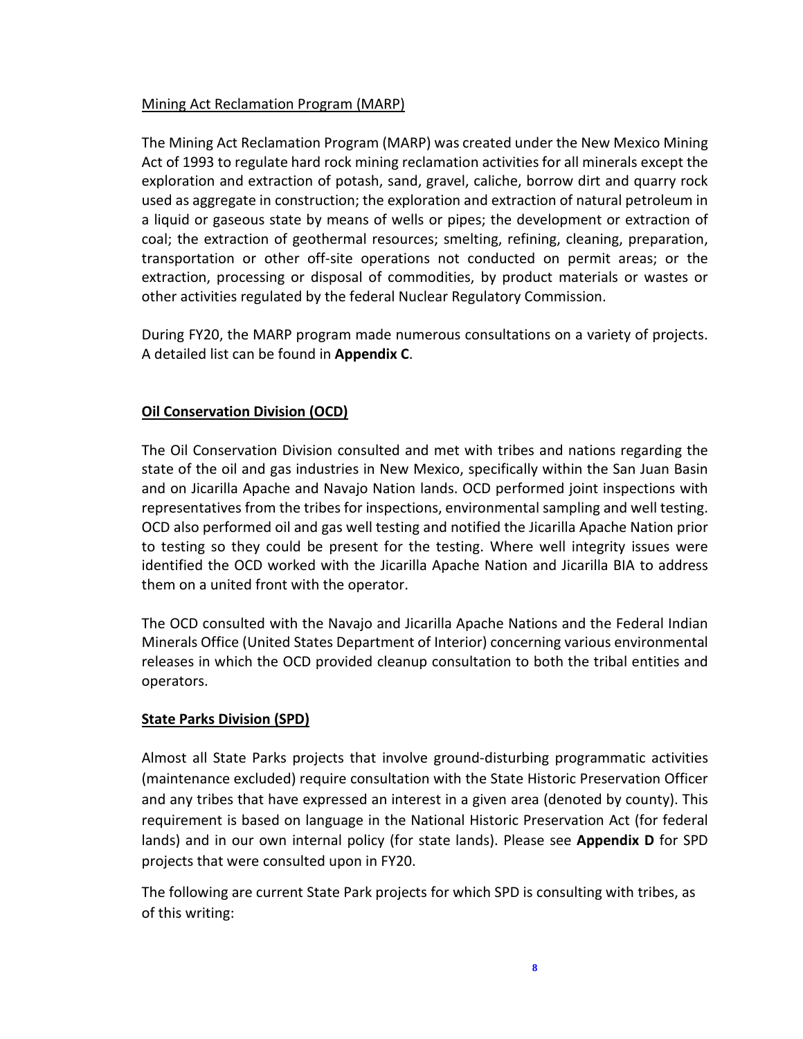Mining Act Reclamation Program (MARP)

The Mining Act Reclamation Program (MARP) was created under the New Mexico Mining Act of 1993 to regulate hard rock mining reclamation activities for all minerals except the exploration and extraction of potash, sand, gravel, caliche, borrow dirt and quarry rock used as aggregate in construction; the exploration and extraction of natural petroleum in a liquid or gaseous state by means of wells or pipes; the development or extraction of coal; the extraction of geothermal resources; smelting, refining, cleaning, preparation, transportation or other off-site operations not conducted on permit areas; or the extraction, processing or disposal of commodities, by product materials or wastes or other activities regulated by the federal Nuclear Regulatory Commission.

During FY20, the MARP program made numerous consultations on a variety of projects. A detailed list can be found in **Appendix C**.

**Oil Conservation Division (OCD)**

The Oil Conservation Division consulted and met with tribes and nations regarding the state of the oil and gas industries in New Mexico, specifically within the San Juan Basin and on Jicarilla Apache and Navajo Nation lands. OCD performed joint inspections with representatives from the tribes for inspections, environmental sampling and well testing. OCD also performed oil and gas well testing and notified the Jicarilla Apache Nation prior to testing so they could be present for the testing. Where well integrity issues were identified the OCD worked with the Jicarilla Apache Nation and Jicarilla BIA to address them on a united front with the operator.

The OCD consulted with the Navajo and Jicarilla Apache Nations and the Federal Indian Minerals Office (United States Department of Interior) concerning various environmental releases in which the OCD provided cleanup consultation to both the tribal entities and operators.

**State Parks Division (SPD)**

Almost all State Parks projects that involve ground-disturbing programmatic activities (maintenance excluded) require consultation with the State Historic Preservation Officer and any tribes that have expressed an interest in a given area (denoted by county). This requirement is based on language in the National Historic Preservation Act (for federal lands) and in our own internal policy (for state lands). Please see **Appendix D** for SPD projects that were consulted upon in FY20.

The following are current State Park projects for which SPD is consulting with tribes, as of this writing: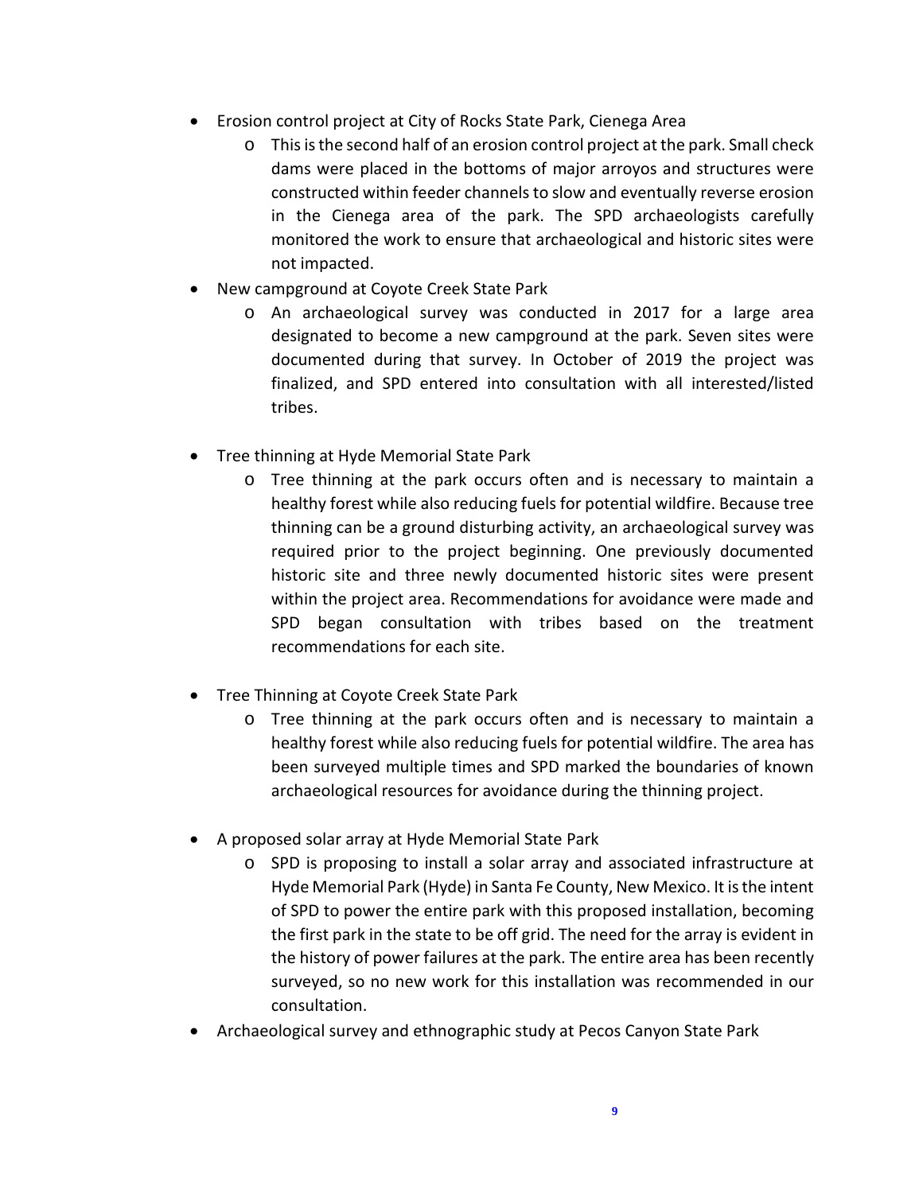- Erosion control project at City of Rocks State Park, Cienega Area
    - This is the second half of an erosion control project at the park. Small check dams were placed in the bottoms of major arroyos and structures were constructed within feeder channels to slow and eventually reverse erosion in the Cienega area of the park. The SPD archaeologists carefully monitored the work to ensure that archaeological and historic sites were not impacted.
- New campground at Coyote Creek State Park
    - An archaeological survey was conducted in 2017 for a large area designated to become a new campground at the park. Seven sites were documented during that survey. In October of 2019 the project was finalized, and SPD entered into consultation with all interested/listed tribes.
- Tree thinning at Hyde Memorial State Park
    - Tree thinning at the park occurs often and is necessary to maintain a healthy forest while also reducing fuels for potential wildfire. Because tree thinning can be a ground disturbing activity, an archaeological survey was required prior to the project beginning. One previously documented historic site and three newly documented historic sites were present within the project area. Recommendations for avoidance were made and SPD began consultation with tribes based on the treatment recommendations for each site.
- Tree Thinning at Coyote Creek State Park
    - Tree thinning at the park occurs often and is necessary to maintain a healthy forest while also reducing fuels for potential wildfire. The area has been surveyed multiple times and SPD marked the boundaries of known archaeological resources for avoidance during the thinning project.
- A proposed solar array at Hyde Memorial State Park
    - SPD is proposing to install a solar array and associated infrastructure at Hyde Memorial Park (Hyde) in Santa Fe County, New Mexico. It is the intent of SPD to power the entire park with this proposed installation, becoming the first park in the state to be off grid. The need for the array is evident in the history of power failures at the park. The entire area has been recently surveyed, so no new work for this installation was recommended in our consultation.
- Archaeological survey and ethnographic study at Pecos Canyon State Park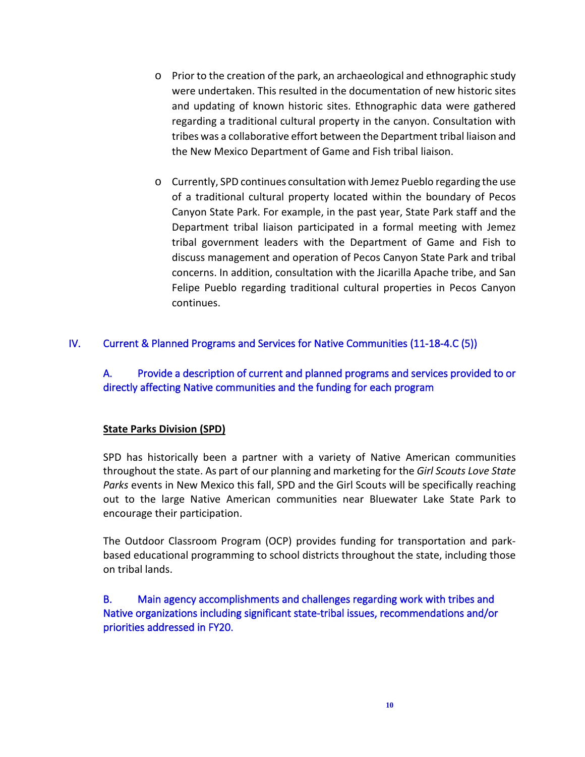- Prior to the creation of the park, an archaeological and ethnographic study were undertaken. This resulted in the documentation of new historic sites and updating of known historic sites. Ethnographic data were gathered regarding a traditional cultural property in the canyon. Consultation with tribes was a collaborative effort between the Department tribal liaison and the New Mexico Department of Game and Fish tribal liaison.

- Currently, SPD continues consultation with Jemez Pueblo regarding the use of a traditional cultural property located within the boundary of Pecos Canyon State Park. For example, in the past year, State Park staff and the Department tribal liaison participated in a formal meeting with Jemez tribal government leaders with the Department of Game and Fish to discuss management and operation of Pecos Canyon State Park and tribal concerns. In addition, consultation with the Jicarilla Apache tribe, and San Felipe Pueblo regarding traditional cultural properties in Pecos Canyon continues.

## IV. Current & Planned Programs and Services for Native Communities (11-18-4.C (5))

### A. Provide a description of current and planned programs and services provided to or directly affecting Native communities and the funding for each program

**State Parks Division (SPD)**

SPD has historically been a partner with a variety of Native American communities throughout the state. As part of our planning and marketing for the *Girl Scouts Love State Parks* events in New Mexico this fall, SPD and the Girl Scouts will be specifically reaching out to the large Native American communities near Bluewater Lake State Park to encourage their participation.

The Outdoor Classroom Program (OCP) provides funding for transportation and park-based educational programming to school districts throughout the state, including those on tribal lands.

### B. Main agency accomplishments and challenges regarding work with tribes and Native organizations including significant state-tribal issues, recommendations and/or priorities addressed in FY20.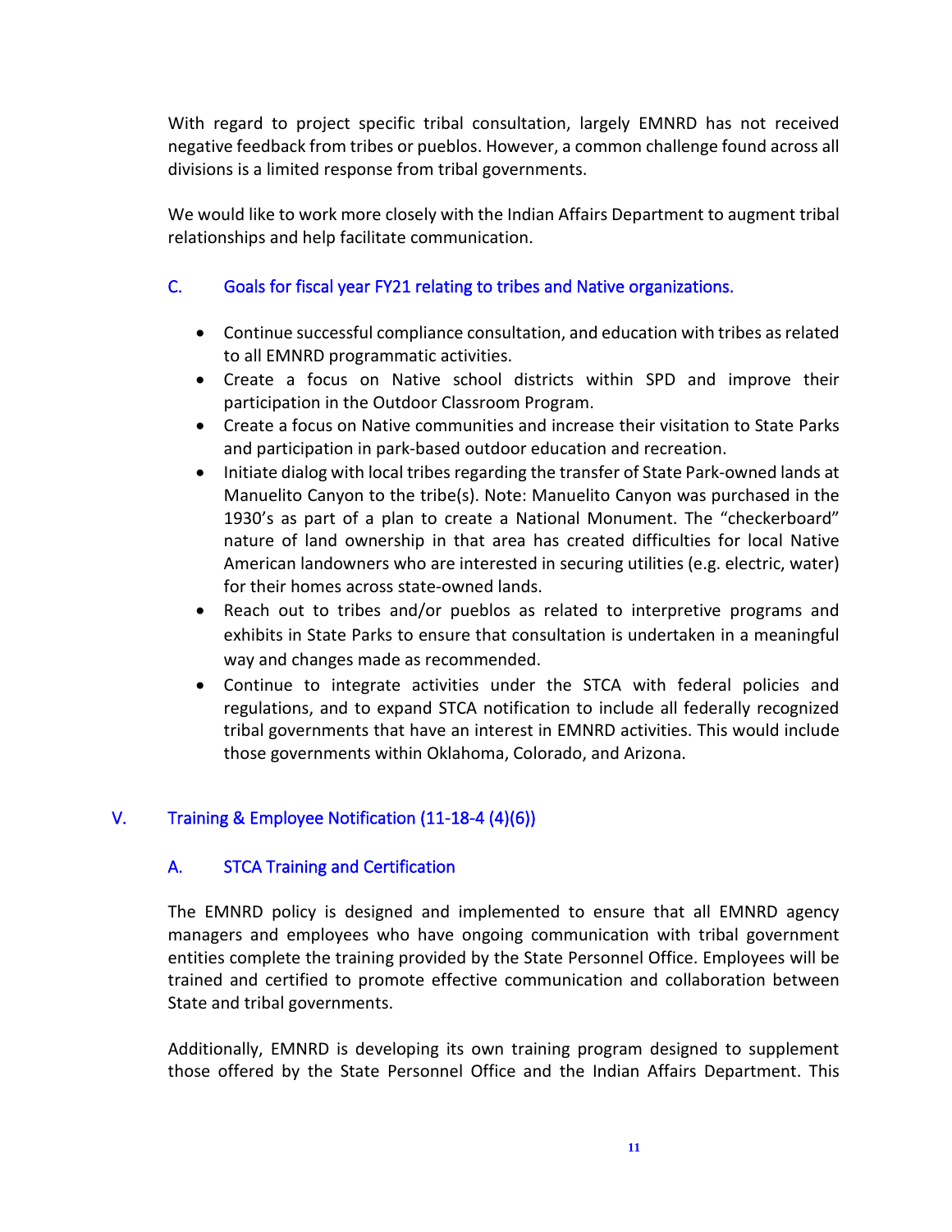With regard to project specific tribal consultation, largely EMNRD has not received negative feedback from tribes or pueblos. However, a common challenge found across all divisions is a limited response from tribal governments.

We would like to work more closely with the Indian Affairs Department to augment tribal relationships and help facilitate communication.

### C. Goals for fiscal year FY21 relating to tribes and Native organizations.

- Continue successful compliance consultation, and education with tribes as related to all EMNRD programmatic activities.
- Create a focus on Native school districts within SPD and improve their participation in the Outdoor Classroom Program.
- Create a focus on Native communities and increase their visitation to State Parks and participation in park-based outdoor education and recreation.
- Initiate dialog with local tribes regarding the transfer of State Park-owned lands at Manuelito Canyon to the tribe(s). Note: Manuelito Canyon was purchased in the 1930's as part of a plan to create a National Monument. The "checkerboard" nature of land ownership in that area has created difficulties for local Native American landowners who are interested in securing utilities (e.g. electric, water) for their homes across state-owned lands.
- Reach out to tribes and/or pueblos as related to interpretive programs and exhibits in State Parks to ensure that consultation is undertaken in a meaningful way and changes made as recommended.
- Continue to integrate activities under the STCA with federal policies and regulations, and to expand STCA notification to include all federally recognized tribal governments that have an interest in EMNRD activities. This would include those governments within Oklahoma, Colorado, and Arizona.

## V. Training & Employee Notification (11-18-4 (4)(6))

### A. STCA Training and Certification

The EMNRD policy is designed and implemented to ensure that all EMNRD agency managers and employees who have ongoing communication with tribal government entities complete the training provided by the State Personnel Office. Employees will be trained and certified to promote effective communication and collaboration between State and tribal governments.

Additionally, EMNRD is developing its own training program designed to supplement those offered by the State Personnel Office and the Indian Affairs Department. This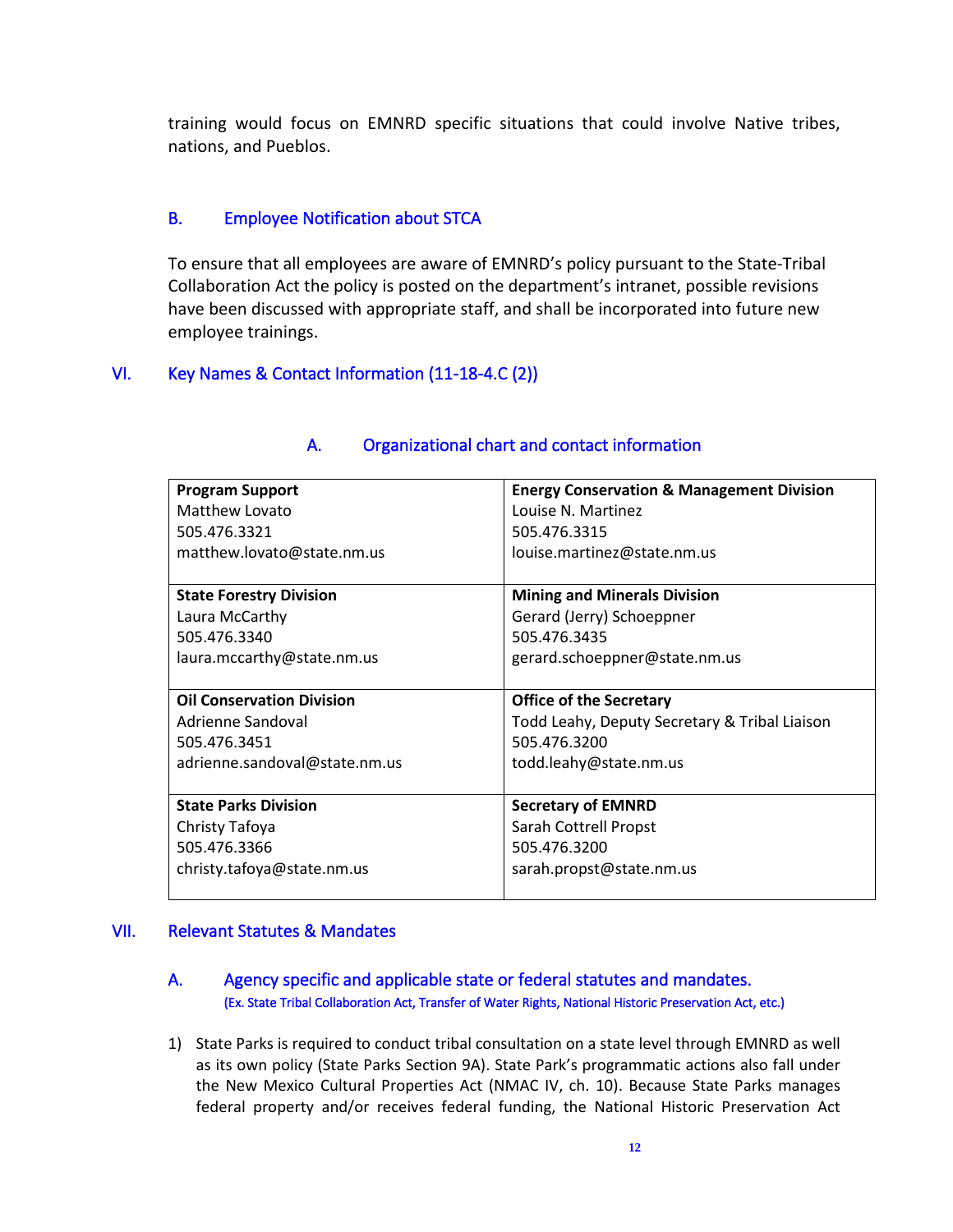training would focus on EMNRD specific situations that could involve Native tribes, nations, and Pueblos.

### B. Employee Notification about STCA

To ensure that all employees are aware of EMNRD's policy pursuant to the State-Tribal Collaboration Act the policy is posted on the department's intranet, possible revisions have been discussed with appropriate staff, and shall be incorporated into future new employee trainings.

## VI. Key Names & Contact Information (11-18-4.C (2))

### A. Organizational chart and contact information

| **Program Support**<br>Matthew Lovato<br>505.476.3321<br>matthew.lovato@state.nm.us | **Energy Conservation & Management Division**<br>Louise N. Martinez<br>505.476.3315<br>louise.martinez@state.nm.us |
|---|---|
| **State Forestry Division**<br>Laura McCarthy<br>505.476.3340<br>laura.mccarthy@state.nm.us | **Mining and Minerals Division**<br>Gerard (Jerry) Schoeppner<br>505.476.3435<br>gerard.schoeppner@state.nm.us |
| **Oil Conservation Division**<br>Adrienne Sandoval<br>505.476.3451<br>adrienne.sandoval@state.nm.us | **Office of the Secretary**<br>Todd Leahy, Deputy Secretary & Tribal Liaison<br>505.476.3200<br>todd.leahy@state.nm.us |
| **State Parks Division**<br>Christy Tafoya<br>505.476.3366<br>christy.tafoya@state.nm.us | **Secretary of EMNRD**<br>Sarah Cottrell Propst<br>505.476.3200<br>sarah.propst@state.nm.us |

## VII. Relevant Statutes & Mandates

### A. Agency specific and applicable state or federal statutes and mandates.

(Ex. State Tribal Collaboration Act, Transfer of Water Rights, National Historic Preservation Act, etc.)

1) State Parks is required to conduct tribal consultation on a state level through EMNRD as well as its own policy (State Parks Section 9A). State Park's programmatic actions also fall under the New Mexico Cultural Properties Act (NMAC IV, ch. 10). Because State Parks manages federal property and/or receives federal funding, the National Historic Preservation Act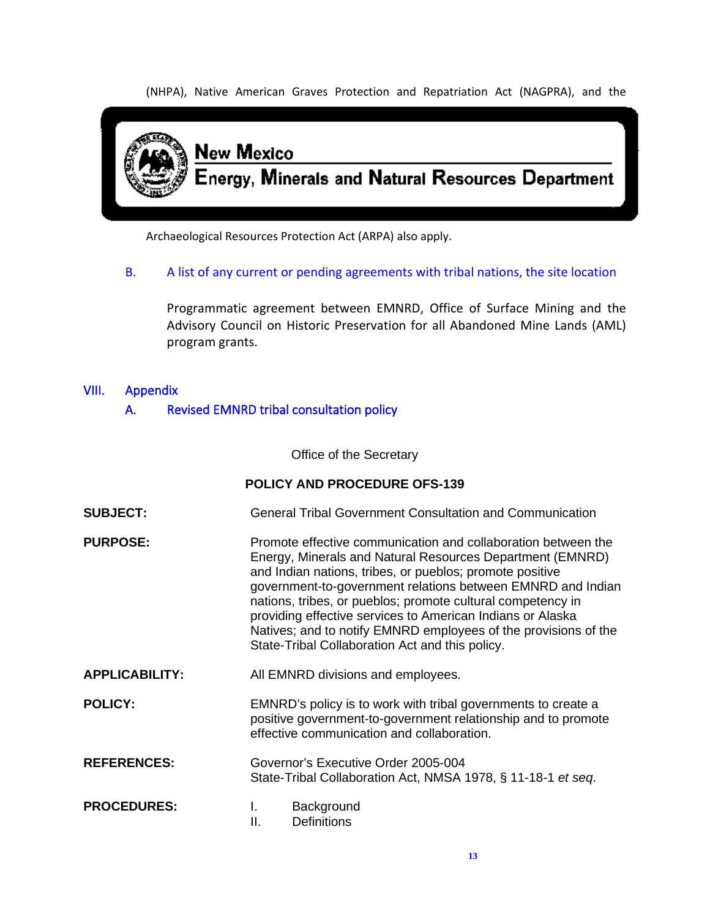(NHPA), Native American Graves Protection and Repatriation Act (NAGPRA), and the Archaeological Resources Protection Act (ARPA) also apply.

B. A list of any current or pending agreements with tribal nations, the site location

Programmatic agreement between EMNRD, Office of Surface Mining and the Advisory Council on Historic Preservation for all Abandoned Mine Lands (AML) program grants.

## VIII. Appendix

### A. Revised EMNRD tribal consultation policy

Office of the Secretary

**POLICY AND PROCEDURE OFS-139**

**SUBJECT:** General Tribal Government Consultation and Communication

**PURPOSE:** Promote effective communication and collaboration between the Energy, Minerals and Natural Resources Department (EMNRD) and Indian nations, tribes, or pueblos; promote positive government-to-government relations between EMNRD and Indian nations, tribes, or pueblos; promote cultural competency in providing effective services to American Indians or Alaska Natives; and to notify EMNRD employees of the provisions of the State-Tribal Collaboration Act and this policy.

**APPLICABILITY:** All EMNRD divisions and employees.

**POLICY:** EMNRD's policy is to work with tribal governments to create a positive government-to-government relationship and to promote effective communication and collaboration.

**REFERENCES:** Governor's Executive Order 2005-004
State-Tribal Collaboration Act, NMSA 1978, § 11-18-1 *et seq.*

**PROCEDURES:**
I. Background
II. Definitions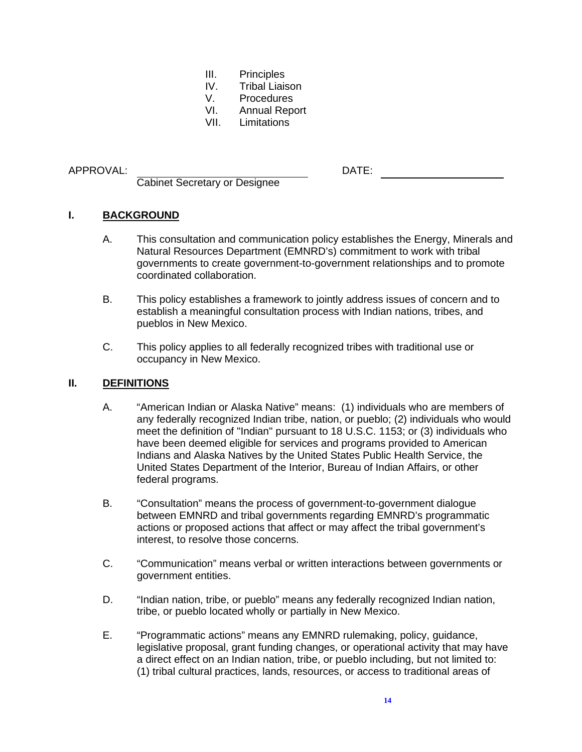III. Principles
IV. Tribal Liaison
V. Procedures
VI. Annual Report
VII. Limitations

APPROVAL: \_\_\_\_\_\_\_\_\_\_\_\_\_\_\_\_\_\_\_\_\_\_\_\_\_\_\_\_ DATE: \_\_\_\_\_\_\_\_\_\_\_\_\_\_\_\_\_\_\_\_
Cabinet Secretary or Designee

## I. BACKGROUND

A. This consultation and communication policy establishes the Energy, Minerals and Natural Resources Department (EMNRD's) commitment to work with tribal governments to create government-to-government relationships and to promote coordinated collaboration.

B. This policy establishes a framework to jointly address issues of concern and to establish a meaningful consultation process with Indian nations, tribes, and pueblos in New Mexico.

C. This policy applies to all federally recognized tribes with traditional use or occupancy in New Mexico.

## II. DEFINITIONS

A. "American Indian or Alaska Native" means: (1) individuals who are members of any federally recognized Indian tribe, nation, or pueblo; (2) individuals who would meet the definition of "Indian" pursuant to 18 U.S.C. 1153; or (3) individuals who have been deemed eligible for services and programs provided to American Indians and Alaska Natives by the United States Public Health Service, the United States Department of the Interior, Bureau of Indian Affairs, or other federal programs.

B. "Consultation" means the process of government-to-government dialogue between EMNRD and tribal governments regarding EMNRD's programmatic actions or proposed actions that affect or may affect the tribal government's interest, to resolve those concerns.

C. "Communication" means verbal or written interactions between governments or government entities.

D. "Indian nation, tribe, or pueblo" means any federally recognized Indian nation, tribe, or pueblo located wholly or partially in New Mexico.

E. "Programmatic actions" means any EMNRD rulemaking, policy, guidance, legislative proposal, grant funding changes, or operational activity that may have a direct effect on an Indian nation, tribe, or pueblo including, but not limited to: (1) tribal cultural practices, lands, resources, or access to traditional areas of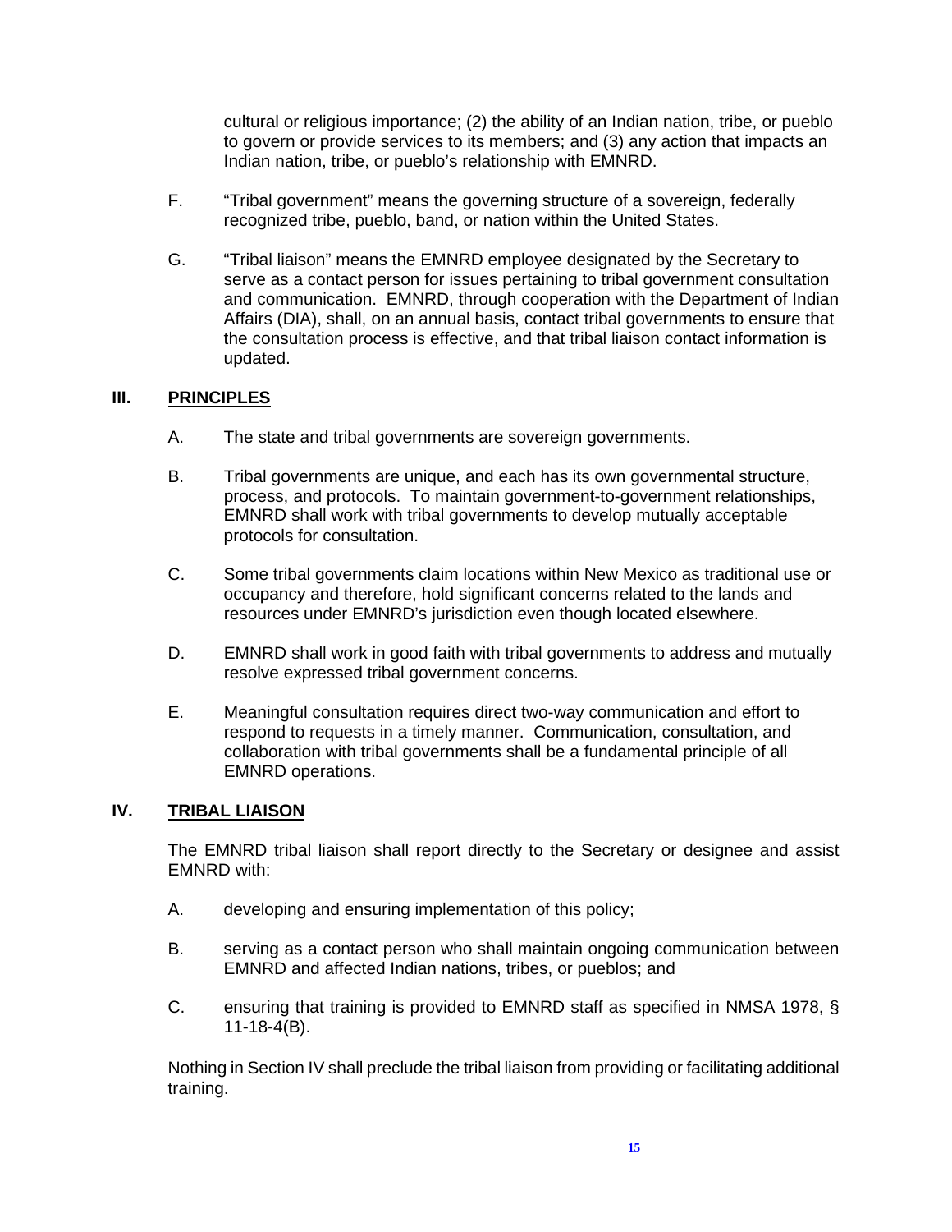cultural or religious importance; (2) the ability of an Indian nation, tribe, or pueblo to govern or provide services to its members; and (3) any action that impacts an Indian nation, tribe, or pueblo's relationship with EMNRD.

F. "Tribal government" means the governing structure of a sovereign, federally recognized tribe, pueblo, band, or nation within the United States.

G. "Tribal liaison" means the EMNRD employee designated by the Secretary to serve as a contact person for issues pertaining to tribal government consultation and communication. EMNRD, through cooperation with the Department of Indian Affairs (DIA), shall, on an annual basis, contact tribal governments to ensure that the consultation process is effective, and that tribal liaison contact information is updated.

## III. PRINCIPLES

A. The state and tribal governments are sovereign governments.

B. Tribal governments are unique, and each has its own governmental structure, process, and protocols. To maintain government-to-government relationships, EMNRD shall work with tribal governments to develop mutually acceptable protocols for consultation.

C. Some tribal governments claim locations within New Mexico as traditional use or occupancy and therefore, hold significant concerns related to the lands and resources under EMNRD's jurisdiction even though located elsewhere.

D. EMNRD shall work in good faith with tribal governments to address and mutually resolve expressed tribal government concerns.

E. Meaningful consultation requires direct two-way communication and effort to respond to requests in a timely manner. Communication, consultation, and collaboration with tribal governments shall be a fundamental principle of all EMNRD operations.

## IV. TRIBAL LIAISON

The EMNRD tribal liaison shall report directly to the Secretary or designee and assist EMNRD with:

A. developing and ensuring implementation of this policy;

B. serving as a contact person who shall maintain ongoing communication between EMNRD and affected Indian nations, tribes, or pueblos; and

C. ensuring that training is provided to EMNRD staff as specified in NMSA 1978, § 11-18-4(B).

Nothing in Section IV shall preclude the tribal liaison from providing or facilitating additional training.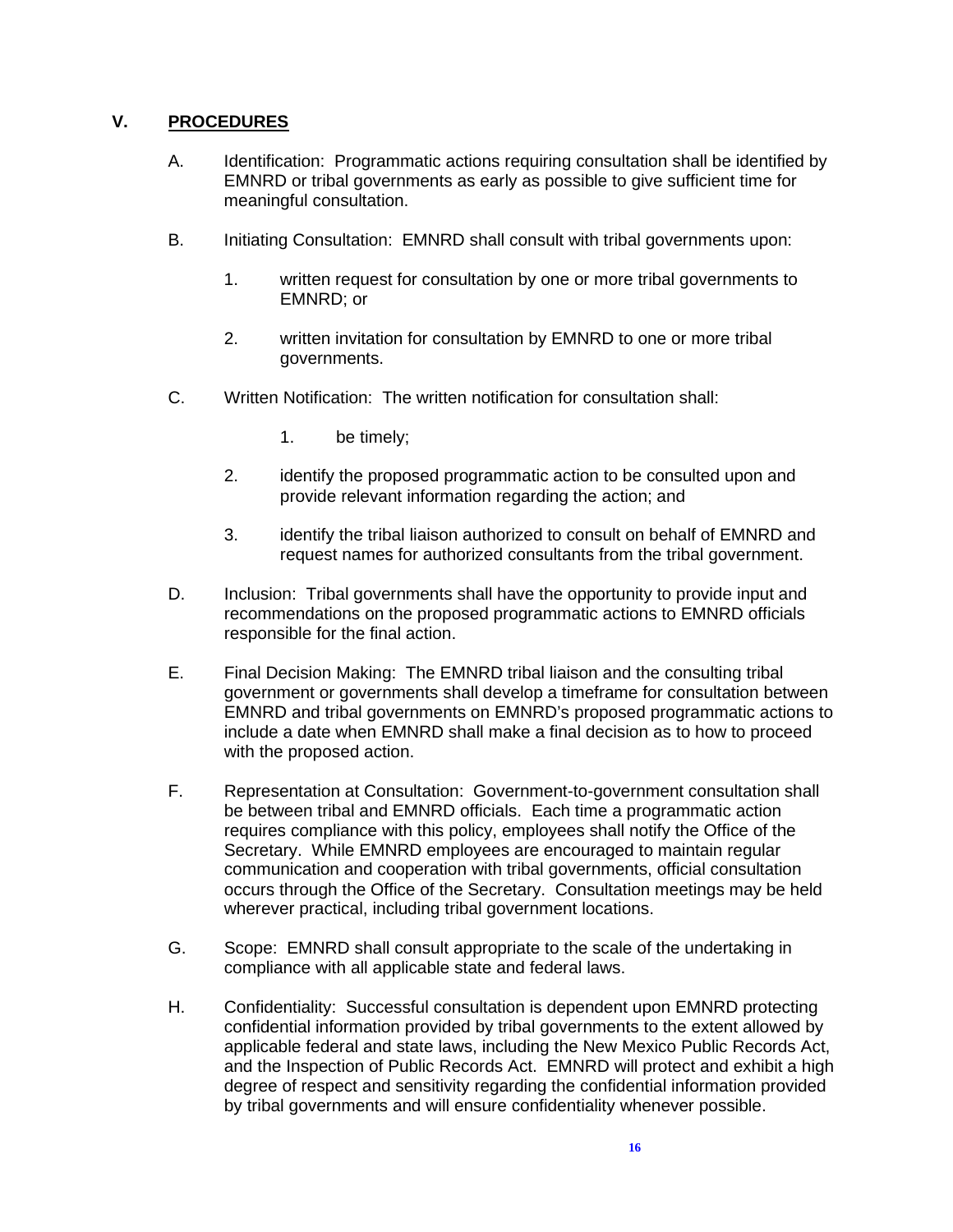## V. PROCEDURES

A. Identification: Programmatic actions requiring consultation shall be identified by EMNRD or tribal governments as early as possible to give sufficient time for meaningful consultation.

B. Initiating Consultation: EMNRD shall consult with tribal governments upon:

1. written request for consultation by one or more tribal governments to EMNRD; or

2. written invitation for consultation by EMNRD to one or more tribal governments.

C. Written Notification: The written notification for consultation shall:

1. be timely;

2. identify the proposed programmatic action to be consulted upon and provide relevant information regarding the action; and

3. identify the tribal liaison authorized to consult on behalf of EMNRD and request names for authorized consultants from the tribal government.

D. Inclusion: Tribal governments shall have the opportunity to provide input and recommendations on the proposed programmatic actions to EMNRD officials responsible for the final action.

E. Final Decision Making: The EMNRD tribal liaison and the consulting tribal government or governments shall develop a timeframe for consultation between EMNRD and tribal governments on EMNRD's proposed programmatic actions to include a date when EMNRD shall make a final decision as to how to proceed with the proposed action.

F. Representation at Consultation: Government-to-government consultation shall be between tribal and EMNRD officials. Each time a programmatic action requires compliance with this policy, employees shall notify the Office of the Secretary. While EMNRD employees are encouraged to maintain regular communication and cooperation with tribal governments, official consultation occurs through the Office of the Secretary. Consultation meetings may be held wherever practical, including tribal government locations.

G. Scope: EMNRD shall consult appropriate to the scale of the undertaking in compliance with all applicable state and federal laws.

H. Confidentiality: Successful consultation is dependent upon EMNRD protecting confidential information provided by tribal governments to the extent allowed by applicable federal and state laws, including the New Mexico Public Records Act, and the Inspection of Public Records Act. EMNRD will protect and exhibit a high degree of respect and sensitivity regarding the confidential information provided by tribal governments and will ensure confidentiality whenever possible.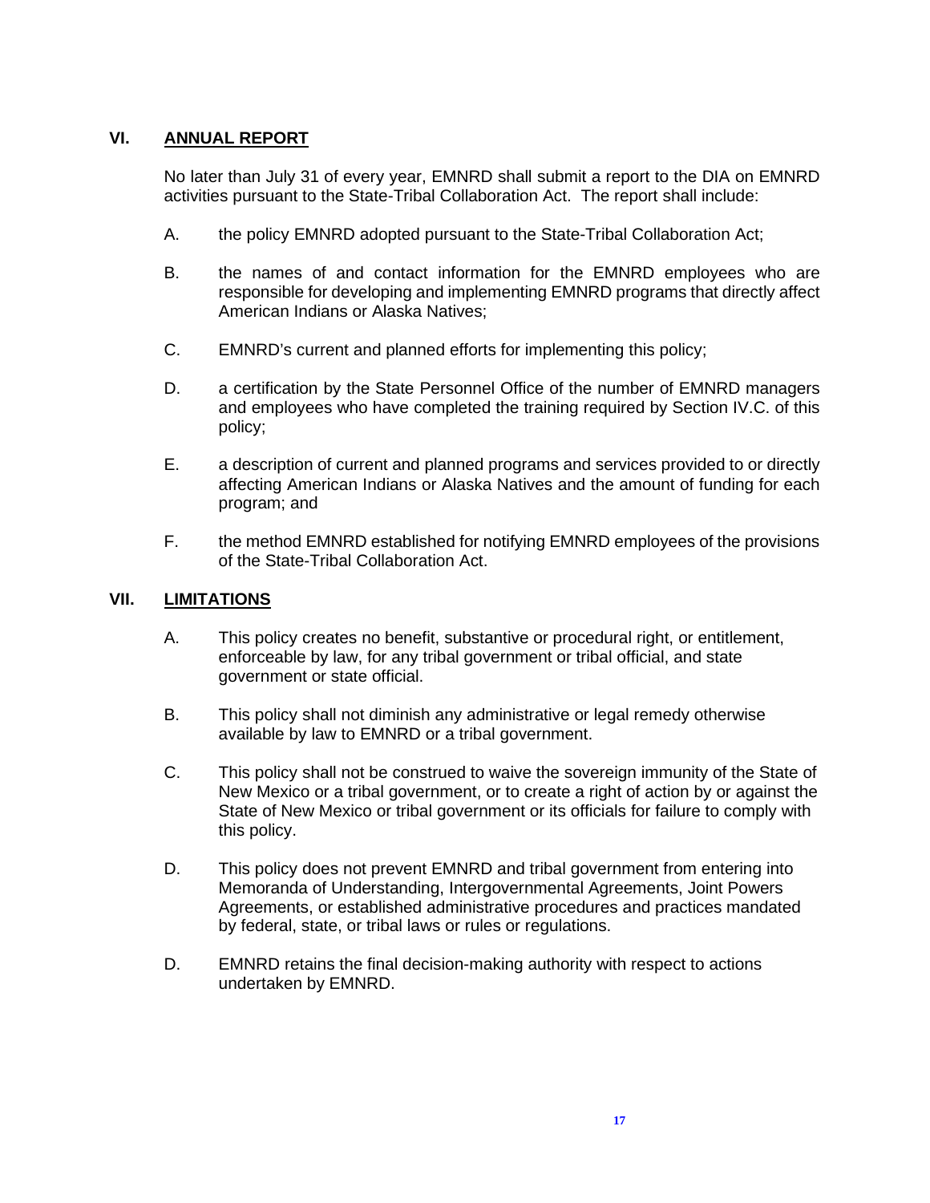## VI. ANNUAL REPORT

No later than July 31 of every year, EMNRD shall submit a report to the DIA on EMNRD activities pursuant to the State-Tribal Collaboration Act. The report shall include:

A. the policy EMNRD adopted pursuant to the State-Tribal Collaboration Act;

B. the names of and contact information for the EMNRD employees who are responsible for developing and implementing EMNRD programs that directly affect American Indians or Alaska Natives;

C. EMNRD's current and planned efforts for implementing this policy;

D. a certification by the State Personnel Office of the number of EMNRD managers and employees who have completed the training required by Section IV.C. of this policy;

E. a description of current and planned programs and services provided to or directly affecting American Indians or Alaska Natives and the amount of funding for each program; and

F. the method EMNRD established for notifying EMNRD employees of the provisions of the State-Tribal Collaboration Act.

## VII. LIMITATIONS

A. This policy creates no benefit, substantive or procedural right, or entitlement, enforceable by law, for any tribal government or tribal official, and state government or state official.

B. This policy shall not diminish any administrative or legal remedy otherwise available by law to EMNRD or a tribal government.

C. This policy shall not be construed to waive the sovereign immunity of the State of New Mexico or a tribal government, or to create a right of action by or against the State of New Mexico or tribal government or its officials for failure to comply with this policy.

D. This policy does not prevent EMNRD and tribal government from entering into Memoranda of Understanding, Intergovernmental Agreements, Joint Powers Agreements, or established administrative procedures and practices mandated by federal, state, or tribal laws or rules or regulations.

D. EMNRD retains the final decision-making authority with respect to actions undertaken by EMNRD.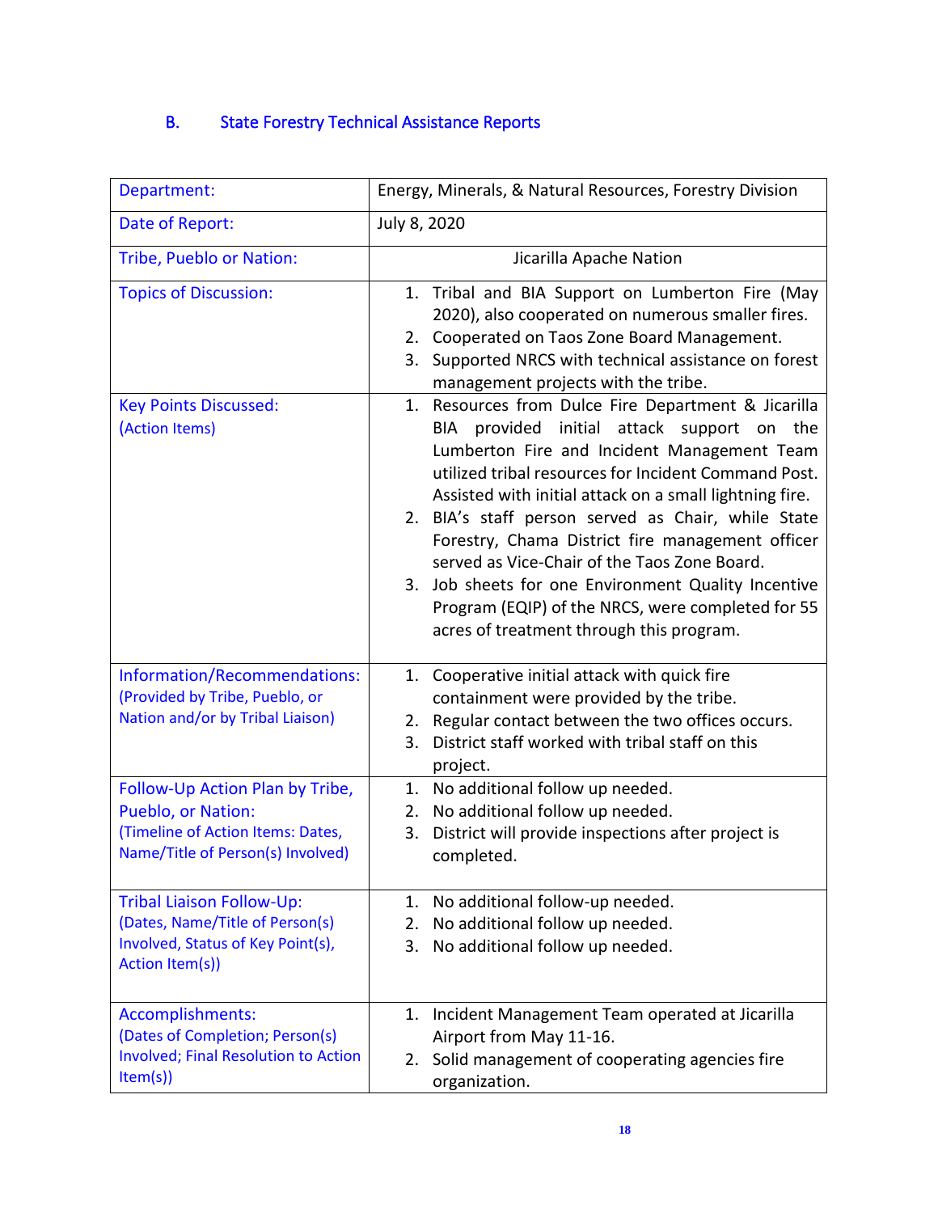### B. State Forestry Technical Assistance Reports

| Department: | Energy, Minerals, & Natural Resources, Forestry Division |
|---|---|
| Date of Report: | July 8, 2020 |
| Tribe, Pueblo or Nation: | Jicarilla Apache Nation |
| Topics of Discussion: | 1. Tribal and BIA Support on Lumberton Fire (May 2020), also cooperated on numerous smaller fires.<br>2. Cooperated on Taos Zone Board Management.<br>3. Supported NRCS with technical assistance on forest management projects with the tribe. |
| Key Points Discussed: (Action Items) | 1. Resources from Dulce Fire Department & Jicarilla BIA provided initial attack support on the Lumberton Fire and Incident Management Team utilized tribal resources for Incident Command Post. Assisted with initial attack on a small lightning fire.<br>2. BIA's staff person served as Chair, while State Forestry, Chama District fire management officer served as Vice-Chair of the Taos Zone Board.<br>3. Job sheets for one Environment Quality Incentive Program (EQIP) of the NRCS, were completed for 55 acres of treatment through this program. |
| Information/Recommendations: (Provided by Tribe, Pueblo, or Nation and/or by Tribal Liaison) | 1. Cooperative initial attack with quick fire containment were provided by the tribe.<br>2. Regular contact between the two offices occurs.<br>3. District staff worked with tribal staff on this project. |
| Follow-Up Action Plan by Tribe, Pueblo, or Nation: (Timeline of Action Items: Dates, Name/Title of Person(s) Involved) | 1. No additional follow up needed.<br>2. No additional follow up needed.<br>3. District will provide inspections after project is completed. |
| Tribal Liaison Follow-Up: (Dates, Name/Title of Person(s) Involved, Status of Key Point(s), Action Item(s)) | 1. No additional follow-up needed.<br>2. No additional follow up needed.<br>3. No additional follow up needed. |
| Accomplishments: (Dates of Completion; Person(s) Involved; Final Resolution to Action Item(s)) | 1. Incident Management Team operated at Jicarilla Airport from May 11-16.<br>2. Solid management of cooperating agencies fire organization. |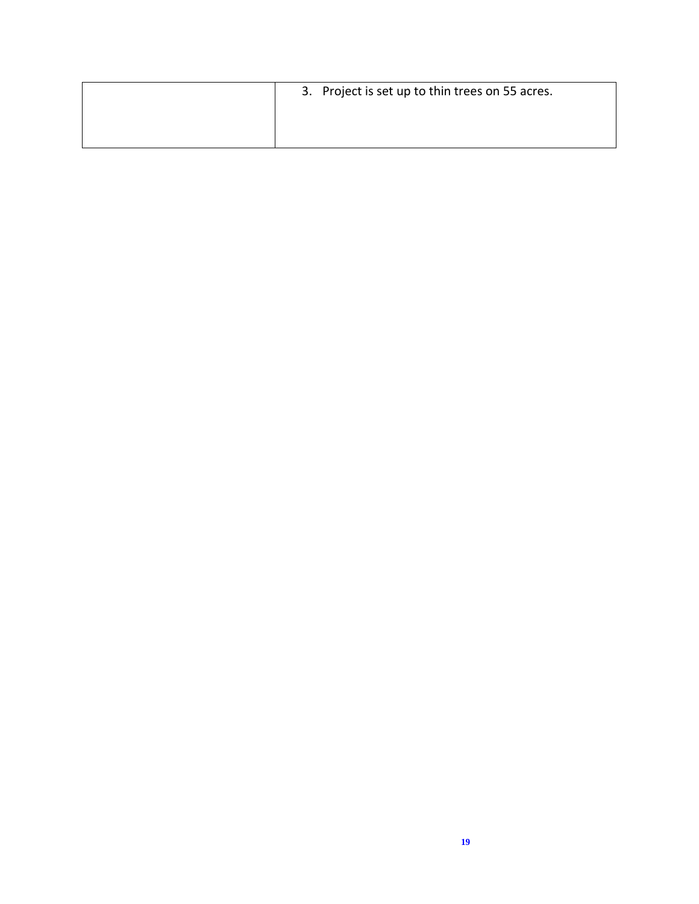| | |
|---|---|
| | 3. Project is set up to thin trees on 55 acres. |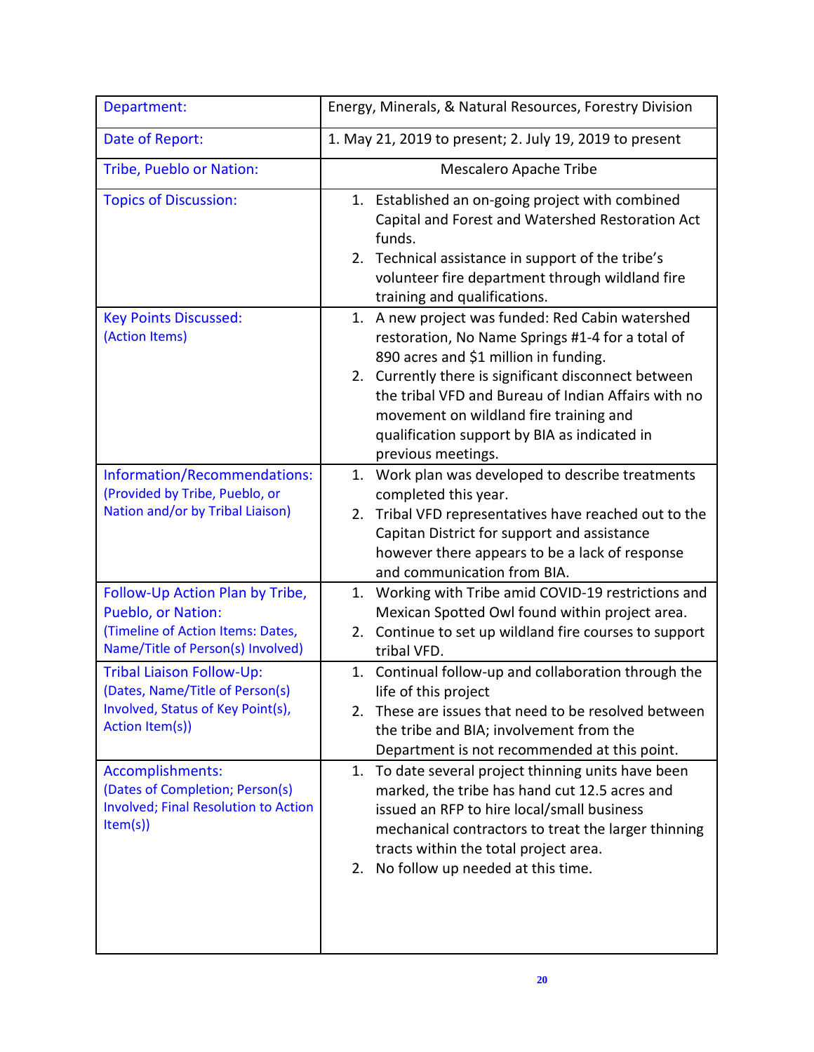| Department: | Energy, Minerals, & Natural Resources, Forestry Division |
|---|---|
| Date of Report: | 1. May 21, 2019 to present; 2. July 19, 2019 to present |
| Tribe, Pueblo or Nation: | Mescalero Apache Tribe |
| Topics of Discussion: | 1. Established an on-going project with combined Capital and Forest and Watershed Restoration Act funds.<br>2. Technical assistance in support of the tribe's volunteer fire department through wildland fire training and qualifications. |
| Key Points Discussed: (Action Items) | 1. A new project was funded: Red Cabin watershed restoration, No Name Springs #1-4 for a total of 890 acres and $1 million in funding.<br>2. Currently there is significant disconnect between the tribal VFD and Bureau of Indian Affairs with no movement on wildland fire training and qualification support by BIA as indicated in previous meetings. |
| Information/Recommendations: (Provided by Tribe, Pueblo, or Nation and/or by Tribal Liaison) | 1. Work plan was developed to describe treatments completed this year.<br>2. Tribal VFD representatives have reached out to the Capitan District for support and assistance however there appears to be a lack of response and communication from BIA. |
| Follow-Up Action Plan by Tribe, Pueblo, or Nation: (Timeline of Action Items: Dates, Name/Title of Person(s) Involved) | 1. Working with Tribe amid COVID-19 restrictions and Mexican Spotted Owl found within project area.<br>2. Continue to set up wildland fire courses to support tribal VFD. |
| Tribal Liaison Follow-Up: (Dates, Name/Title of Person(s) Involved, Status of Key Point(s), Action Item(s)) | 1. Continual follow-up and collaboration through the life of this project<br>2. These are issues that need to be resolved between the tribe and BIA; involvement from the Department is not recommended at this point. |
| Accomplishments: (Dates of Completion; Person(s) Involved; Final Resolution to Action Item(s)) | 1. To date several project thinning units have been marked, the tribe has hand cut 12.5 acres and issued an RFP to hire local/small business mechanical contractors to treat the larger thinning tracts within the total project area.<br>2. No follow up needed at this time. |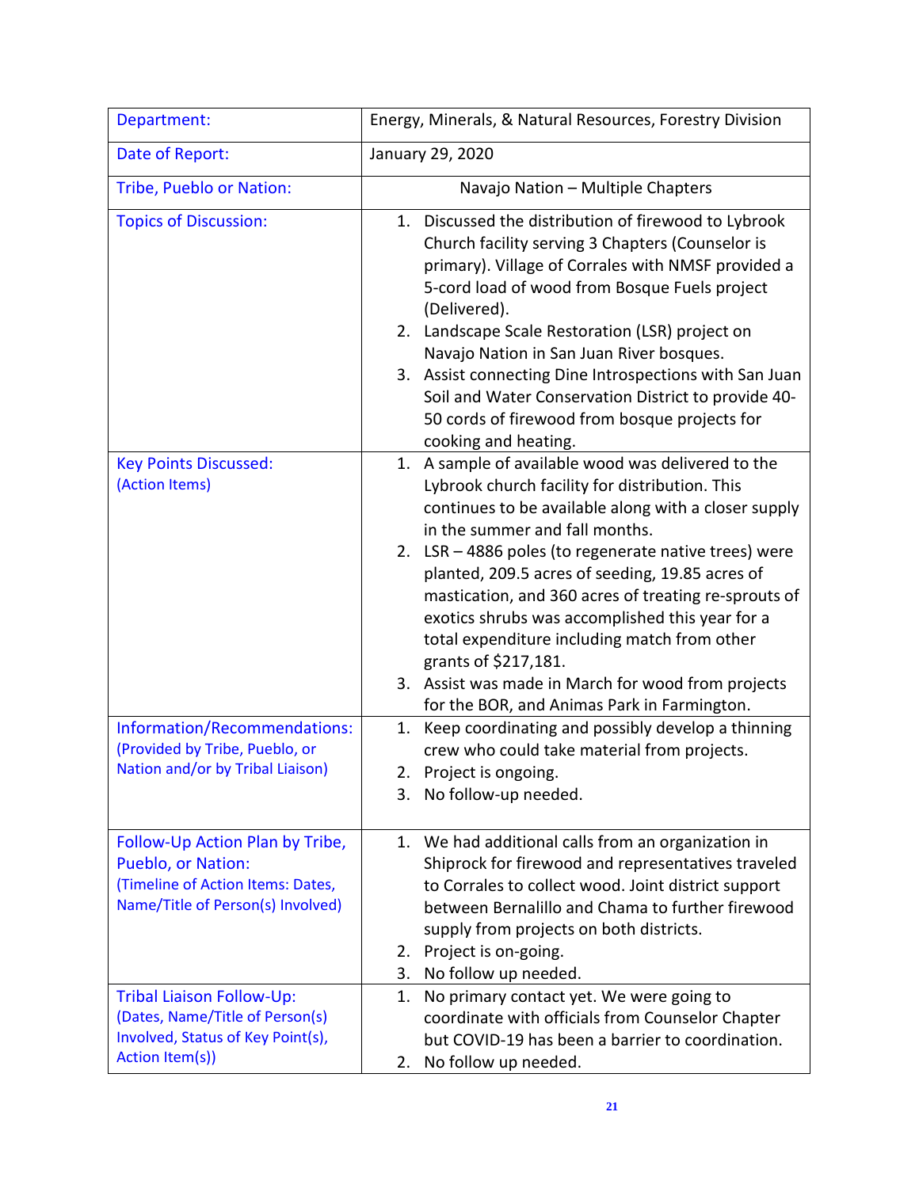| Department: | Energy, Minerals, & Natural Resources, Forestry Division |
|---|---|
| Date of Report: | January 29, 2020 |
| Tribe, Pueblo or Nation: | Navajo Nation – Multiple Chapters |
| Topics of Discussion: | 1. Discussed the distribution of firewood to Lybrook Church facility serving 3 Chapters (Counselor is primary). Village of Corrales with NMSF provided a 5-cord load of wood from Bosque Fuels project (Delivered).<br>2. Landscape Scale Restoration (LSR) project on Navajo Nation in San Juan River bosques.<br>3. Assist connecting Dine Introspections with San Juan Soil and Water Conservation District to provide 40-50 cords of firewood from bosque projects for cooking and heating. |
| Key Points Discussed:<br>(Action Items) | 1. A sample of available wood was delivered to the Lybrook church facility for distribution. This continues to be available along with a closer supply in the summer and fall months.<br>2. LSR – 4886 poles (to regenerate native trees) were planted, 209.5 acres of seeding, 19.85 acres of mastication, and 360 acres of treating re-sprouts of exotics shrubs was accomplished this year for a total expenditure including match from other grants of $217,181.<br>3. Assist was made in March for wood from projects for the BOR, and Animas Park in Farmington. |
| Information/Recommendations:<br>(Provided by Tribe, Pueblo, or Nation and/or by Tribal Liaison) | 1. Keep coordinating and possibly develop a thinning crew who could take material from projects.<br>2. Project is ongoing.<br>3. No follow-up needed. |
| Follow-Up Action Plan by Tribe, Pueblo, or Nation:<br>(Timeline of Action Items: Dates, Name/Title of Person(s) Involved) | 1. We had additional calls from an organization in Shiprock for firewood and representatives traveled to Corrales to collect wood. Joint district support between Bernalillo and Chama to further firewood supply from projects on both districts.<br>2. Project is on-going.<br>3. No follow up needed. |
| Tribal Liaison Follow-Up:<br>(Dates, Name/Title of Person(s) Involved, Status of Key Point(s), Action Item(s)) | 1. No primary contact yet. We were going to coordinate with officials from Counselor Chapter but COVID-19 has been a barrier to coordination.<br>2. No follow up needed. |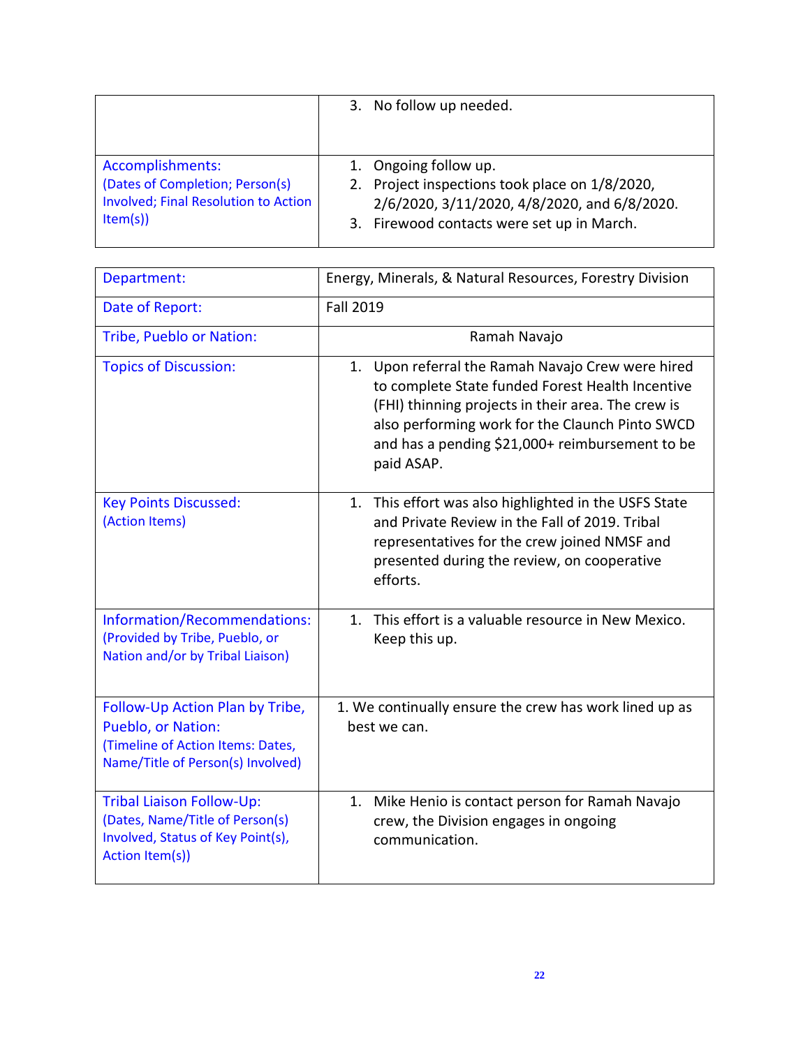| | |
|---|---|
| | 3. No follow up needed. |
| Accomplishments: (Dates of Completion; Person(s) Involved; Final Resolution to Action Item(s)) | 1. Ongoing follow up.<br>2. Project inspections took place on 1/8/2020, 2/6/2020, 3/11/2020, 4/8/2020, and 6/8/2020.<br>3. Firewood contacts were set up in March. |

| | |
|---|---|
| Department: | Energy, Minerals, & Natural Resources, Forestry Division |
| Date of Report: | Fall 2019 |
| Tribe, Pueblo or Nation: | Ramah Navajo |
| Topics of Discussion: | 1. Upon referral the Ramah Navajo Crew were hired to complete State funded Forest Health Incentive (FHI) thinning projects in their area. The crew is also performing work for the Claunch Pinto SWCD and has a pending $21,000+ reimbursement to be paid ASAP. |
| Key Points Discussed: (Action Items) | 1. This effort was also highlighted in the USFS State and Private Review in the Fall of 2019. Tribal representatives for the crew joined NMSF and presented during the review, on cooperative efforts. |
| Information/Recommendations: (Provided by Tribe, Pueblo, or Nation and/or by Tribal Liaison) | 1. This effort is a valuable resource in New Mexico. Keep this up. |
| Follow-Up Action Plan by Tribe, Pueblo, or Nation: (Timeline of Action Items: Dates, Name/Title of Person(s) Involved) | 1. We continually ensure the crew has work lined up as best we can. |
| Tribal Liaison Follow-Up: (Dates, Name/Title of Person(s) Involved, Status of Key Point(s), Action Item(s)) | 1. Mike Henio is contact person for Ramah Navajo crew, the Division engages in ongoing communication. |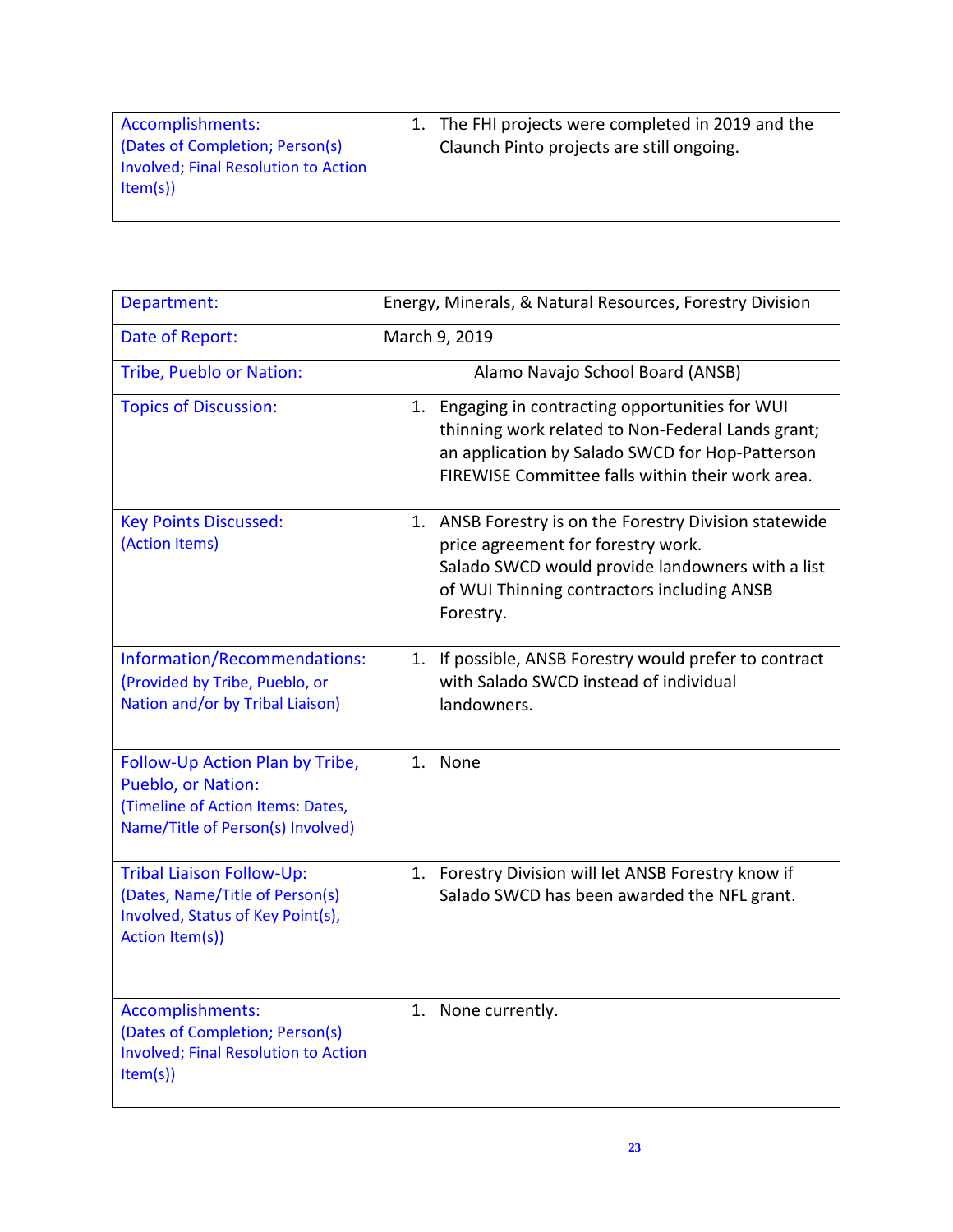| Accomplishments: (Dates of Completion; Person(s) Involved; Final Resolution to Action Item(s)) | 1. The FHI projects were completed in 2019 and the Claunch Pinto projects are still ongoing. |
|---|---|

| Department: | Energy, Minerals, & Natural Resources, Forestry Division |
|---|---|
| Date of Report: | March 9, 2019 |
| Tribe, Pueblo or Nation: | Alamo Navajo School Board (ANSB) |
| Topics of Discussion: | 1. Engaging in contracting opportunities for WUI thinning work related to Non-Federal Lands grant; an application by Salado SWCD for Hop-Patterson FIREWISE Committee falls within their work area. |
| Key Points Discussed: (Action Items) | 1. ANSB Forestry is on the Forestry Division statewide price agreement for forestry work. Salado SWCD would provide landowners with a list of WUI Thinning contractors including ANSB Forestry. |
| Information/Recommendations: (Provided by Tribe, Pueblo, or Nation and/or by Tribal Liaison) | 1. If possible, ANSB Forestry would prefer to contract with Salado SWCD instead of individual landowners. |
| Follow-Up Action Plan by Tribe, Pueblo, or Nation: (Timeline of Action Items: Dates, Name/Title of Person(s) Involved) | 1. None |
| Tribal Liaison Follow-Up: (Dates, Name/Title of Person(s) Involved, Status of Key Point(s), Action Item(s)) | 1. Forestry Division will let ANSB Forestry know if Salado SWCD has been awarded the NFL grant. |
| Accomplishments: (Dates of Completion; Person(s) Involved; Final Resolution to Action Item(s)) | 1. None currently. |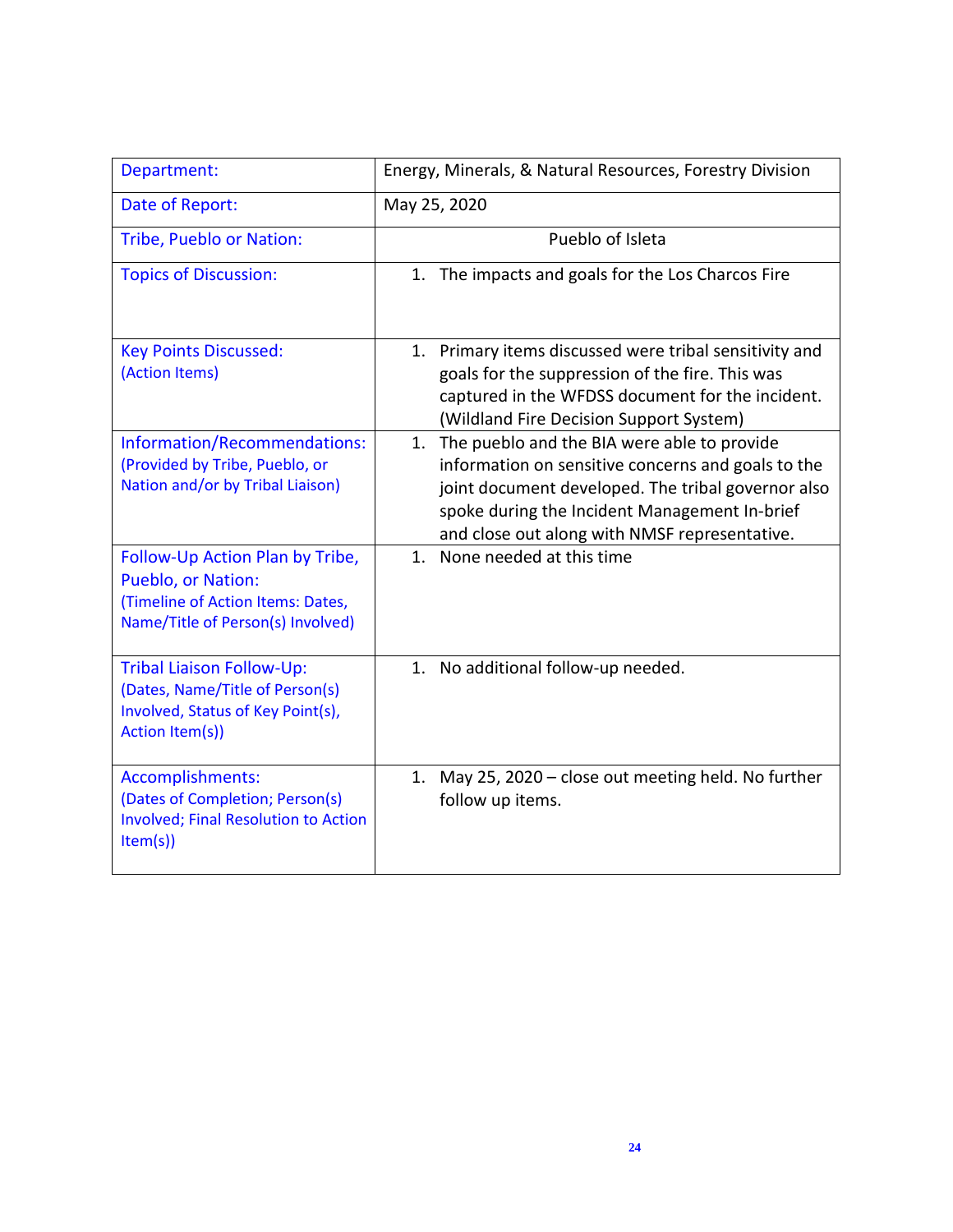| Department: | Energy, Minerals, & Natural Resources, Forestry Division |
|---|---|
| Date of Report: | May 25, 2020 |
| Tribe, Pueblo or Nation: | Pueblo of Isleta |
| Topics of Discussion: | 1. The impacts and goals for the Los Charcos Fire |
| Key Points Discussed: (Action Items) | 1. Primary items discussed were tribal sensitivity and goals for the suppression of the fire. This was captured in the WFDSS document for the incident. (Wildland Fire Decision Support System) |
| Information/Recommendations: (Provided by Tribe, Pueblo, or Nation and/or by Tribal Liaison) | 1. The pueblo and the BIA were able to provide information on sensitive concerns and goals to the joint document developed. The tribal governor also spoke during the Incident Management In-brief and close out along with NMSF representative. |
| Follow-Up Action Plan by Tribe, Pueblo, or Nation: (Timeline of Action Items: Dates, Name/Title of Person(s) Involved) | 1. None needed at this time |
| Tribal Liaison Follow-Up: (Dates, Name/Title of Person(s) Involved, Status of Key Point(s), Action Item(s)) | 1. No additional follow-up needed. |
| Accomplishments: (Dates of Completion; Person(s) Involved; Final Resolution to Action Item(s)) | 1. May 25, 2020 – close out meeting held. No further follow up items. |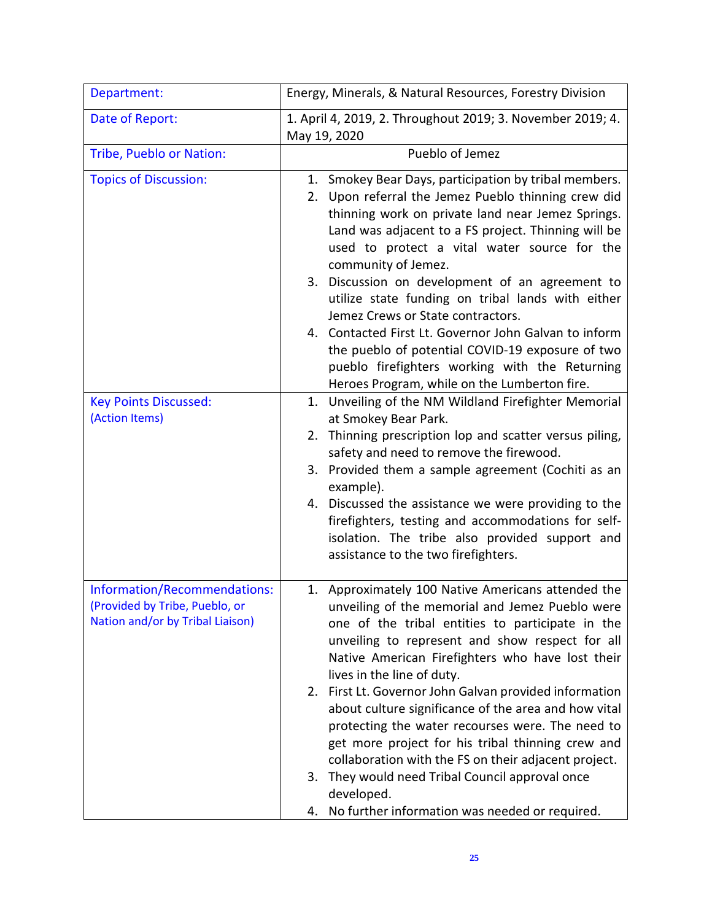| Department: | Energy, Minerals, & Natural Resources, Forestry Division |
|---|---|
| Date of Report: | 1. April 4, 2019, 2. Throughout 2019; 3. November 2019; 4. May 19, 2020 |
| Tribe, Pueblo or Nation: | Pueblo of Jemez |
| Topics of Discussion: | 1. Smokey Bear Days, participation by tribal members.<br>2. Upon referral the Jemez Pueblo thinning crew did thinning work on private land near Jemez Springs. Land was adjacent to a FS project. Thinning will be used to protect a vital water source for the community of Jemez.<br>3. Discussion on development of an agreement to utilize state funding on tribal lands with either Jemez Crews or State contractors.<br>4. Contacted First Lt. Governor John Galvan to inform the pueblo of potential COVID-19 exposure of two pueblo firefighters working with the Returning Heroes Program, while on the Lumberton fire. |
| Key Points Discussed: (Action Items) | 1. Unveiling of the NM Wildland Firefighter Memorial at Smokey Bear Park.<br>2. Thinning prescription lop and scatter versus piling, safety and need to remove the firewood.<br>3. Provided them a sample agreement (Cochiti as an example).<br>4. Discussed the assistance we were providing to the firefighters, testing and accommodations for self-isolation. The tribe also provided support and assistance to the two firefighters. |
| Information/Recommendations: (Provided by Tribe, Pueblo, or Nation and/or by Tribal Liaison) | 1. Approximately 100 Native Americans attended the unveiling of the memorial and Jemez Pueblo were one of the tribal entities to participate in the unveiling to represent and show respect for all Native American Firefighters who have lost their lives in the line of duty.<br>2. First Lt. Governor John Galvan provided information about culture significance of the area and how vital protecting the water recourses were. The need to get more project for his tribal thinning crew and collaboration with the FS on their adjacent project.<br>3. They would need Tribal Council approval once developed.<br>4. No further information was needed or required. |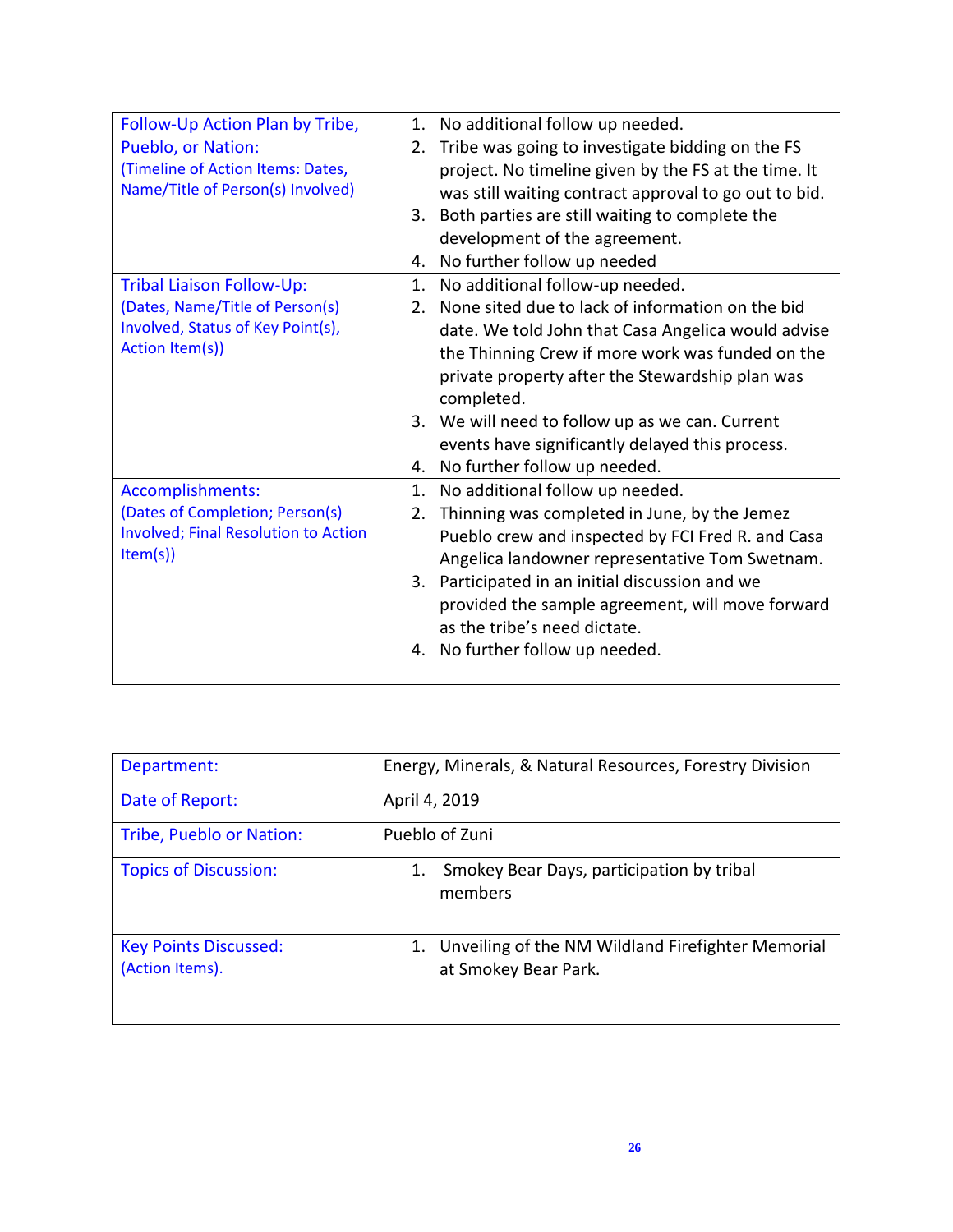| | |
|---|---|
| Follow-Up Action Plan by Tribe, Pueblo, or Nation: (Timeline of Action Items: Dates, Name/Title of Person(s) Involved) | 1. No additional follow up needed.<br>2. Tribe was going to investigate bidding on the FS project. No timeline given by the FS at the time. It was still waiting contract approval to go out to bid.<br>3. Both parties are still waiting to complete the development of the agreement.<br>4. No further follow up needed |
| Tribal Liaison Follow-Up: (Dates, Name/Title of Person(s) Involved, Status of Key Point(s), Action Item(s)) | 1. No additional follow-up needed.<br>2. None sited due to lack of information on the bid date. We told John that Casa Angelica would advise the Thinning Crew if more work was funded on the private property after the Stewardship plan was completed.<br>3. We will need to follow up as we can. Current events have significantly delayed this process.<br>4. No further follow up needed. |
| Accomplishments: (Dates of Completion; Person(s) Involved; Final Resolution to Action Item(s)) | 1. No additional follow up needed.<br>2. Thinning was completed in June, by the Jemez Pueblo crew and inspected by FCI Fred R. and Casa Angelica landowner representative Tom Swetnam.<br>3. Participated in an initial discussion and we provided the sample agreement, will move forward as the tribe's need dictate.<br>4. No further follow up needed. |

| | |
|---|---|
| Department: | Energy, Minerals, & Natural Resources, Forestry Division |
| Date of Report: | April 4, 2019 |
| Tribe, Pueblo or Nation: | Pueblo of Zuni |
| Topics of Discussion: | 1. Smokey Bear Days, participation by tribal members |
| Key Points Discussed: (Action Items). | 1. Unveiling of the NM Wildland Firefighter Memorial at Smokey Bear Park. |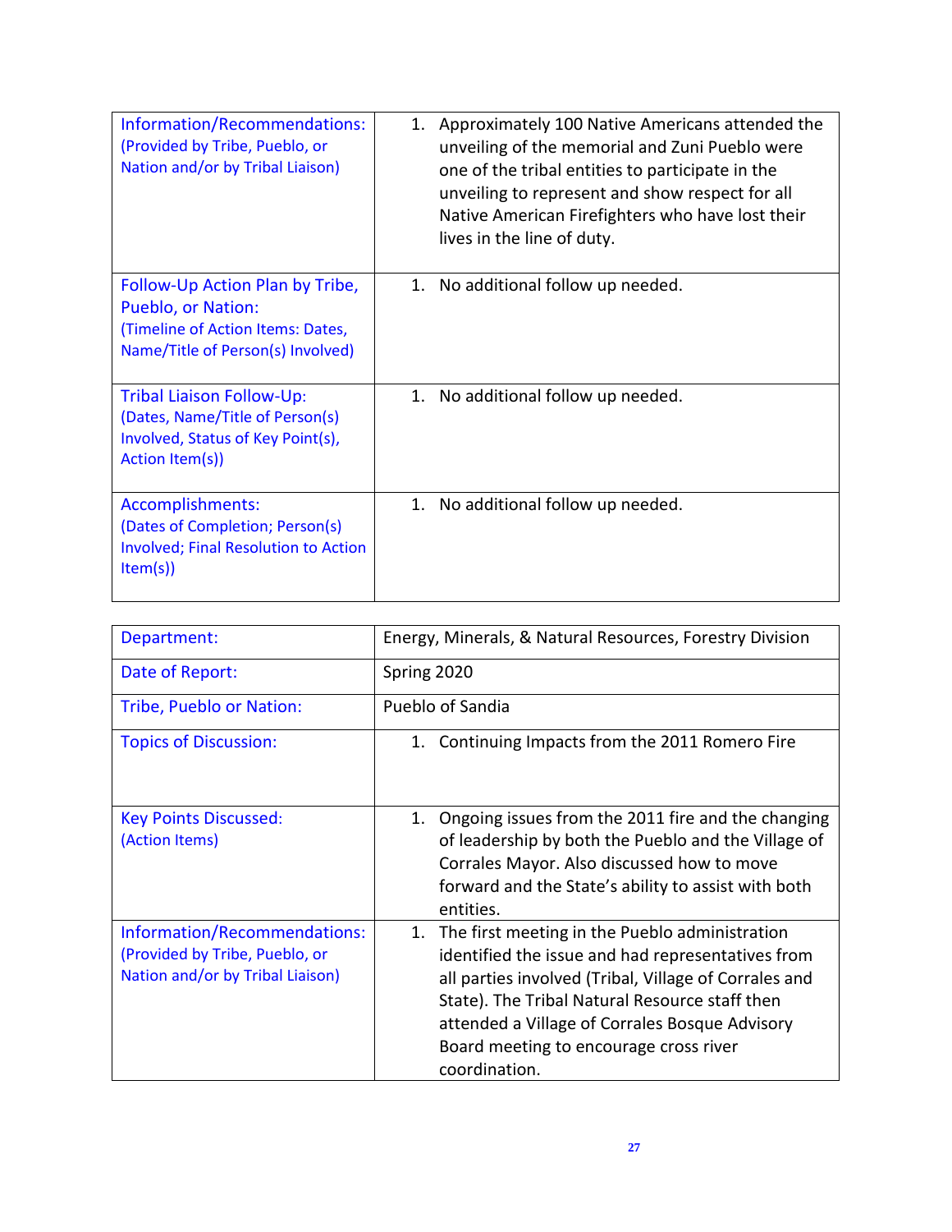| | |
|---|---|
| Information/Recommendations: (Provided by Tribe, Pueblo, or Nation and/or by Tribal Liaison) | 1. Approximately 100 Native Americans attended the unveiling of the memorial and Zuni Pueblo were one of the tribal entities to participate in the unveiling to represent and show respect for all Native American Firefighters who have lost their lives in the line of duty. |
| Follow-Up Action Plan by Tribe, Pueblo, or Nation: (Timeline of Action Items: Dates, Name/Title of Person(s) Involved) | 1. No additional follow up needed. |
| Tribal Liaison Follow-Up: (Dates, Name/Title of Person(s) Involved, Status of Key Point(s), Action Item(s)) | 1. No additional follow up needed. |
| Accomplishments: (Dates of Completion; Person(s) Involved; Final Resolution to Action Item(s)) | 1. No additional follow up needed. |

| | |
|---|---|
| Department: | Energy, Minerals, & Natural Resources, Forestry Division |
| Date of Report: | Spring 2020 |
| Tribe, Pueblo or Nation: | Pueblo of Sandia |
| Topics of Discussion: | 1. Continuing Impacts from the 2011 Romero Fire |
| Key Points Discussed: (Action Items) | 1. Ongoing issues from the 2011 fire and the changing of leadership by both the Pueblo and the Village of Corrales Mayor. Also discussed how to move forward and the State's ability to assist with both entities. |
| Information/Recommendations: (Provided by Tribe, Pueblo, or Nation and/or by Tribal Liaison) | 1. The first meeting in the Pueblo administration identified the issue and had representatives from all parties involved (Tribal, Village of Corrales and State). The Tribal Natural Resource staff then attended a Village of Corrales Bosque Advisory Board meeting to encourage cross river coordination. |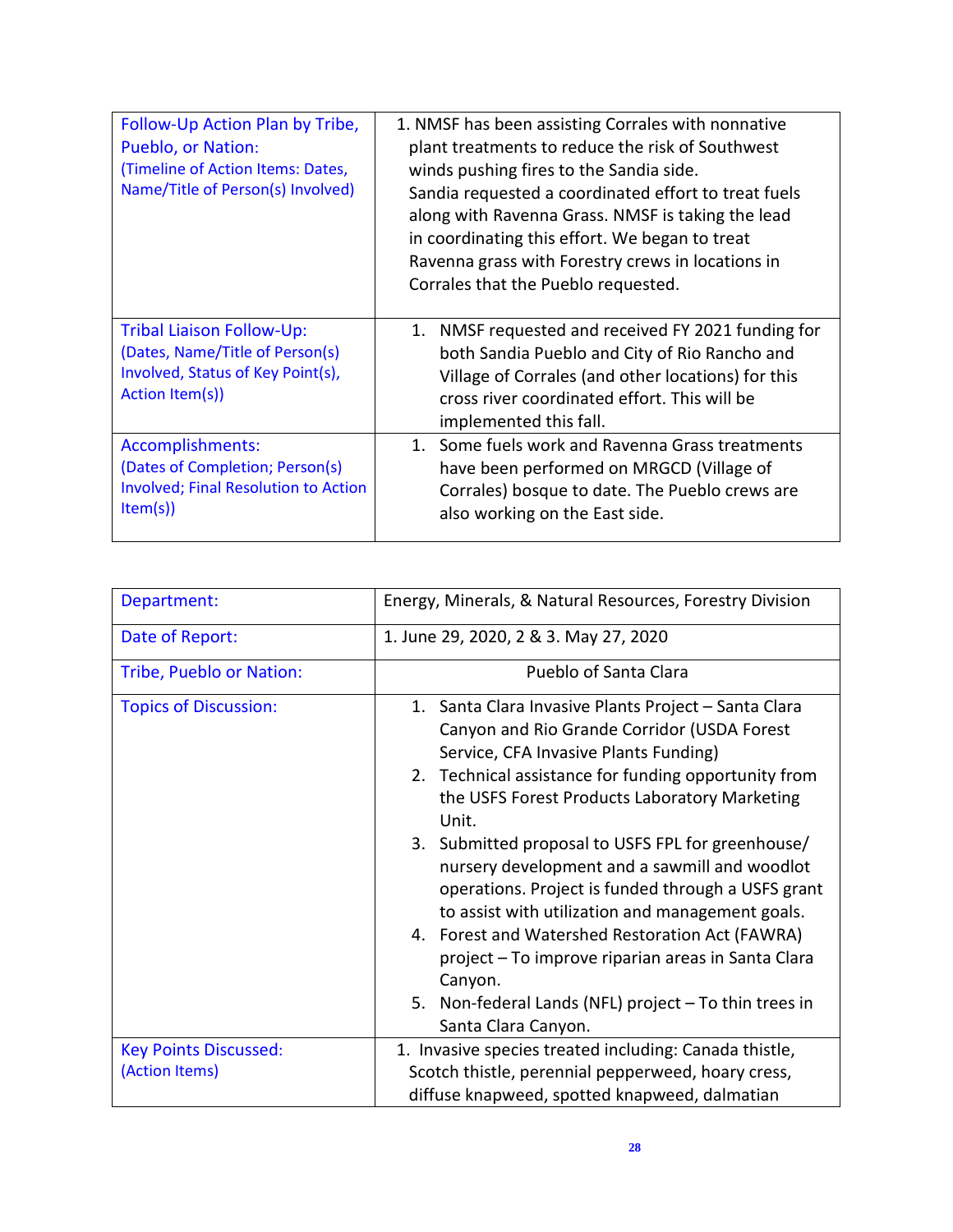| | |
|---|---|
| Follow-Up Action Plan by Tribe, Pueblo, or Nation: (Timeline of Action Items: Dates, Name/Title of Person(s) Involved) | 1. NMSF has been assisting Corrales with nonnative plant treatments to reduce the risk of Southwest winds pushing fires to the Sandia side. Sandia requested a coordinated effort to treat fuels along with Ravenna Grass. NMSF is taking the lead in coordinating this effort. We began to treat Ravenna grass with Forestry crews in locations in Corrales that the Pueblo requested. |
| Tribal Liaison Follow-Up: (Dates, Name/Title of Person(s) Involved, Status of Key Point(s), Action Item(s)) | 1. NMSF requested and received FY 2021 funding for both Sandia Pueblo and City of Rio Rancho and Village of Corrales (and other locations) for this cross river coordinated effort. This will be implemented this fall. |
| Accomplishments: (Dates of Completion; Person(s) Involved; Final Resolution to Action Item(s)) | 1. Some fuels work and Ravenna Grass treatments have been performed on MRGCD (Village of Corrales) bosque to date. The Pueblo crews are also working on the East side. |

| | |
|---|---|
| Department: | Energy, Minerals, & Natural Resources, Forestry Division |
| Date of Report: | 1. June 29, 2020, 2 & 3. May 27, 2020 |
| Tribe, Pueblo or Nation: | Pueblo of Santa Clara |
| Topics of Discussion: | 1. Santa Clara Invasive Plants Project – Santa Clara Canyon and Rio Grande Corridor (USDA Forest Service, CFA Invasive Plants Funding)<br>2. Technical assistance for funding opportunity from the USFS Forest Products Laboratory Marketing Unit.<br>3. Submitted proposal to USFS FPL for greenhouse/ nursery development and a sawmill and woodlot operations. Project is funded through a USFS grant to assist with utilization and management goals.<br>4. Forest and Watershed Restoration Act (FAWRA) project – To improve riparian areas in Santa Clara Canyon.<br>5. Non-federal Lands (NFL) project – To thin trees in Santa Clara Canyon. |
| Key Points Discussed: (Action Items) | 1. Invasive species treated including: Canada thistle, Scotch thistle, perennial pepperweed, hoary cress, diffuse knapweed, spotted knapweed, dalmatian |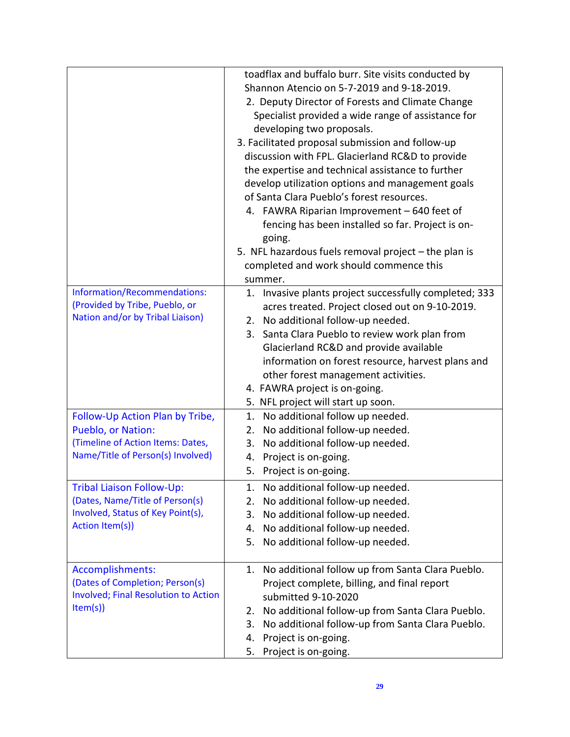| | |
|---|---|
| | toadflax and buffalo burr. Site visits conducted by Shannon Atencio on 5-7-2019 and 9-18-2019.<br>2. Deputy Director of Forests and Climate Change Specialist provided a wide range of assistance for developing two proposals.<br>3. Facilitated proposal submission and follow-up discussion with FPL. Glacierland RC&D to provide the expertise and technical assistance to further develop utilization options and management goals of Santa Clara Pueblo's forest resources.<br>4. FAWRA Riparian Improvement – 640 feet of fencing has been installed so far. Project is on-going.<br>5. NFL hazardous fuels removal project – the plan is completed and work should commence this summer. |
| Information/Recommendations: (Provided by Tribe, Pueblo, or Nation and/or by Tribal Liaison) | 1. Invasive plants project successfully completed; 333 acres treated. Project closed out on 9-10-2019.<br>2. No additional follow-up needed.<br>3. Santa Clara Pueblo to review work plan from Glacierland RC&D and provide available information on forest resource, harvest plans and other forest management activities.<br>4. FAWRA project is on-going.<br>5. NFL project will start up soon. |
| Follow-Up Action Plan by Tribe, Pueblo, or Nation: (Timeline of Action Items: Dates, Name/Title of Person(s) Involved) | 1. No additional follow up needed.<br>2. No additional follow-up needed.<br>3. No additional follow-up needed.<br>4. Project is on-going.<br>5. Project is on-going. |
| Tribal Liaison Follow-Up: (Dates, Name/Title of Person(s) Involved, Status of Key Point(s), Action Item(s)) | 1. No additional follow-up needed.<br>2. No additional follow-up needed.<br>3. No additional follow-up needed.<br>4. No additional follow-up needed.<br>5. No additional follow-up needed. |
| Accomplishments: (Dates of Completion; Person(s) Involved; Final Resolution to Action Item(s)) | 1. No additional follow up from Santa Clara Pueblo. Project complete, billing, and final report submitted 9-10-2020<br>2. No additional follow-up from Santa Clara Pueblo.<br>3. No additional follow-up from Santa Clara Pueblo.<br>4. Project is on-going.<br>5. Project is on-going. |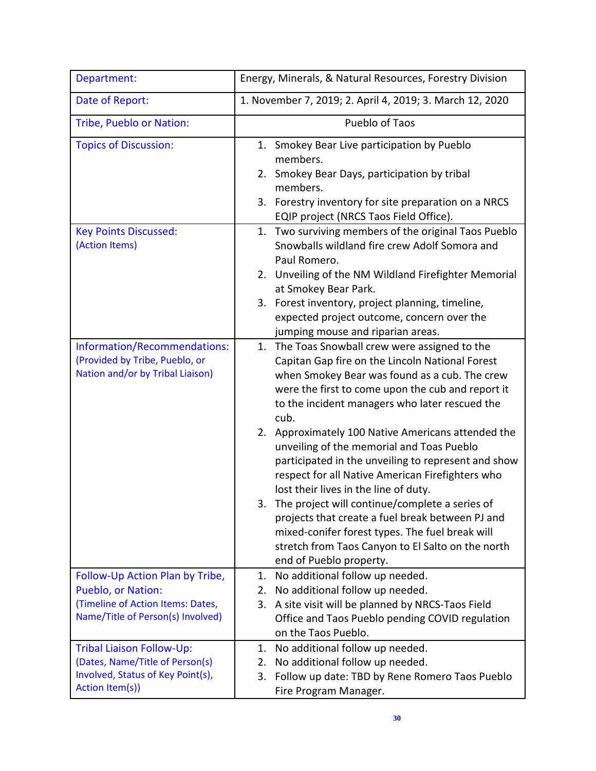| Department: | Energy, Minerals, & Natural Resources, Forestry Division |
|---|---|
| Date of Report: | 1. November 7, 2019; 2. April 4, 2019; 3. March 12, 2020 |
| Tribe, Pueblo or Nation: | Pueblo of Taos |
| Topics of Discussion: | 1. Smokey Bear Live participation by Pueblo members.<br>2. Smokey Bear Days, participation by tribal members.<br>3. Forestry inventory for site preparation on a NRCS EQIP project (NRCS Taos Field Office). |
| Key Points Discussed: (Action Items) | 1. Two surviving members of the original Taos Pueblo Snowballs wildland fire crew Adolf Somora and Paul Romero.<br>2. Unveiling of the NM Wildland Firefighter Memorial at Smokey Bear Park.<br>3. Forest inventory, project planning, timeline, expected project outcome, concern over the jumping mouse and riparian areas. |
| Information/Recommendations: (Provided by Tribe, Pueblo, or Nation and/or by Tribal Liaison) | 1. The Toas Snowball crew were assigned to the Capitan Gap fire on the Lincoln National Forest when Smokey Bear was found as a cub. The crew were the first to come upon the cub and report it to the incident managers who later rescued the cub.<br>2. Approximately 100 Native Americans attended the unveiling of the memorial and Toas Pueblo participated in the unveiling to represent and show respect for all Native American Firefighters who lost their lives in the line of duty.<br>3. The project will continue/complete a series of projects that create a fuel break between PJ and mixed-conifer forest types. The fuel break will stretch from Taos Canyon to El Salto on the north end of Pueblo property. |
| Follow-Up Action Plan by Tribe, Pueblo, or Nation: (Timeline of Action Items: Dates, Name/Title of Person(s) Involved) | 1. No additional follow up needed.<br>2. No additional follow up needed.<br>3. A site visit will be planned by NRCS-Taos Field Office and Taos Pueblo pending COVID regulation on the Taos Pueblo. |
| Tribal Liaison Follow-Up: (Dates, Name/Title of Person(s) Involved, Status of Key Point(s), Action Item(s)) | 1. No additional follow up needed.<br>2. No additional follow up needed.<br>3. Follow up date: TBD by Rene Romero Taos Pueblo Fire Program Manager. |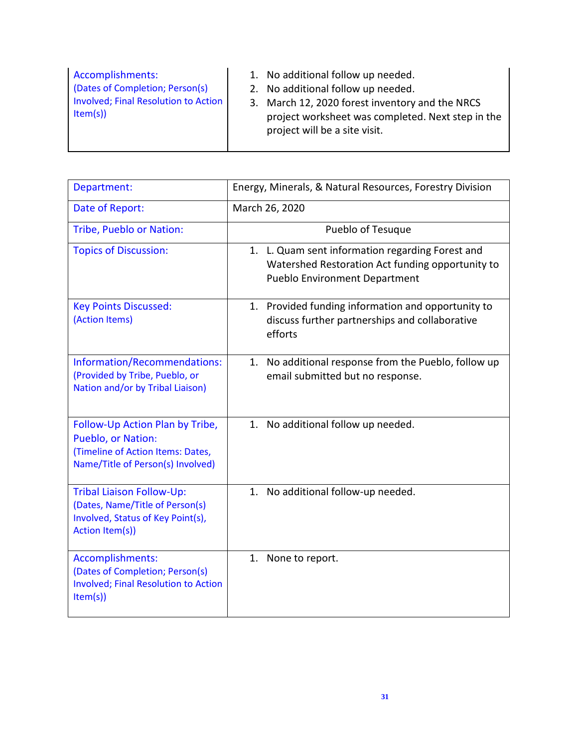| Accomplishments: (Dates of Completion; Person(s) Involved; Final Resolution to Action Item(s)) | 1. No additional follow up needed.<br>2. No additional follow up needed.<br>3. March 12, 2020 forest inventory and the NRCS project worksheet was completed. Next step in the project will be a site visit. |
|---|---|

| Department: | Energy, Minerals, & Natural Resources, Forestry Division |
|---|---|
| Date of Report: | March 26, 2020 |
| Tribe, Pueblo or Nation: | Pueblo of Tesuque |
| Topics of Discussion: | 1. L. Quam sent information regarding Forest and Watershed Restoration Act funding opportunity to Pueblo Environment Department |
| Key Points Discussed: (Action Items) | 1. Provided funding information and opportunity to discuss further partnerships and collaborative efforts |
| Information/Recommendations: (Provided by Tribe, Pueblo, or Nation and/or by Tribal Liaison) | 1. No additional response from the Pueblo, follow up email submitted but no response. |
| Follow-Up Action Plan by Tribe, Pueblo, or Nation: (Timeline of Action Items: Dates, Name/Title of Person(s) Involved) | 1. No additional follow up needed. |
| Tribal Liaison Follow-Up: (Dates, Name/Title of Person(s) Involved, Status of Key Point(s), Action Item(s)) | 1. No additional follow-up needed. |
| Accomplishments: (Dates of Completion; Person(s) Involved; Final Resolution to Action Item(s)) | 1. None to report. |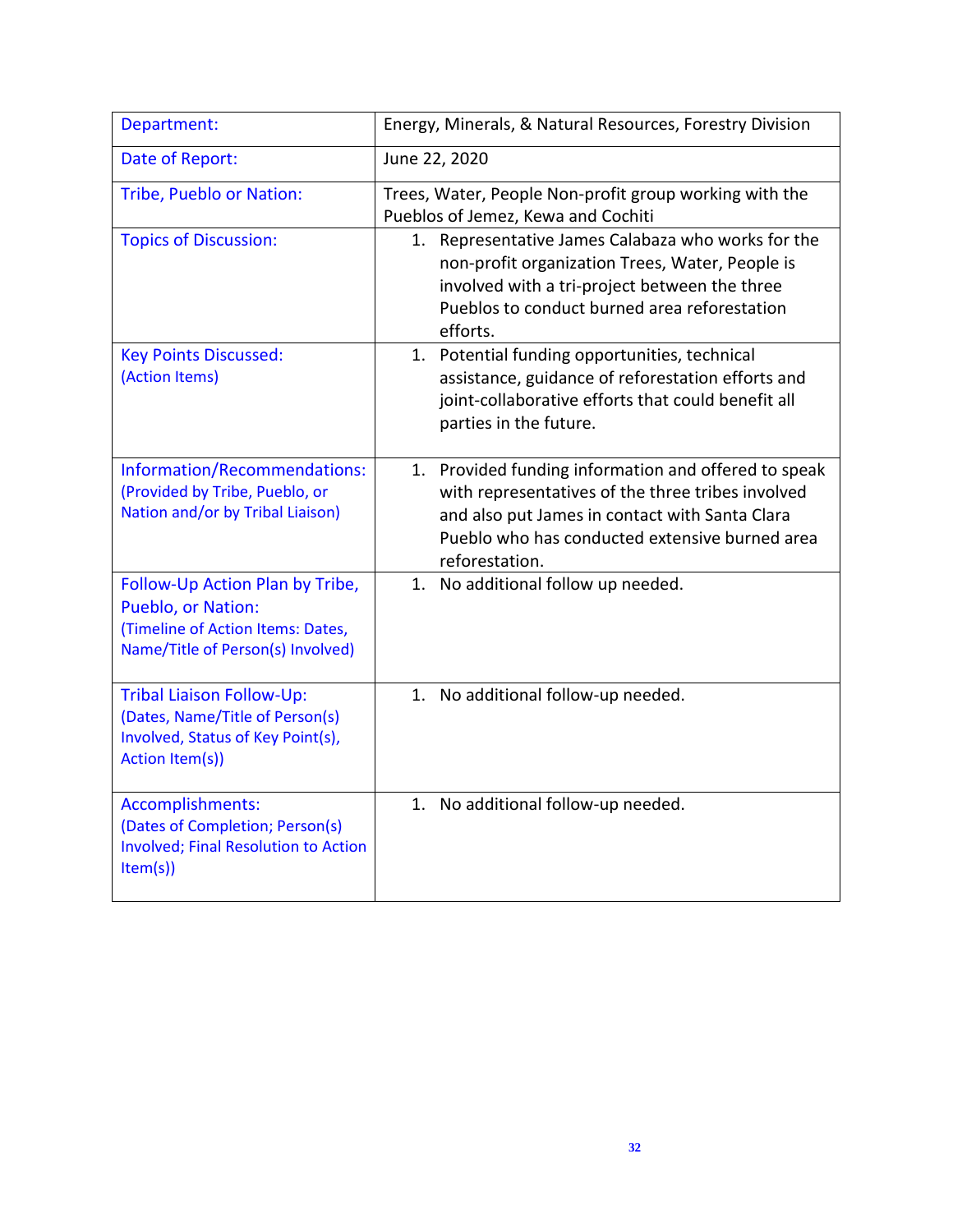| Department: | Energy, Minerals, & Natural Resources, Forestry Division |
|---|---|
| Date of Report: | June 22, 2020 |
| Tribe, Pueblo or Nation: | Trees, Water, People Non-profit group working with the Pueblos of Jemez, Kewa and Cochiti |
| Topics of Discussion: | 1. Representative James Calabaza who works for the non-profit organization Trees, Water, People is involved with a tri-project between the three Pueblos to conduct burned area reforestation efforts. |
| Key Points Discussed: (Action Items) | 1. Potential funding opportunities, technical assistance, guidance of reforestation efforts and joint-collaborative efforts that could benefit all parties in the future. |
| Information/Recommendations: (Provided by Tribe, Pueblo, or Nation and/or by Tribal Liaison) | 1. Provided funding information and offered to speak with representatives of the three tribes involved and also put James in contact with Santa Clara Pueblo who has conducted extensive burned area reforestation. |
| Follow-Up Action Plan by Tribe, Pueblo, or Nation: (Timeline of Action Items: Dates, Name/Title of Person(s) Involved) | 1. No additional follow up needed. |
| Tribal Liaison Follow-Up: (Dates, Name/Title of Person(s) Involved, Status of Key Point(s), Action Item(s)) | 1. No additional follow-up needed. |
| Accomplishments: (Dates of Completion; Person(s) Involved; Final Resolution to Action Item(s)) | 1. No additional follow-up needed. |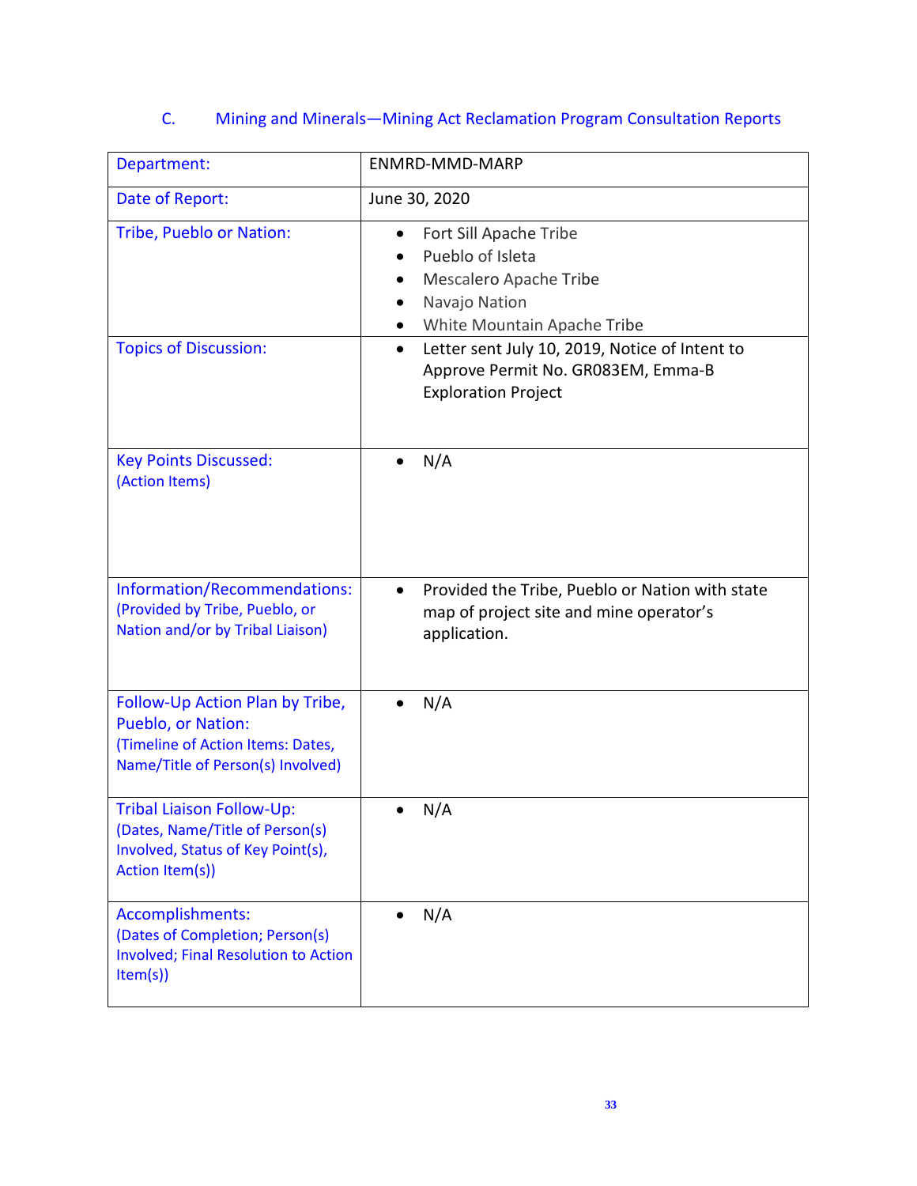### C. Mining and Minerals—Mining Act Reclamation Program Consultation Reports

| Department: | ENMRD-MMD-MARP |
|---|---|
| Date of Report: | June 30, 2020 |
| Tribe, Pueblo or Nation: | • Fort Sill Apache Tribe<br>• Pueblo of Isleta<br>• Mescalero Apache Tribe<br>• Navajo Nation<br>• White Mountain Apache Tribe |
| Topics of Discussion: | • Letter sent July 10, 2019, Notice of Intent to Approve Permit No. GR083EM, Emma-B Exploration Project |
| Key Points Discussed: (Action Items) | • N/A |
| Information/Recommendations: (Provided by Tribe, Pueblo, or Nation and/or by Tribal Liaison) | • Provided the Tribe, Pueblo or Nation with state map of project site and mine operator's application. |
| Follow-Up Action Plan by Tribe, Pueblo, or Nation: (Timeline of Action Items: Dates, Name/Title of Person(s) Involved) | • N/A |
| Tribal Liaison Follow-Up: (Dates, Name/Title of Person(s) Involved, Status of Key Point(s), Action Item(s)) | • N/A |
| Accomplishments: (Dates of Completion; Person(s) Involved; Final Resolution to Action Item(s)) | • N/A |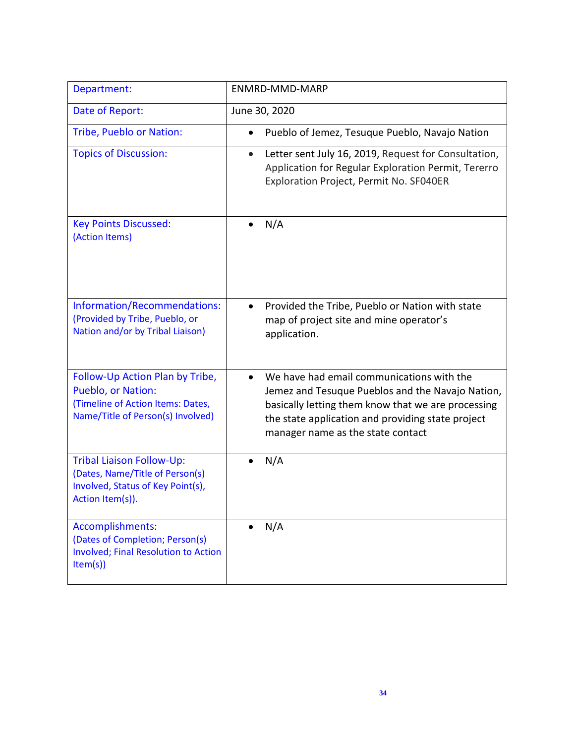| Department: | ENMRD-MMD-MARP |
|---|---|
| Date of Report: | June 30, 2020 |
| Tribe, Pueblo or Nation: | • Pueblo of Jemez, Tesuque Pueblo, Navajo Nation |
| Topics of Discussion: | • Letter sent July 16, 2019, Request for Consultation, Application for Regular Exploration Permit, Tererro Exploration Project, Permit No. SF040ER |
| Key Points Discussed: (Action Items) | • N/A |
| Information/Recommendations: (Provided by Tribe, Pueblo, or Nation and/or by Tribal Liaison) | • Provided the Tribe, Pueblo or Nation with state map of project site and mine operator's application. |
| Follow-Up Action Plan by Tribe, Pueblo, or Nation: (Timeline of Action Items: Dates, Name/Title of Person(s) Involved) | • We have had email communications with the Jemez and Tesuque Pueblos and the Navajo Nation, basically letting them know that we are processing the state application and providing state project manager name as the state contact |
| Tribal Liaison Follow-Up: (Dates, Name/Title of Person(s) Involved, Status of Key Point(s), Action Item(s)). | • N/A |
| Accomplishments: (Dates of Completion; Person(s) Involved; Final Resolution to Action Item(s)) | • N/A |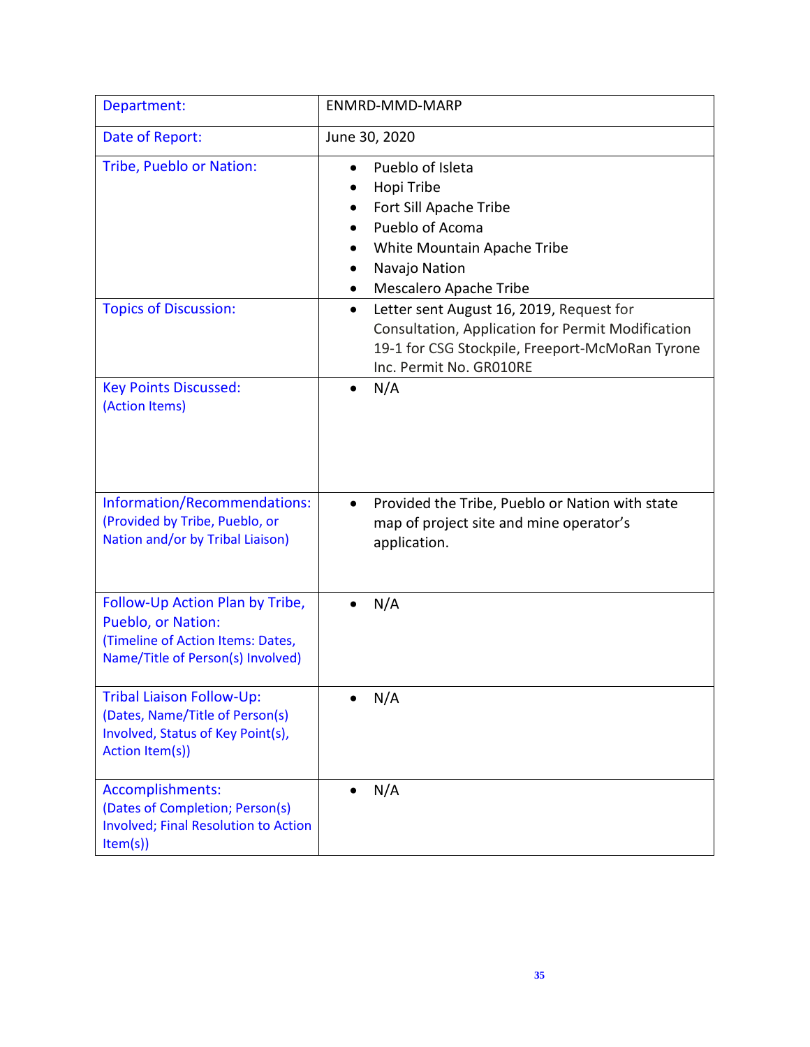| Department: | ENMRD-MMD-MARP |
|---|---|
| Date of Report: | June 30, 2020 |
| Tribe, Pueblo or Nation: | • Pueblo of Isleta<br>• Hopi Tribe<br>• Fort Sill Apache Tribe<br>• Pueblo of Acoma<br>• White Mountain Apache Tribe<br>• Navajo Nation<br>• Mescalero Apache Tribe |
| Topics of Discussion: | • Letter sent August 16, 2019, Request for Consultation, Application for Permit Modification 19-1 for CSG Stockpile, Freeport-McMoRan Tyrone Inc. Permit No. GR010RE |
| Key Points Discussed:<br>(Action Items) | • N/A |
| Information/Recommendations:<br>(Provided by Tribe, Pueblo, or Nation and/or by Tribal Liaison) | • Provided the Tribe, Pueblo or Nation with state map of project site and mine operator's application. |
| Follow-Up Action Plan by Tribe, Pueblo, or Nation:<br>(Timeline of Action Items: Dates, Name/Title of Person(s) Involved) | • N/A |
| Tribal Liaison Follow-Up:<br>(Dates, Name/Title of Person(s) Involved, Status of Key Point(s), Action Item(s)) | • N/A |
| Accomplishments:<br>(Dates of Completion; Person(s) Involved; Final Resolution to Action Item(s)) | • N/A |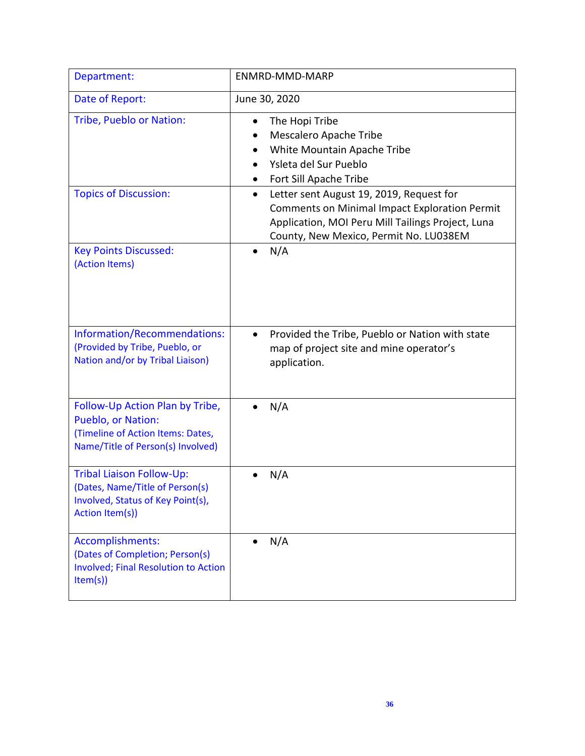| Department: | ENMRD-MMD-MARP |
|---|---|
| Date of Report: | June 30, 2020 |
| Tribe, Pueblo or Nation: | • The Hopi Tribe<br>• Mescalero Apache Tribe<br>• White Mountain Apache Tribe<br>• Ysleta del Sur Pueblo<br>• Fort Sill Apache Tribe |
| Topics of Discussion: | • Letter sent August 19, 2019, Request for Comments on Minimal Impact Exploration Permit Application, MOI Peru Mill Tailings Project, Luna County, New Mexico, Permit No. LU038EM |
| Key Points Discussed: (Action Items) | • N/A |
| Information/Recommendations: (Provided by Tribe, Pueblo, or Nation and/or by Tribal Liaison) | • Provided the Tribe, Pueblo or Nation with state map of project site and mine operator's application. |
| Follow-Up Action Plan by Tribe, Pueblo, or Nation: (Timeline of Action Items: Dates, Name/Title of Person(s) Involved) | • N/A |
| Tribal Liaison Follow-Up: (Dates, Name/Title of Person(s) Involved, Status of Key Point(s), Action Item(s)) | • N/A |
| Accomplishments: (Dates of Completion; Person(s) Involved; Final Resolution to Action Item(s)) | • N/A |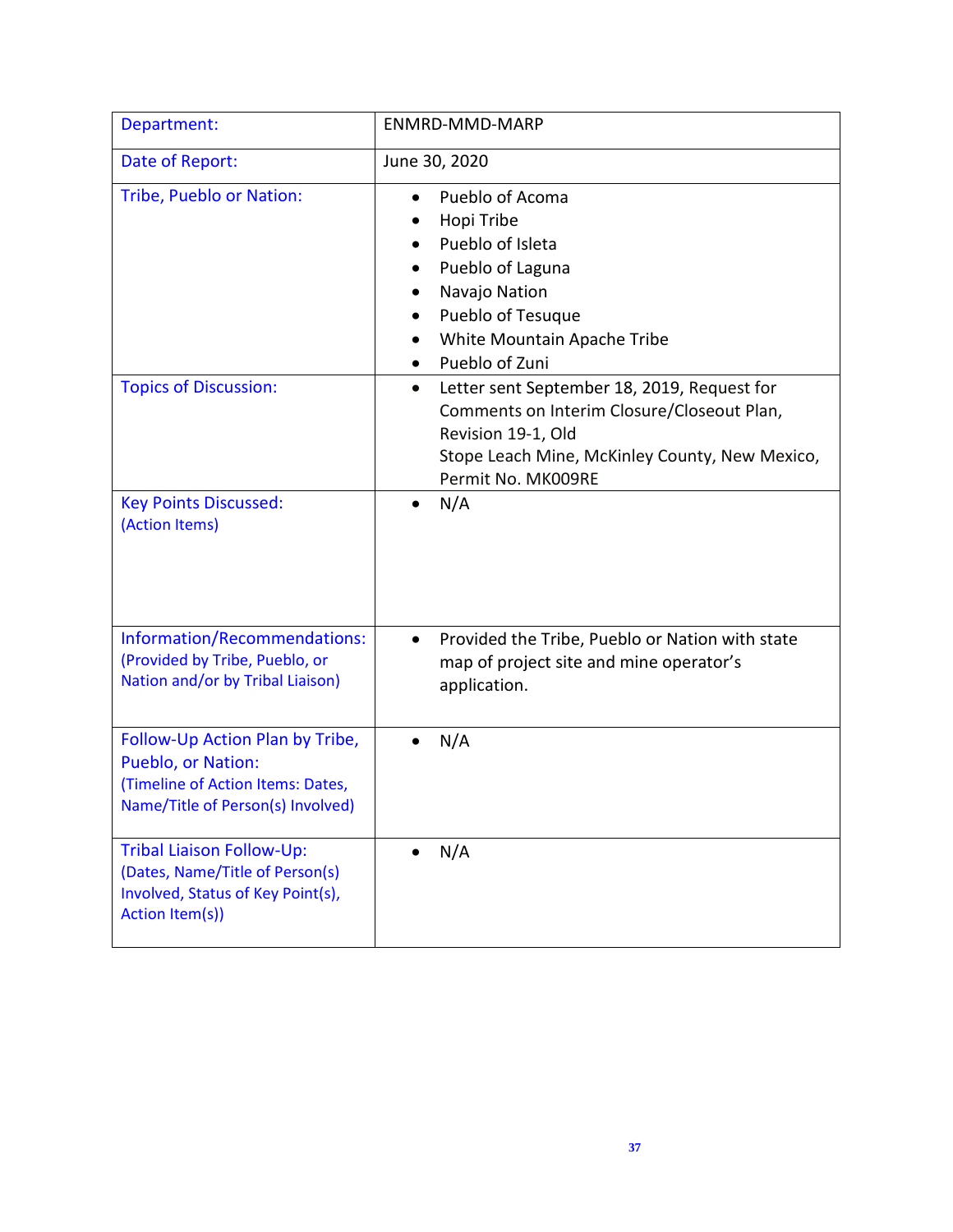| Department: | ENMRD-MMD-MARP |
| --- | --- |
| Date of Report: | June 30, 2020 |
| Tribe, Pueblo or Nation: | • Pueblo of Acoma<br>• Hopi Tribe<br>• Pueblo of Isleta<br>• Pueblo of Laguna<br>• Navajo Nation<br>• Pueblo of Tesuque<br>• White Mountain Apache Tribe<br>• Pueblo of Zuni |
| Topics of Discussion: | • Letter sent September 18, 2019, Request for Comments on Interim Closure/Closeout Plan, Revision 19-1, Old Stope Leach Mine, McKinley County, New Mexico, Permit No. MK009RE |
| Key Points Discussed: (Action Items) | • N/A |
| Information/Recommendations: (Provided by Tribe, Pueblo, or Nation and/or by Tribal Liaison) | • Provided the Tribe, Pueblo or Nation with state map of project site and mine operator's application. |
| Follow-Up Action Plan by Tribe, Pueblo, or Nation: (Timeline of Action Items: Dates, Name/Title of Person(s) Involved) | • N/A |
| Tribal Liaison Follow-Up: (Dates, Name/Title of Person(s) Involved, Status of Key Point(s), Action Item(s)) | • N/A |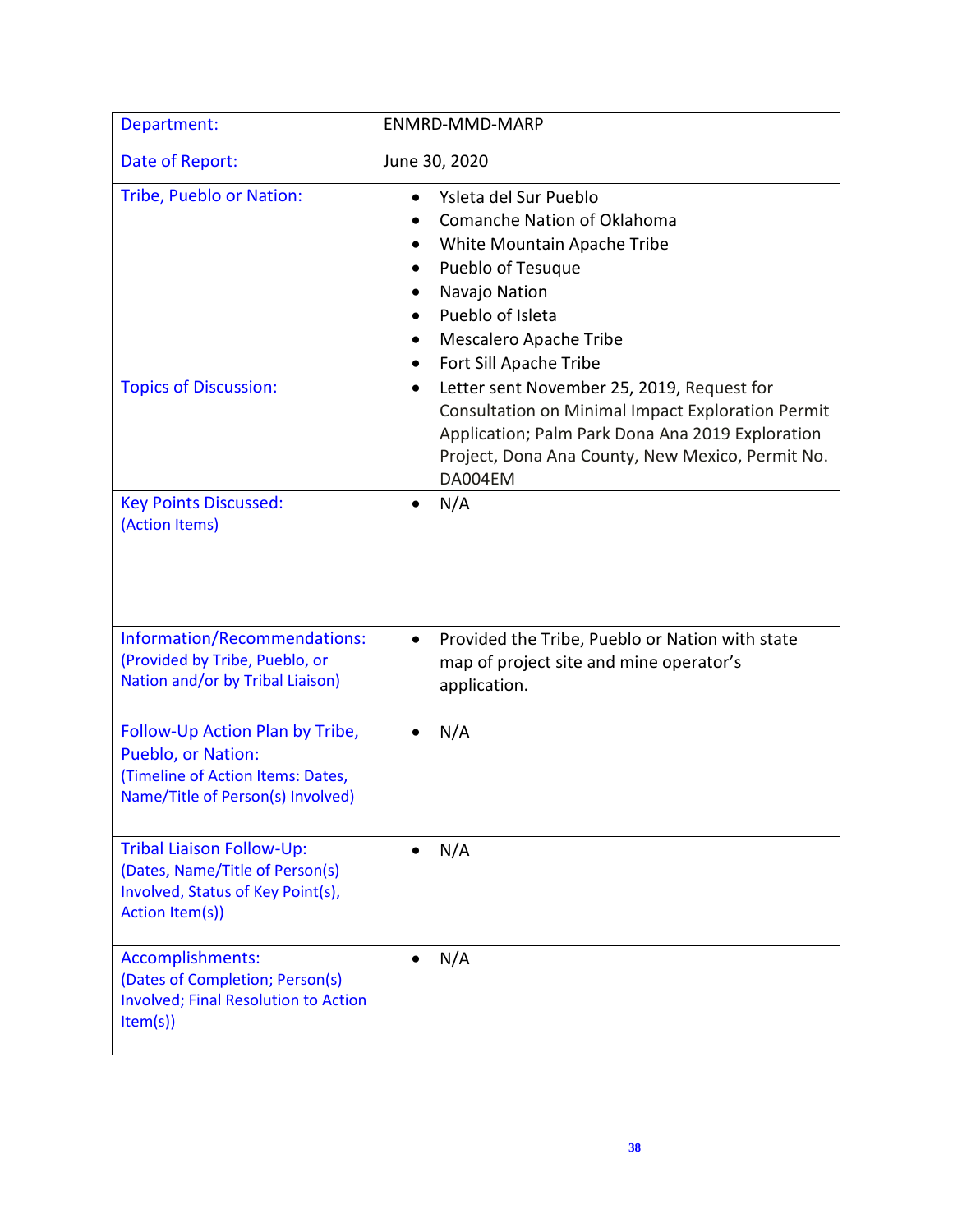| Department: | ENMRD-MMD-MARP |
|---|---|
| Date of Report: | June 30, 2020 |
| Tribe, Pueblo or Nation: | • Ysleta del Sur Pueblo<br>• Comanche Nation of Oklahoma<br>• White Mountain Apache Tribe<br>• Pueblo of Tesuque<br>• Navajo Nation<br>• Pueblo of Isleta<br>• Mescalero Apache Tribe<br>• Fort Sill Apache Tribe |
| Topics of Discussion: | • Letter sent November 25, 2019, Request for Consultation on Minimal Impact Exploration Permit Application; Palm Park Dona Ana 2019 Exploration Project, Dona Ana County, New Mexico, Permit No. DA004EM |
| Key Points Discussed:<br>(Action Items) | • N/A |
| Information/Recommendations:<br>(Provided by Tribe, Pueblo, or Nation and/or by Tribal Liaison) | • Provided the Tribe, Pueblo or Nation with state map of project site and mine operator's application. |
| Follow-Up Action Plan by Tribe, Pueblo, or Nation:<br>(Timeline of Action Items: Dates, Name/Title of Person(s) Involved) | • N/A |
| Tribal Liaison Follow-Up:<br>(Dates, Name/Title of Person(s) Involved, Status of Key Point(s), Action Item(s)) | • N/A |
| Accomplishments:<br>(Dates of Completion; Person(s) Involved; Final Resolution to Action Item(s)) | • N/A |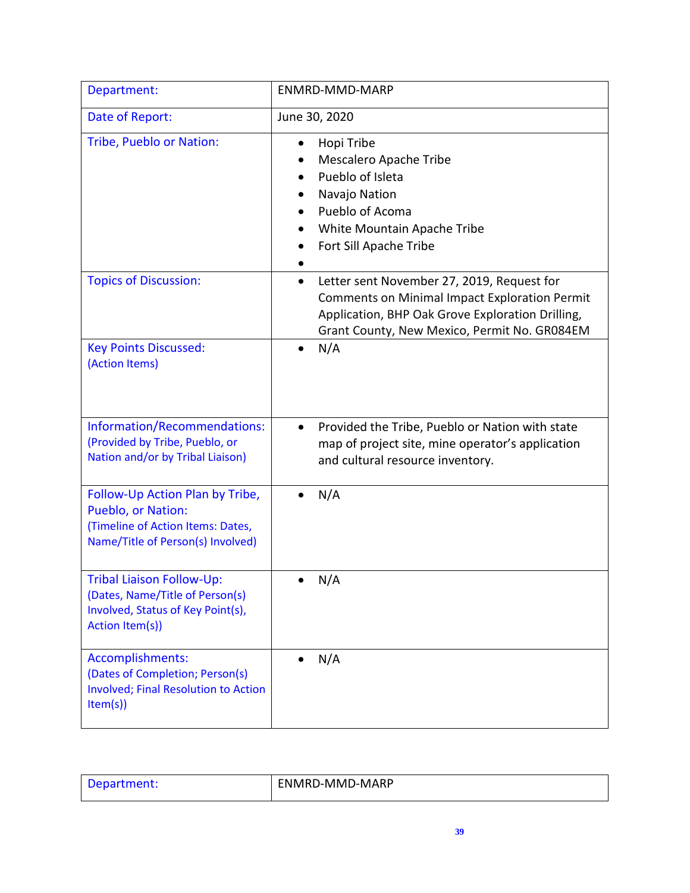| Department: | ENMRD-MMD-MARP |
|---|---|
| Date of Report: | June 30, 2020 |
| Tribe, Pueblo or Nation: | • Hopi Tribe<br>• Mescalero Apache Tribe<br>• Pueblo of Isleta<br>• Navajo Nation<br>• Pueblo of Acoma<br>• White Mountain Apache Tribe<br>• Fort Sill Apache Tribe<br>• |
| Topics of Discussion: | • Letter sent November 27, 2019, Request for Comments on Minimal Impact Exploration Permit Application, BHP Oak Grove Exploration Drilling, Grant County, New Mexico, Permit No. GR084EM |
| Key Points Discussed:<br>(Action Items) | • N/A |
| Information/Recommendations:<br>(Provided by Tribe, Pueblo, or Nation and/or by Tribal Liaison) | • Provided the Tribe, Pueblo or Nation with state map of project site, mine operator's application and cultural resource inventory. |
| Follow-Up Action Plan by Tribe, Pueblo, or Nation:<br>(Timeline of Action Items: Dates, Name/Title of Person(s) Involved) | • N/A |
| Tribal Liaison Follow-Up:<br>(Dates, Name/Title of Person(s) Involved, Status of Key Point(s), Action Item(s)) | • N/A |
| Accomplishments:<br>(Dates of Completion; Person(s) Involved; Final Resolution to Action Item(s)) | • N/A |

| Department: | ENMRD-MMD-MARP |
|---|---|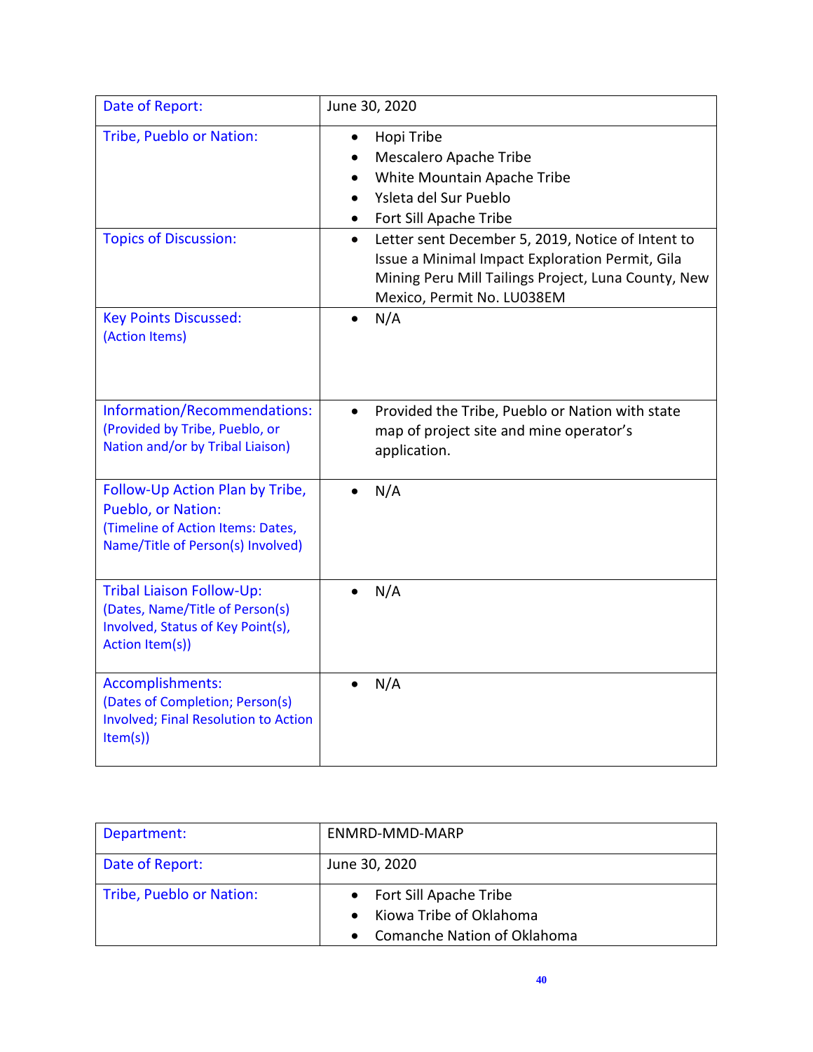| Date of Report: | June 30, 2020 |
|---|---|
| Tribe, Pueblo or Nation: | • Hopi Tribe<br>• Mescalero Apache Tribe<br>• White Mountain Apache Tribe<br>• Ysleta del Sur Pueblo<br>• Fort Sill Apache Tribe |
| Topics of Discussion: | • Letter sent December 5, 2019, Notice of Intent to Issue a Minimal Impact Exploration Permit, Gila Mining Peru Mill Tailings Project, Luna County, New Mexico, Permit No. LU038EM |
| Key Points Discussed: (Action Items) | • N/A |
| Information/Recommendations: (Provided by Tribe, Pueblo, or Nation and/or by Tribal Liaison) | • Provided the Tribe, Pueblo or Nation with state map of project site and mine operator's application. |
| Follow-Up Action Plan by Tribe, Pueblo, or Nation: (Timeline of Action Items: Dates, Name/Title of Person(s) Involved) | • N/A |
| Tribal Liaison Follow-Up: (Dates, Name/Title of Person(s) Involved, Status of Key Point(s), Action Item(s)) | • N/A |
| Accomplishments: (Dates of Completion; Person(s) Involved; Final Resolution to Action Item(s)) | • N/A |

| Department: | ENMRD-MMD-MARP |
|---|---|
| Date of Report: | June 30, 2020 |
| Tribe, Pueblo or Nation: | • Fort Sill Apache Tribe<br>• Kiowa Tribe of Oklahoma<br>• Comanche Nation of Oklahoma |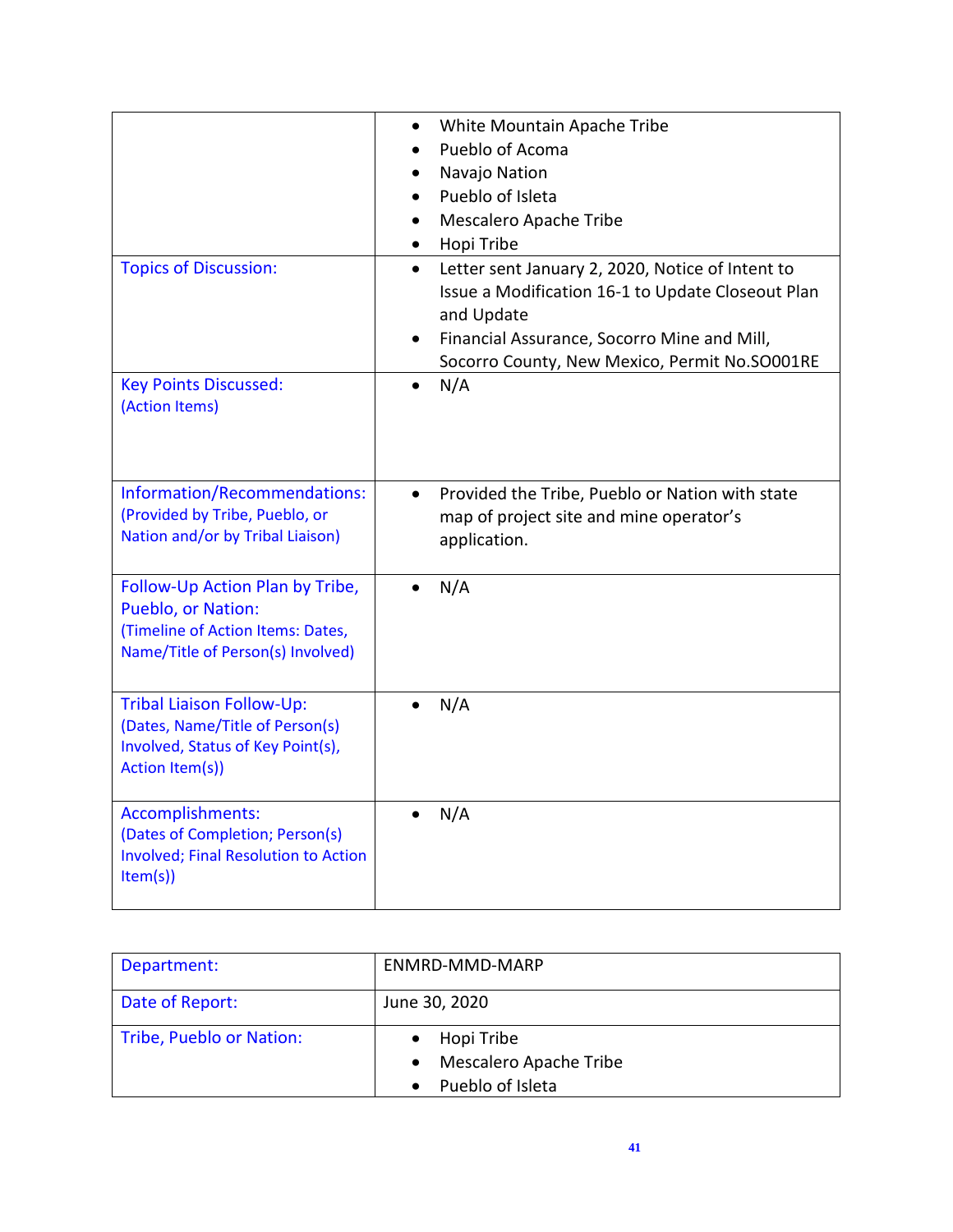| | |
|---|---|
| | • White Mountain Apache Tribe<br>• Pueblo of Acoma<br>• Navajo Nation<br>• Pueblo of Isleta<br>• Mescalero Apache Tribe<br>• Hopi Tribe |
| Topics of Discussion: | • Letter sent January 2, 2020, Notice of Intent to Issue a Modification 16-1 to Update Closeout Plan and Update<br>• Financial Assurance, Socorro Mine and Mill, Socorro County, New Mexico, Permit No.SO001RE |
| Key Points Discussed: (Action Items) | • N/A |
| Information/Recommendations: (Provided by Tribe, Pueblo, or Nation and/or by Tribal Liaison) | • Provided the Tribe, Pueblo or Nation with state map of project site and mine operator's application. |
| Follow-Up Action Plan by Tribe, Pueblo, or Nation: (Timeline of Action Items: Dates, Name/Title of Person(s) Involved) | • N/A |
| Tribal Liaison Follow-Up: (Dates, Name/Title of Person(s) Involved, Status of Key Point(s), Action Item(s)) | • N/A |
| Accomplishments: (Dates of Completion; Person(s) Involved; Final Resolution to Action Item(s)) | • N/A |

| | |
|---|---|
| Department: | ENMRD-MMD-MARP |
| Date of Report: | June 30, 2020 |
| Tribe, Pueblo or Nation: | • Hopi Tribe<br>• Mescalero Apache Tribe<br>• Pueblo of Isleta |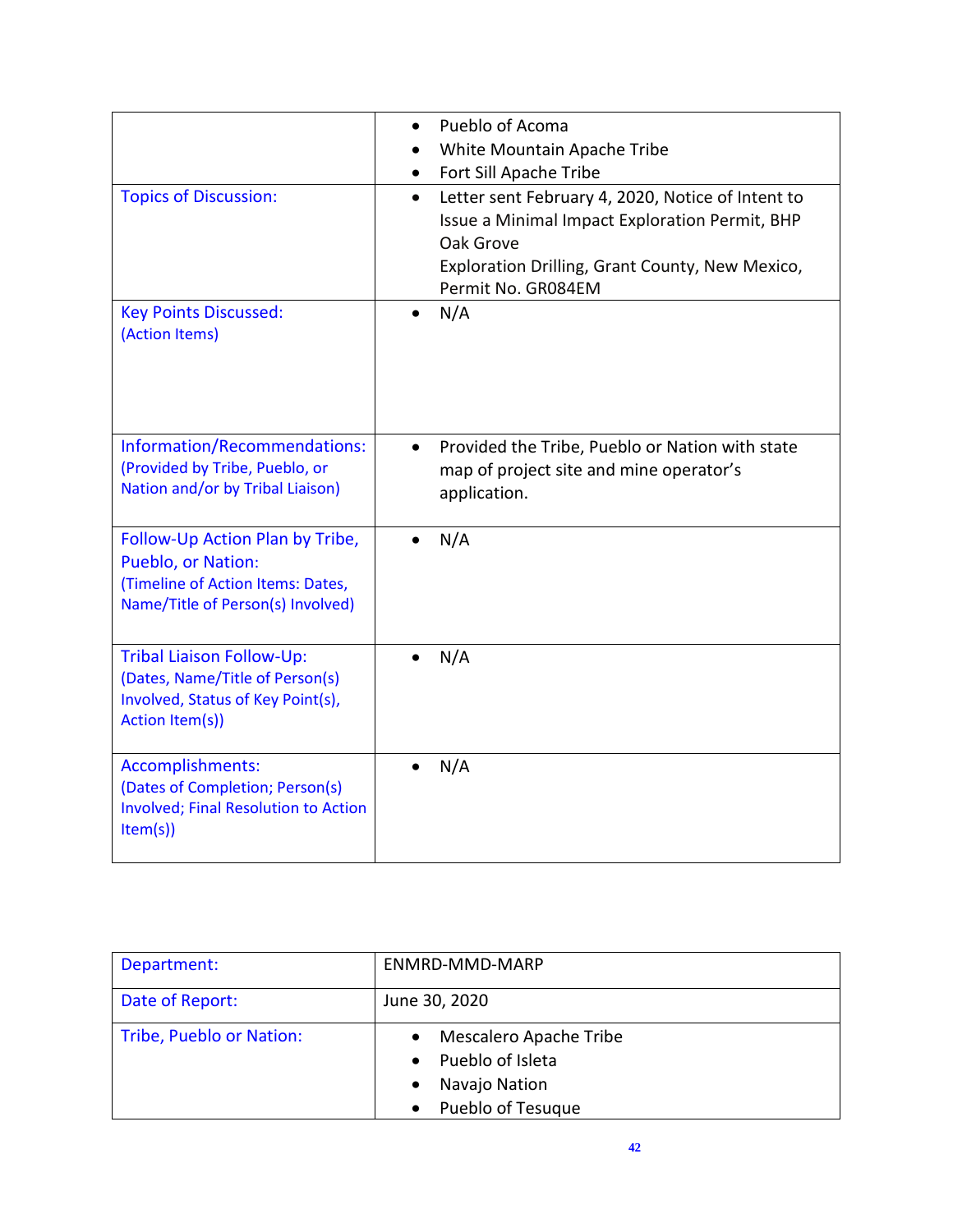| | |
|---|---|
| | • Pueblo of Acoma<br>• White Mountain Apache Tribe<br>• Fort Sill Apache Tribe |
| Topics of Discussion: | • Letter sent February 4, 2020, Notice of Intent to Issue a Minimal Impact Exploration Permit, BHP Oak Grove<br>Exploration Drilling, Grant County, New Mexico, Permit No. GR084EM |
| Key Points Discussed:<br>(Action Items) | • N/A |
| Information/Recommendations:<br>(Provided by Tribe, Pueblo, or Nation and/or by Tribal Liaison) | • Provided the Tribe, Pueblo or Nation with state map of project site and mine operator's application. |
| Follow-Up Action Plan by Tribe, Pueblo, or Nation:<br>(Timeline of Action Items: Dates, Name/Title of Person(s) Involved) | • N/A |
| Tribal Liaison Follow-Up:<br>(Dates, Name/Title of Person(s) Involved, Status of Key Point(s), Action Item(s)) | • N/A |
| Accomplishments:<br>(Dates of Completion; Person(s) Involved; Final Resolution to Action Item(s)) | • N/A |

| | |
|---|---|
| Department: | ENMRD-MMD-MARP |
| Date of Report: | June 30, 2020 |
| Tribe, Pueblo or Nation: | • Mescalero Apache Tribe<br>• Pueblo of Isleta<br>• Navajo Nation<br>• Pueblo of Tesuque |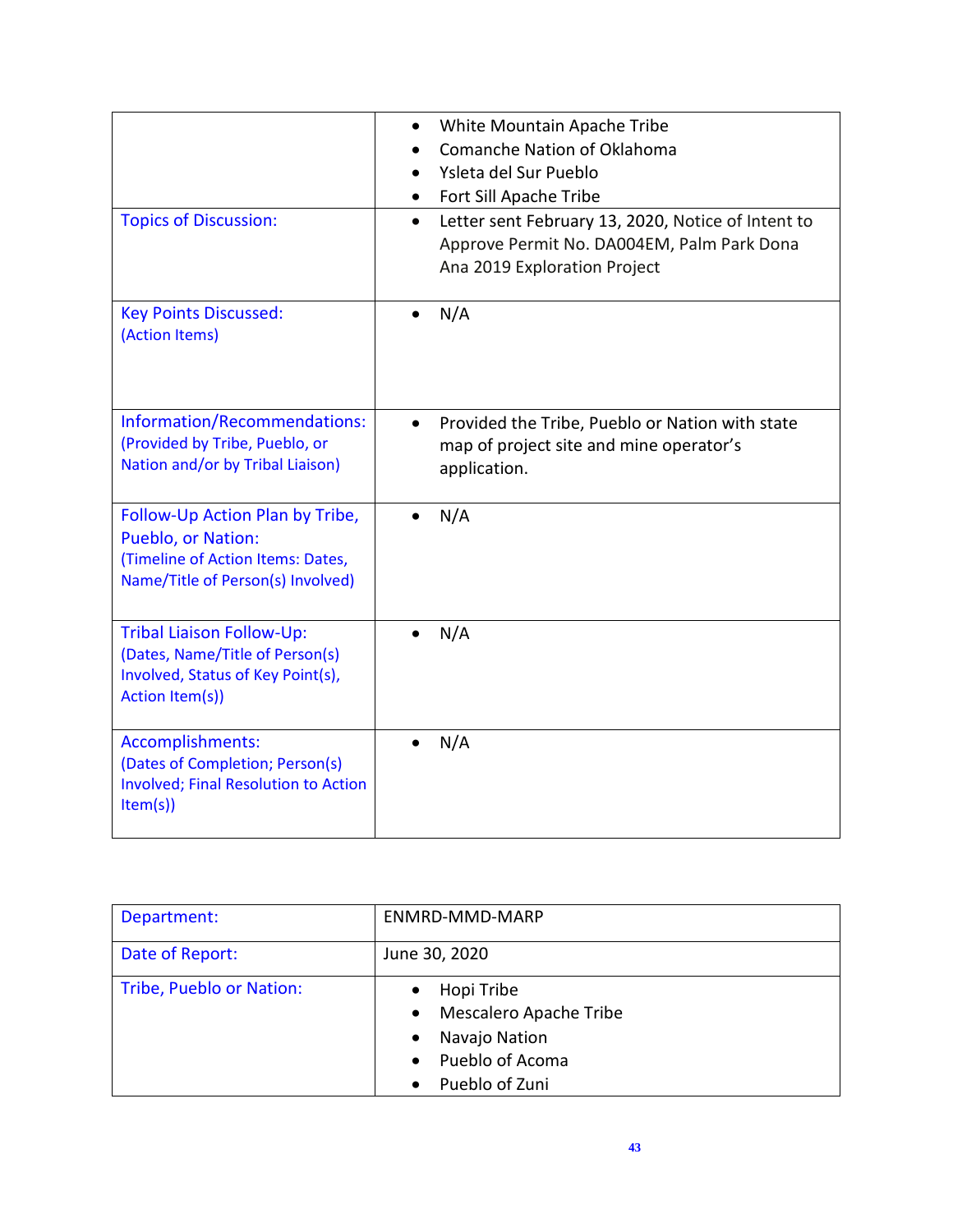| | |
|---|---|
| | • White Mountain Apache Tribe<br>• Comanche Nation of Oklahoma<br>• Ysleta del Sur Pueblo<br>• Fort Sill Apache Tribe |
| Topics of Discussion: | • Letter sent February 13, 2020, Notice of Intent to Approve Permit No. DA004EM, Palm Park Dona Ana 2019 Exploration Project |
| Key Points Discussed:<br>(Action Items) | • N/A |
| Information/Recommendations:<br>(Provided by Tribe, Pueblo, or Nation and/or by Tribal Liaison) | • Provided the Tribe, Pueblo or Nation with state map of project site and mine operator's application. |
| Follow-Up Action Plan by Tribe, Pueblo, or Nation:<br>(Timeline of Action Items: Dates, Name/Title of Person(s) Involved) | • N/A |
| Tribal Liaison Follow-Up:<br>(Dates, Name/Title of Person(s) Involved, Status of Key Point(s), Action Item(s)) | • N/A |
| Accomplishments:<br>(Dates of Completion; Person(s) Involved; Final Resolution to Action Item(s)) | • N/A |

| | |
|---|---|
| Department: | ENMRD-MMD-MARP |
| Date of Report: | June 30, 2020 |
| Tribe, Pueblo or Nation: | • Hopi Tribe<br>• Mescalero Apache Tribe<br>• Navajo Nation<br>• Pueblo of Acoma<br>• Pueblo of Zuni |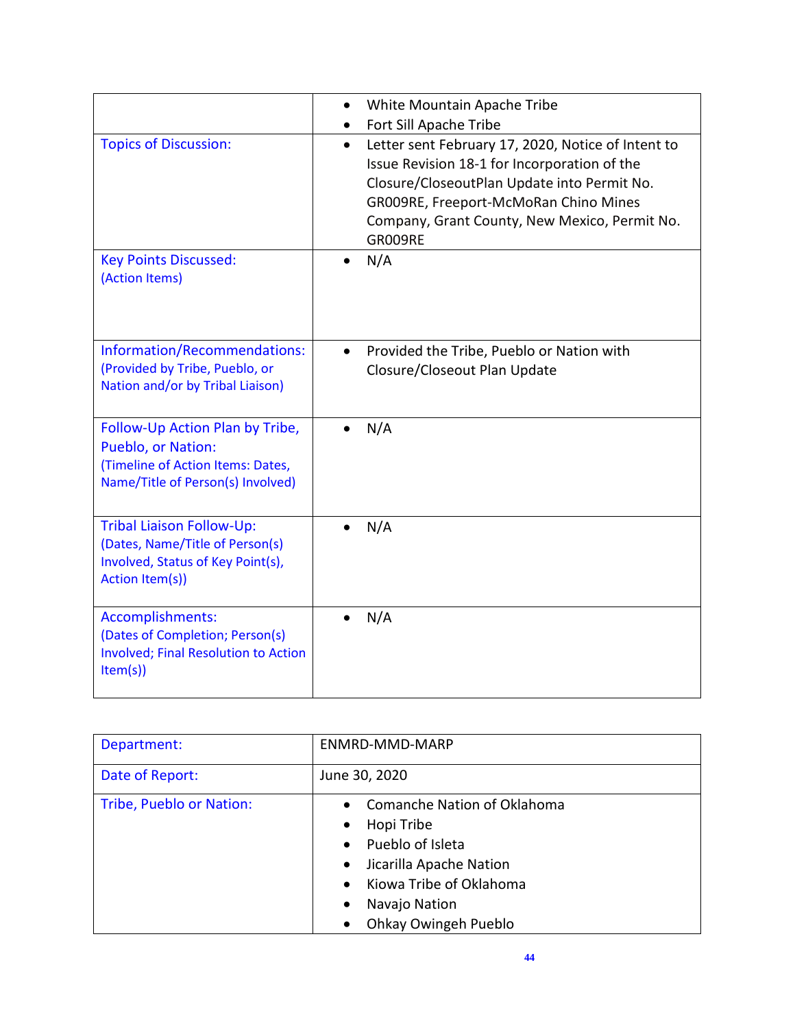| | |
|---|---|
| | • White Mountain Apache Tribe<br>• Fort Sill Apache Tribe |
| Topics of Discussion: | • Letter sent February 17, 2020, Notice of Intent to Issue Revision 18-1 for Incorporation of the Closure/CloseoutPlan Update into Permit No. GR009RE, Freeport-McMoRan Chino Mines Company, Grant County, New Mexico, Permit No. GR009RE |
| Key Points Discussed:<br>(Action Items) | • N/A |
| Information/Recommendations:<br>(Provided by Tribe, Pueblo, or Nation and/or by Tribal Liaison) | • Provided the Tribe, Pueblo or Nation with Closure/Closeout Plan Update |
| Follow-Up Action Plan by Tribe, Pueblo, or Nation:<br>(Timeline of Action Items: Dates, Name/Title of Person(s) Involved) | • N/A |
| Tribal Liaison Follow-Up:<br>(Dates, Name/Title of Person(s) Involved, Status of Key Point(s), Action Item(s)) | • N/A |
| Accomplishments:<br>(Dates of Completion; Person(s) Involved; Final Resolution to Action Item(s)) | • N/A |

| | |
|---|---|
| Department: | ENMRD-MMD-MARP |
| Date of Report: | June 30, 2020 |
| Tribe, Pueblo or Nation: | • Comanche Nation of Oklahoma<br>• Hopi Tribe<br>• Pueblo of Isleta<br>• Jicarilla Apache Nation<br>• Kiowa Tribe of Oklahoma<br>• Navajo Nation<br>• Ohkay Owingeh Pueblo |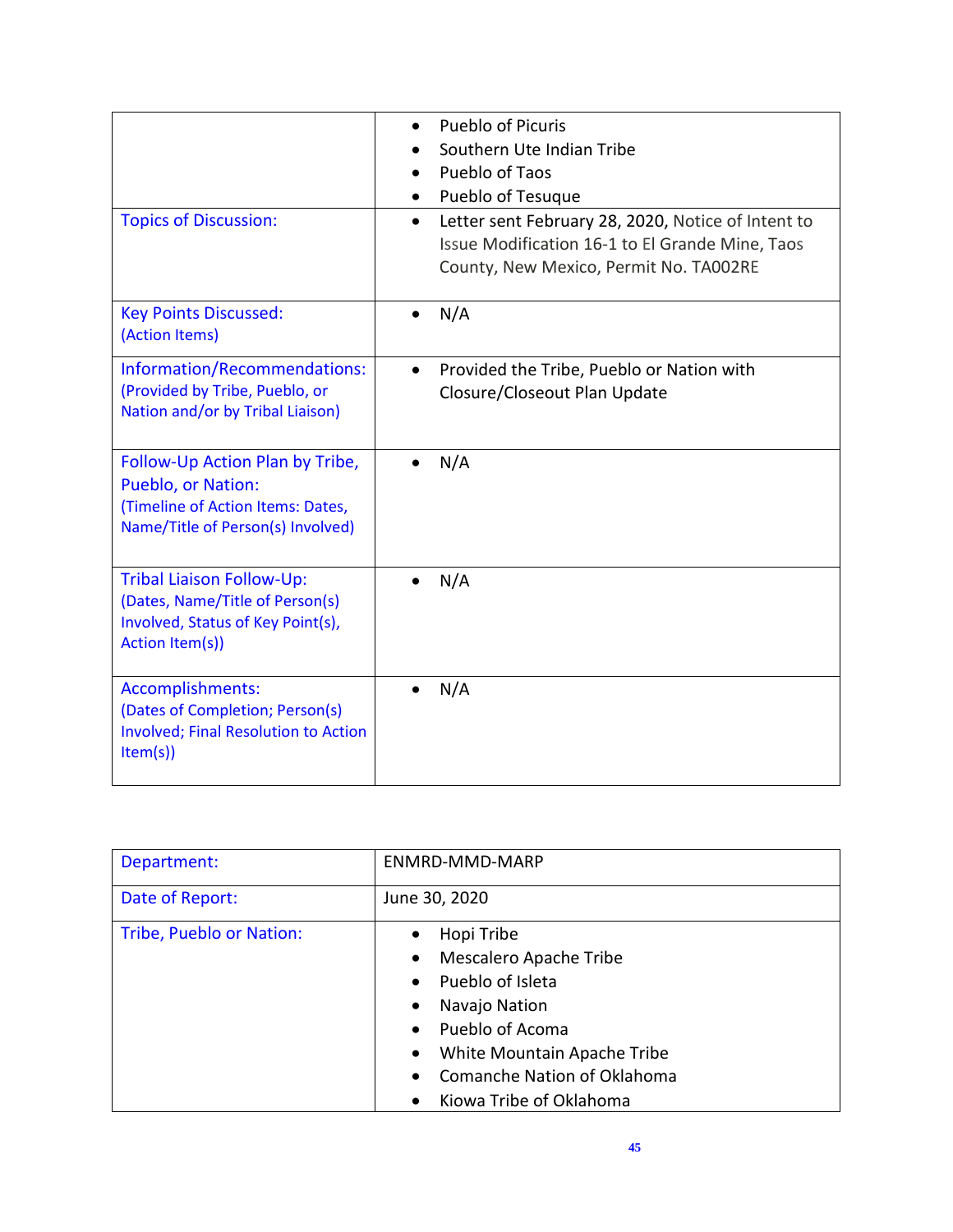| | |
|---|---|
| | • Pueblo of Picuris<br>• Southern Ute Indian Tribe<br>• Pueblo of Taos<br>• Pueblo of Tesuque |
| Topics of Discussion: | • Letter sent February 28, 2020, Notice of Intent to Issue Modification 16-1 to El Grande Mine, Taos County, New Mexico, Permit No. TA002RE |
| Key Points Discussed:<br>(Action Items) | • N/A |
| Information/Recommendations:<br>(Provided by Tribe, Pueblo, or Nation and/or by Tribal Liaison) | • Provided the Tribe, Pueblo or Nation with Closure/Closeout Plan Update |
| Follow-Up Action Plan by Tribe, Pueblo, or Nation:<br>(Timeline of Action Items: Dates, Name/Title of Person(s) Involved) | • N/A |
| Tribal Liaison Follow-Up:<br>(Dates, Name/Title of Person(s) Involved, Status of Key Point(s), Action Item(s)) | • N/A |
| Accomplishments:<br>(Dates of Completion; Person(s) Involved; Final Resolution to Action Item(s)) | • N/A |

| | |
|---|---|
| Department: | ENMRD-MMD-MARP |
| Date of Report: | June 30, 2020 |
| Tribe, Pueblo or Nation: | • Hopi Tribe<br>• Mescalero Apache Tribe<br>• Pueblo of Isleta<br>• Navajo Nation<br>• Pueblo of Acoma<br>• White Mountain Apache Tribe<br>• Comanche Nation of Oklahoma<br>• Kiowa Tribe of Oklahoma |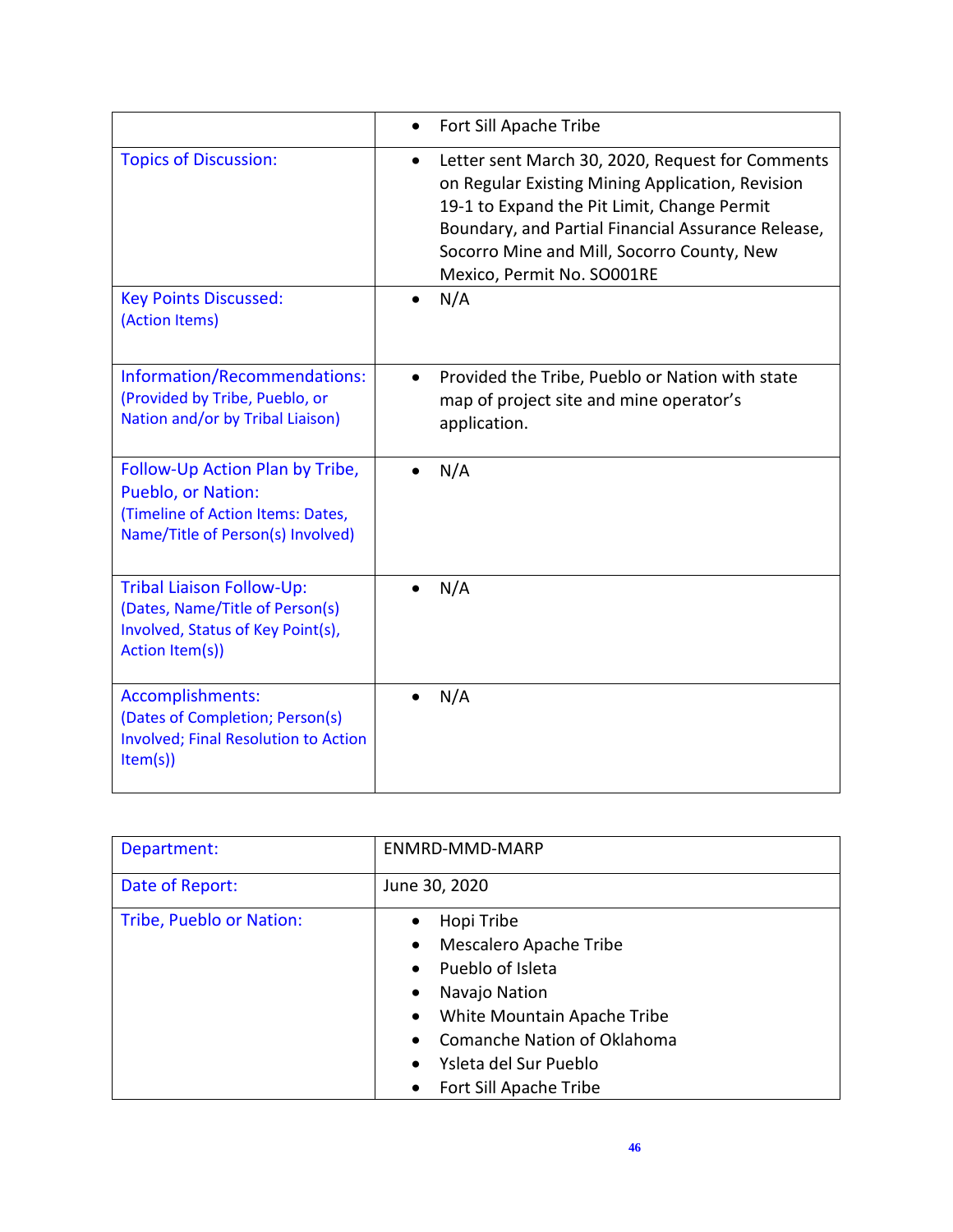| | |
|---|---|
| | • Fort Sill Apache Tribe |
| Topics of Discussion: | • Letter sent March 30, 2020, Request for Comments on Regular Existing Mining Application, Revision 19-1 to Expand the Pit Limit, Change Permit Boundary, and Partial Financial Assurance Release, Socorro Mine and Mill, Socorro County, New Mexico, Permit No. SO001RE |
| Key Points Discussed: (Action Items) | • N/A |
| Information/Recommendations: (Provided by Tribe, Pueblo, or Nation and/or by Tribal Liaison) | • Provided the Tribe, Pueblo or Nation with state map of project site and mine operator's application. |
| Follow-Up Action Plan by Tribe, Pueblo, or Nation: (Timeline of Action Items: Dates, Name/Title of Person(s) Involved) | • N/A |
| Tribal Liaison Follow-Up: (Dates, Name/Title of Person(s) Involved, Status of Key Point(s), Action Item(s)) | • N/A |
| Accomplishments: (Dates of Completion; Person(s) Involved; Final Resolution to Action Item(s)) | • N/A |

| | |
|---|---|
| Department: | ENMRD-MMD-MARP |
| Date of Report: | June 30, 2020 |
| Tribe, Pueblo or Nation: | • Hopi Tribe<br>• Mescalero Apache Tribe<br>• Pueblo of Isleta<br>• Navajo Nation<br>• White Mountain Apache Tribe<br>• Comanche Nation of Oklahoma<br>• Ysleta del Sur Pueblo<br>• Fort Sill Apache Tribe |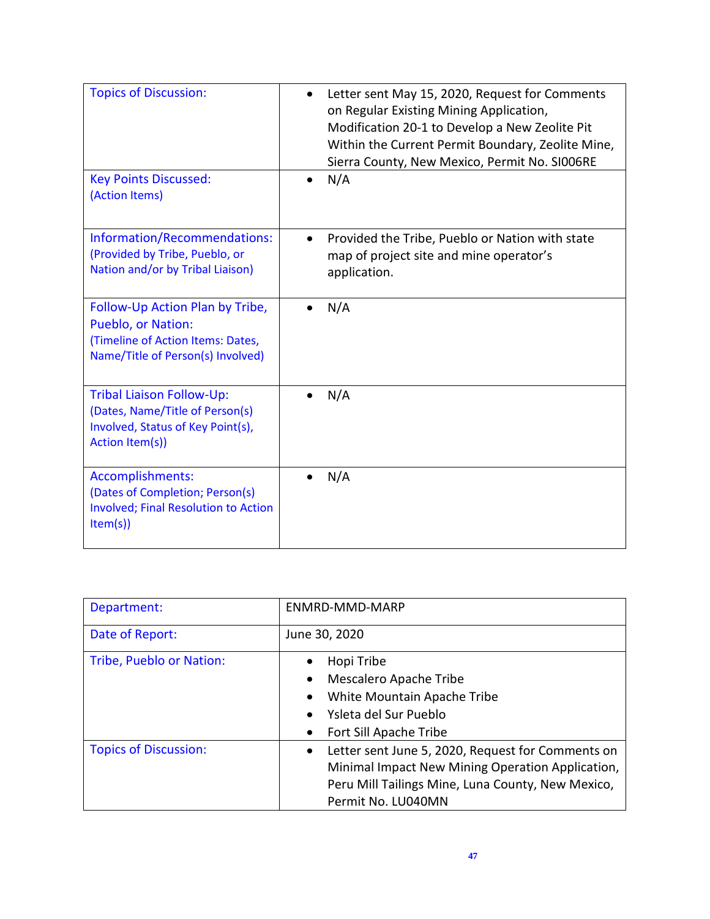| | |
|---|---|
| Topics of Discussion: | • Letter sent May 15, 2020, Request for Comments on Regular Existing Mining Application, Modification 20-1 to Develop a New Zeolite Pit Within the Current Permit Boundary, Zeolite Mine, Sierra County, New Mexico, Permit No. SI006RE |
| Key Points Discussed: (Action Items) | • N/A |
| Information/Recommendations: (Provided by Tribe, Pueblo, or Nation and/or by Tribal Liaison) | • Provided the Tribe, Pueblo or Nation with state map of project site and mine operator's application. |
| Follow-Up Action Plan by Tribe, Pueblo, or Nation: (Timeline of Action Items: Dates, Name/Title of Person(s) Involved) | • N/A |
| Tribal Liaison Follow-Up: (Dates, Name/Title of Person(s) Involved, Status of Key Point(s), Action Item(s)) | • N/A |
| Accomplishments: (Dates of Completion; Person(s) Involved; Final Resolution to Action Item(s)) | • N/A |

| | |
|---|---|
| Department: | ENMRD-MMD-MARP |
| Date of Report: | June 30, 2020 |
| Tribe, Pueblo or Nation: | • Hopi Tribe<br>• Mescalero Apache Tribe<br>• White Mountain Apache Tribe<br>• Ysleta del Sur Pueblo<br>• Fort Sill Apache Tribe |
| Topics of Discussion: | • Letter sent June 5, 2020, Request for Comments on Minimal Impact New Mining Operation Application, Peru Mill Tailings Mine, Luna County, New Mexico, Permit No. LU040MN |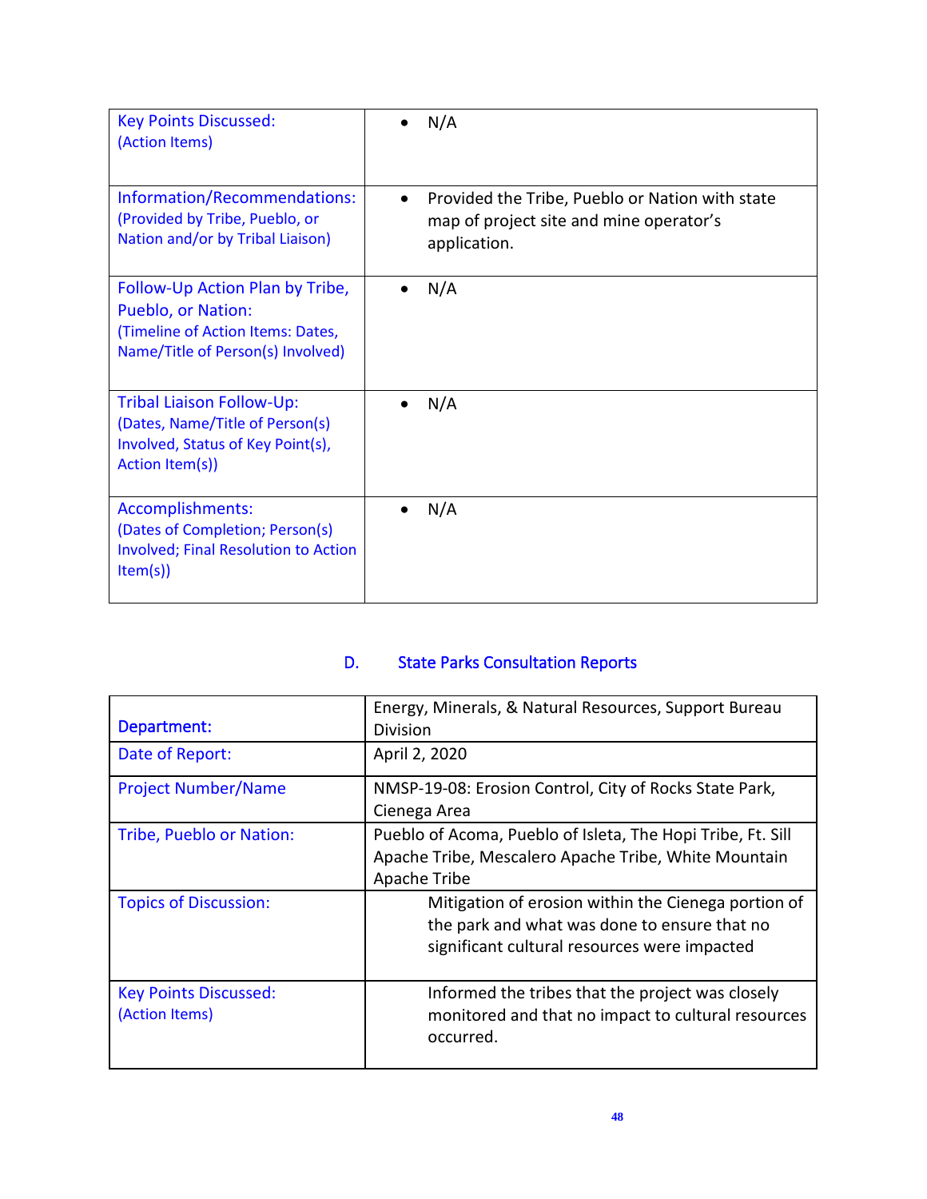| Key Points Discussed: (Action Items) | • N/A |
|---|---|
| Information/Recommendations: (Provided by Tribe, Pueblo, or Nation and/or by Tribal Liaison) | • Provided the Tribe, Pueblo or Nation with state map of project site and mine operator's application. |
| Follow-Up Action Plan by Tribe, Pueblo, or Nation: (Timeline of Action Items: Dates, Name/Title of Person(s) Involved) | • N/A |
| Tribal Liaison Follow-Up: (Dates, Name/Title of Person(s) Involved, Status of Key Point(s), Action Item(s)) | • N/A |
| Accomplishments: (Dates of Completion; Person(s) Involved; Final Resolution to Action Item(s)) | • N/A |

## D. State Parks Consultation Reports

| Department: | Energy, Minerals, & Natural Resources, Support Bureau Division |
|---|---|
| Date of Report: | April 2, 2020 |
| Project Number/Name | NMSP-19-08: Erosion Control, City of Rocks State Park, Cienega Area |
| Tribe, Pueblo or Nation: | Pueblo of Acoma, Pueblo of Isleta, The Hopi Tribe, Ft. Sill Apache Tribe, Mescalero Apache Tribe, White Mountain Apache Tribe |
| Topics of Discussion: | Mitigation of erosion within the Cienega portion of the park and what was done to ensure that no significant cultural resources were impacted |
| Key Points Discussed: (Action Items) | Informed the tribes that the project was closely monitored and that no impact to cultural resources occurred. |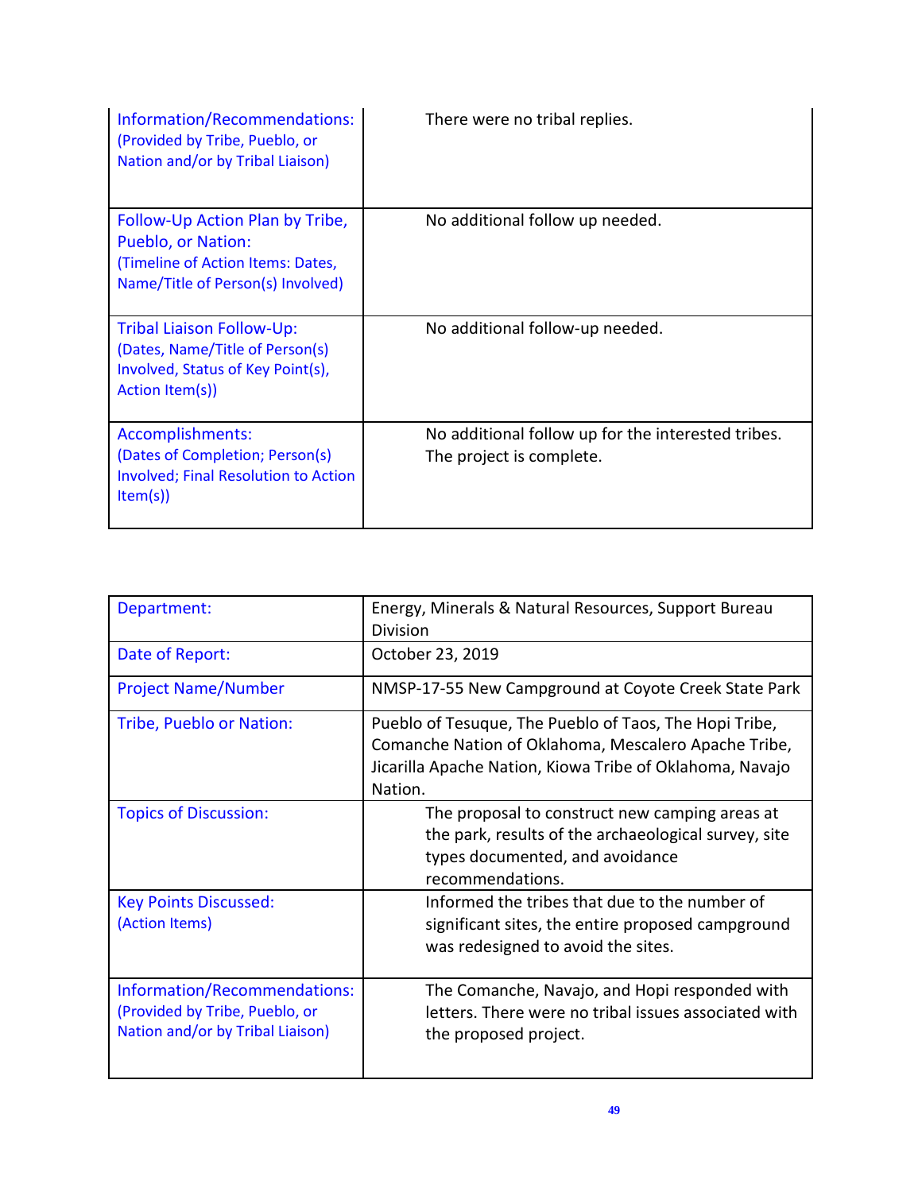| | |
|---|---|
| Information/Recommendations: (Provided by Tribe, Pueblo, or Nation and/or by Tribal Liaison) | There were no tribal replies. |
| Follow-Up Action Plan by Tribe, Pueblo, or Nation: (Timeline of Action Items: Dates, Name/Title of Person(s) Involved) | No additional follow up needed. |
| Tribal Liaison Follow-Up: (Dates, Name/Title of Person(s) Involved, Status of Key Point(s), Action Item(s)) | No additional follow-up needed. |
| Accomplishments: (Dates of Completion; Person(s) Involved; Final Resolution to Action Item(s)) | No additional follow up for the interested tribes. The project is complete. |

| | |
|---|---|
| Department: | Energy, Minerals & Natural Resources, Support Bureau Division |
| Date of Report: | October 23, 2019 |
| Project Name/Number | NMSP-17-55 New Campground at Coyote Creek State Park |
| Tribe, Pueblo or Nation: | Pueblo of Tesuque, The Pueblo of Taos, The Hopi Tribe, Comanche Nation of Oklahoma, Mescalero Apache Tribe, Jicarilla Apache Nation, Kiowa Tribe of Oklahoma, Navajo Nation. |
| Topics of Discussion: | The proposal to construct new camping areas at the park, results of the archaeological survey, site types documented, and avoidance recommendations. |
| Key Points Discussed: (Action Items) | Informed the tribes that due to the number of significant sites, the entire proposed campground was redesigned to avoid the sites. |
| Information/Recommendations: (Provided by Tribe, Pueblo, or Nation and/or by Tribal Liaison) | The Comanche, Navajo, and Hopi responded with letters. There were no tribal issues associated with the proposed project. |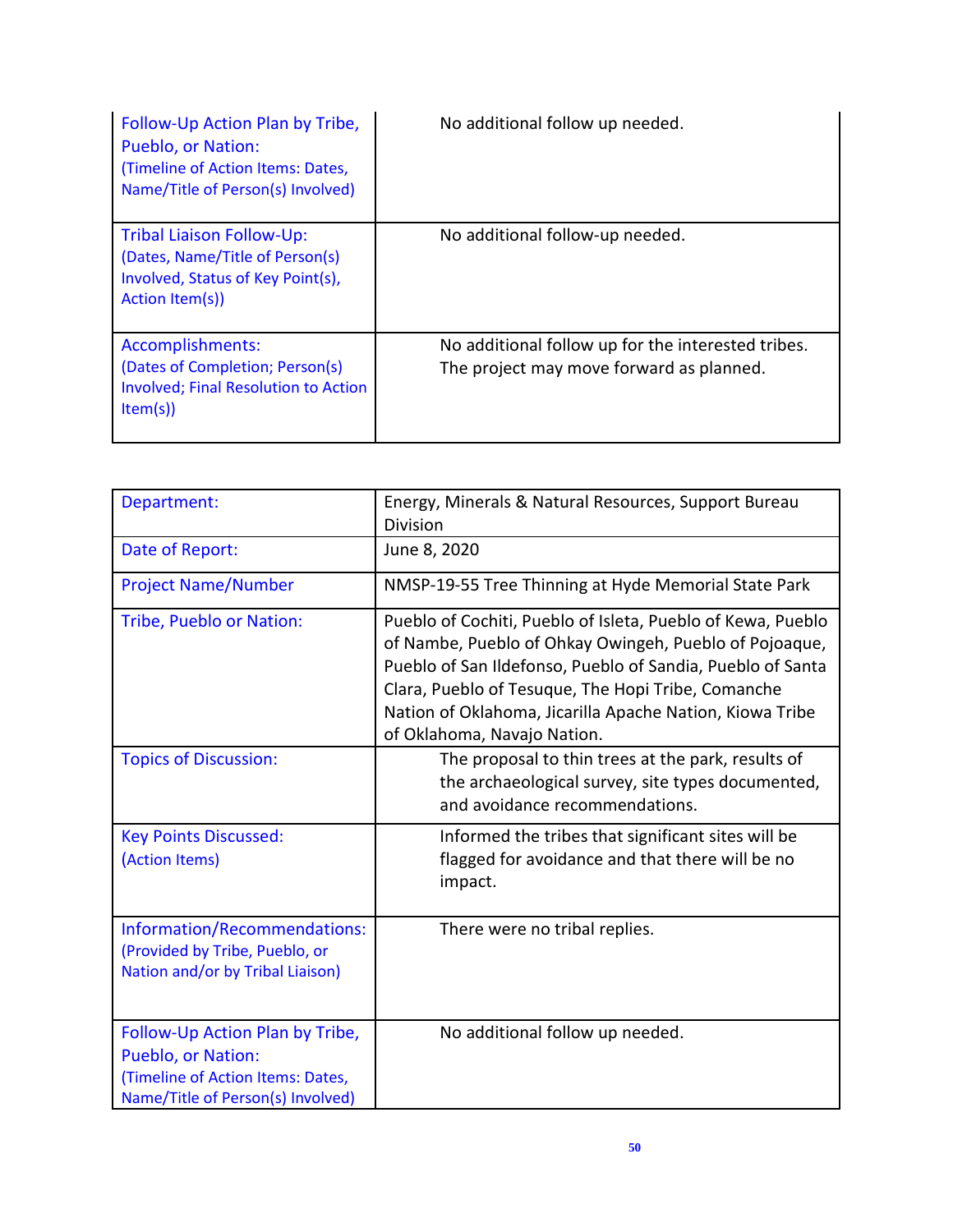| | |
|---|---|
| Follow-Up Action Plan by Tribe, Pueblo, or Nation: (Timeline of Action Items: Dates, Name/Title of Person(s) Involved) | No additional follow up needed. |
| Tribal Liaison Follow-Up: (Dates, Name/Title of Person(s) Involved, Status of Key Point(s), Action Item(s)) | No additional follow-up needed. |
| Accomplishments: (Dates of Completion; Person(s) Involved; Final Resolution to Action Item(s)) | No additional follow up for the interested tribes. The project may move forward as planned. |

| | |
|---|---|
| Department: | Energy, Minerals & Natural Resources, Support Bureau Division |
| Date of Report: | June 8, 2020 |
| Project Name/Number | NMSP-19-55 Tree Thinning at Hyde Memorial State Park |
| Tribe, Pueblo or Nation: | Pueblo of Cochiti, Pueblo of Isleta, Pueblo of Kewa, Pueblo of Nambe, Pueblo of Ohkay Owingeh, Pueblo of Pojoaque, Pueblo of San Ildefonso, Pueblo of Sandia, Pueblo of Santa Clara, Pueblo of Tesuque, The Hopi Tribe, Comanche Nation of Oklahoma, Jicarilla Apache Nation, Kiowa Tribe of Oklahoma, Navajo Nation. |
| Topics of Discussion: | The proposal to thin trees at the park, results of the archaeological survey, site types documented, and avoidance recommendations. |
| Key Points Discussed: (Action Items) | Informed the tribes that significant sites will be flagged for avoidance and that there will be no impact. |
| Information/Recommendations: (Provided by Tribe, Pueblo, or Nation and/or by Tribal Liaison) | There were no tribal replies. |
| Follow-Up Action Plan by Tribe, Pueblo, or Nation: (Timeline of Action Items: Dates, Name/Title of Person(s) Involved) | No additional follow up needed. |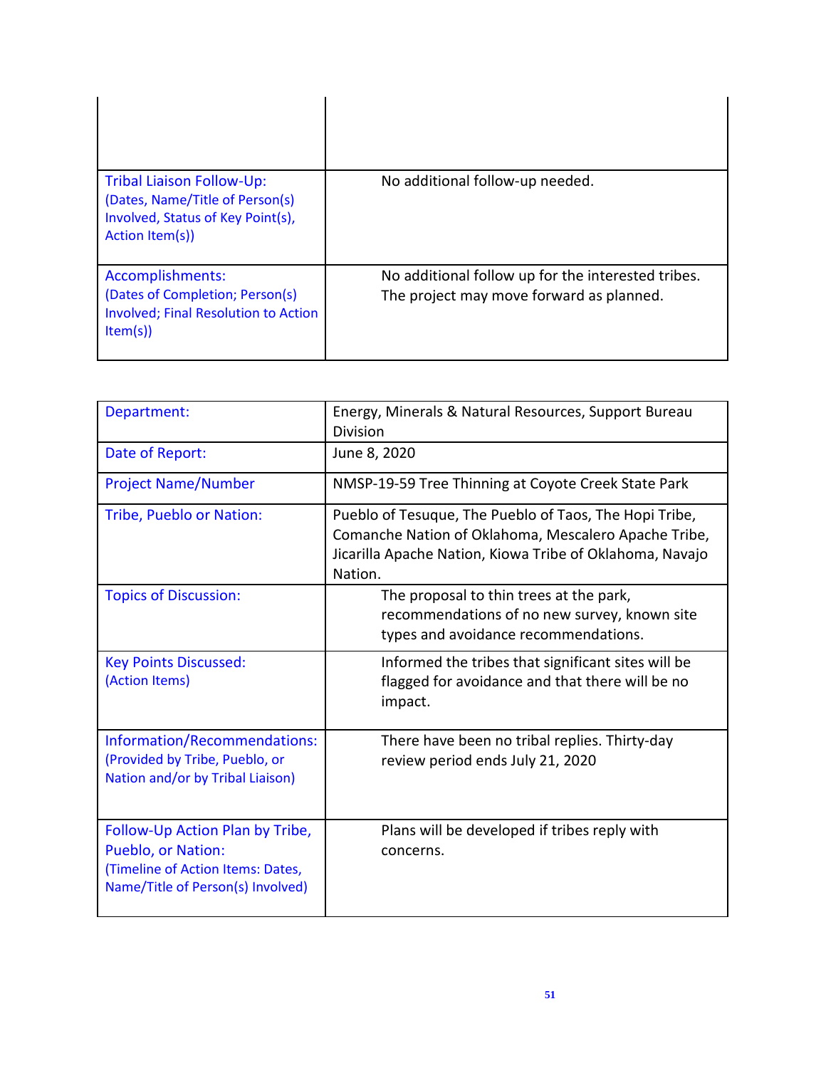| | |
|---|---|
| | |
| Tribal Liaison Follow-Up: (Dates, Name/Title of Person(s) Involved, Status of Key Point(s), Action Item(s)) | No additional follow-up needed. |
| Accomplishments: (Dates of Completion; Person(s) Involved; Final Resolution to Action Item(s)) | No additional follow up for the interested tribes. The project may move forward as planned. |

| | |
|---|---|
| Department: | Energy, Minerals & Natural Resources, Support Bureau Division |
| Date of Report: | June 8, 2020 |
| Project Name/Number | NMSP-19-59 Tree Thinning at Coyote Creek State Park |
| Tribe, Pueblo or Nation: | Pueblo of Tesuque, The Pueblo of Taos, The Hopi Tribe, Comanche Nation of Oklahoma, Mescalero Apache Tribe, Jicarilla Apache Nation, Kiowa Tribe of Oklahoma, Navajo Nation. |
| Topics of Discussion: | The proposal to thin trees at the park, recommendations of no new survey, known site types and avoidance recommendations. |
| Key Points Discussed: (Action Items) | Informed the tribes that significant sites will be flagged for avoidance and that there will be no impact. |
| Information/Recommendations: (Provided by Tribe, Pueblo, or Nation and/or by Tribal Liaison) | There have been no tribal replies. Thirty-day review period ends July 21, 2020 |
| Follow-Up Action Plan by Tribe, Pueblo, or Nation: (Timeline of Action Items: Dates, Name/Title of Person(s) Involved) | Plans will be developed if tribes reply with concerns. |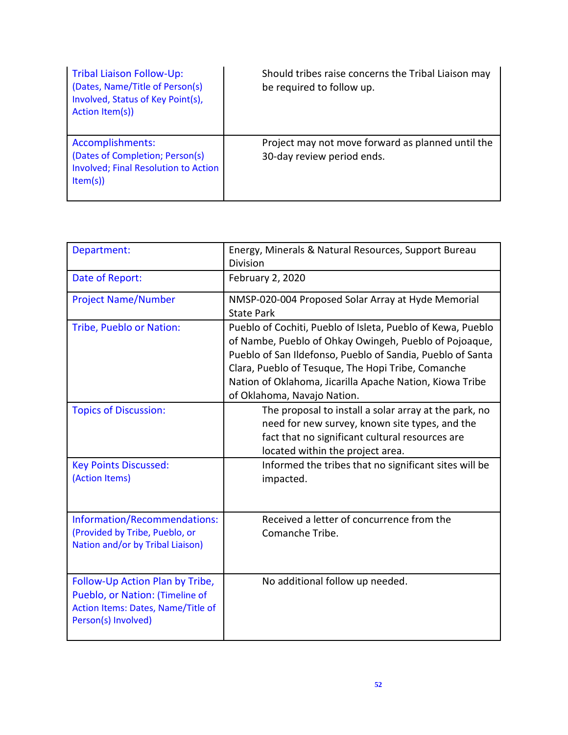| | |
|---|---|
| Tribal Liaison Follow-Up: (Dates, Name/Title of Person(s) Involved, Status of Key Point(s), Action Item(s)) | Should tribes raise concerns the Tribal Liaison may be required to follow up. |
| Accomplishments: (Dates of Completion; Person(s) Involved; Final Resolution to Action Item(s)) | Project may not move forward as planned until the 30-day review period ends. |

| | |
|---|---|
| Department: | Energy, Minerals & Natural Resources, Support Bureau Division |
| Date of Report: | February 2, 2020 |
| Project Name/Number | NMSP-020-004 Proposed Solar Array at Hyde Memorial State Park |
| Tribe, Pueblo or Nation: | Pueblo of Cochiti, Pueblo of Isleta, Pueblo of Kewa, Pueblo of Nambe, Pueblo of Ohkay Owingeh, Pueblo of Pojoaque, Pueblo of San Ildefonso, Pueblo of Sandia, Pueblo of Santa Clara, Pueblo of Tesuque, The Hopi Tribe, Comanche Nation of Oklahoma, Jicarilla Apache Nation, Kiowa Tribe of Oklahoma, Navajo Nation. |
| Topics of Discussion: | The proposal to install a solar array at the park, no need for new survey, known site types, and the fact that no significant cultural resources are located within the project area. |
| Key Points Discussed: (Action Items) | Informed the tribes that no significant sites will be impacted. |
| Information/Recommendations: (Provided by Tribe, Pueblo, or Nation and/or by Tribal Liaison) | Received a letter of concurrence from the Comanche Tribe. |
| Follow-Up Action Plan by Tribe, Pueblo, or Nation: (Timeline of Action Items: Dates, Name/Title of Person(s) Involved) | No additional follow up needed. |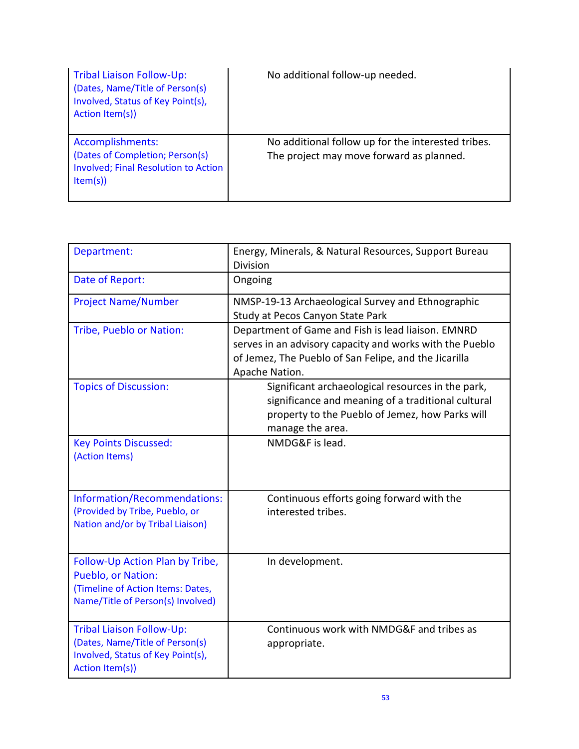| | |
|---|---|
| Tribal Liaison Follow-Up: (Dates, Name/Title of Person(s) Involved, Status of Key Point(s), Action Item(s)) | No additional follow-up needed. |
| Accomplishments: (Dates of Completion; Person(s) Involved; Final Resolution to Action Item(s)) | No additional follow up for the interested tribes. The project may move forward as planned. |

| | |
|---|---|
| Department: | Energy, Minerals, & Natural Resources, Support Bureau Division |
| Date of Report: | Ongoing |
| Project Name/Number | NMSP-19-13 Archaeological Survey and Ethnographic Study at Pecos Canyon State Park |
| Tribe, Pueblo or Nation: | Department of Game and Fish is lead liaison. EMNRD serves in an advisory capacity and works with the Pueblo of Jemez, The Pueblo of San Felipe, and the Jicarilla Apache Nation. |
| Topics of Discussion: | Significant archaeological resources in the park, significance and meaning of a traditional cultural property to the Pueblo of Jemez, how Parks will manage the area. |
| Key Points Discussed: (Action Items) | NMDG&F is lead. |
| Information/Recommendations: (Provided by Tribe, Pueblo, or Nation and/or by Tribal Liaison) | Continuous efforts going forward with the interested tribes. |
| Follow-Up Action Plan by Tribe, Pueblo, or Nation: (Timeline of Action Items: Dates, Name/Title of Person(s) Involved) | In development. |
| Tribal Liaison Follow-Up: (Dates, Name/Title of Person(s) Involved, Status of Key Point(s), Action Item(s)) | Continuous work with NMDG&F and tribes as appropriate. |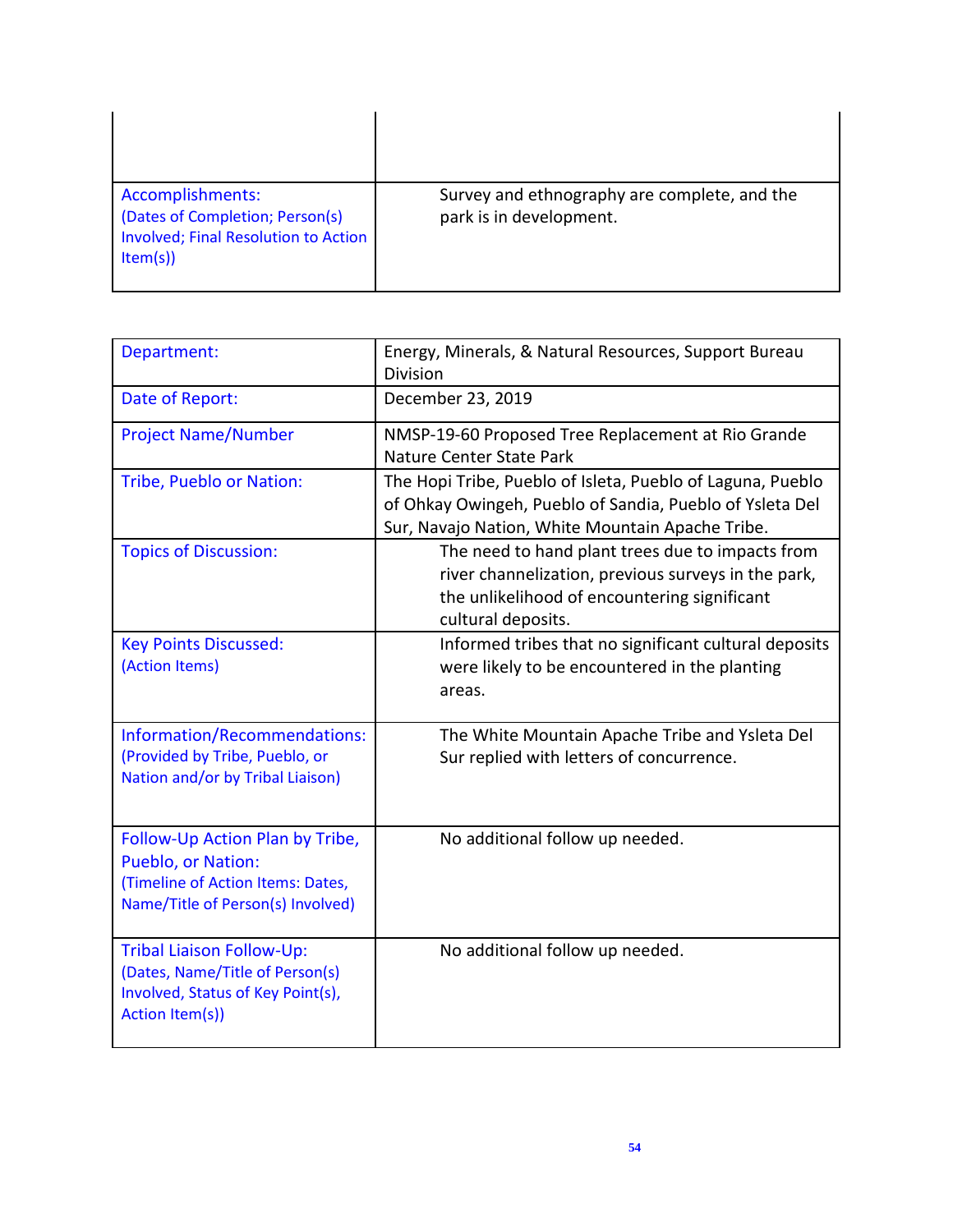| | |
|---|---|
| | |
| Accomplishments: (Dates of Completion; Person(s) Involved; Final Resolution to Action Item(s)) | Survey and ethnography are complete, and the park is in development. |

| | |
|---|---|
| Department: | Energy, Minerals, & Natural Resources, Support Bureau Division |
| Date of Report: | December 23, 2019 |
| Project Name/Number | NMSP-19-60 Proposed Tree Replacement at Rio Grande Nature Center State Park |
| Tribe, Pueblo or Nation: | The Hopi Tribe, Pueblo of Isleta, Pueblo of Laguna, Pueblo of Ohkay Owingeh, Pueblo of Sandia, Pueblo of Ysleta Del Sur, Navajo Nation, White Mountain Apache Tribe. |
| Topics of Discussion: | The need to hand plant trees due to impacts from river channelization, previous surveys in the park, the unlikelihood of encountering significant cultural deposits. |
| Key Points Discussed: (Action Items) | Informed tribes that no significant cultural deposits were likely to be encountered in the planting areas. |
| Information/Recommendations: (Provided by Tribe, Pueblo, or Nation and/or by Tribal Liaison) | The White Mountain Apache Tribe and Ysleta Del Sur replied with letters of concurrence. |
| Follow-Up Action Plan by Tribe, Pueblo, or Nation: (Timeline of Action Items: Dates, Name/Title of Person(s) Involved) | No additional follow up needed. |
| Tribal Liaison Follow-Up: (Dates, Name/Title of Person(s) Involved, Status of Key Point(s), Action Item(s)) | No additional follow up needed. |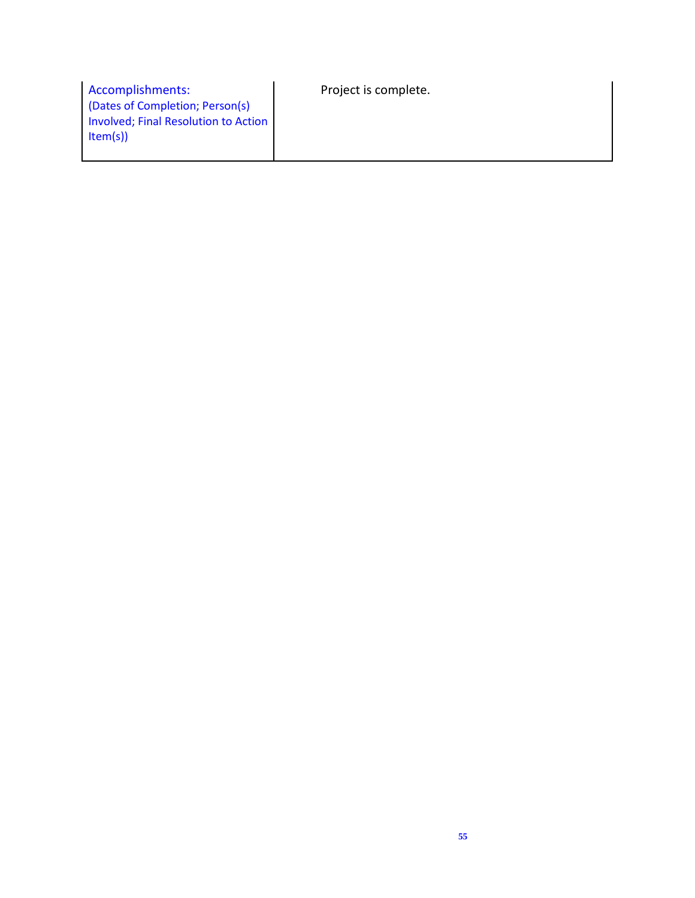| | |
|---|---|
| Accomplishments: (Dates of Completion; Person(s) Involved; Final Resolution to Action Item(s)) | Project is complete. |